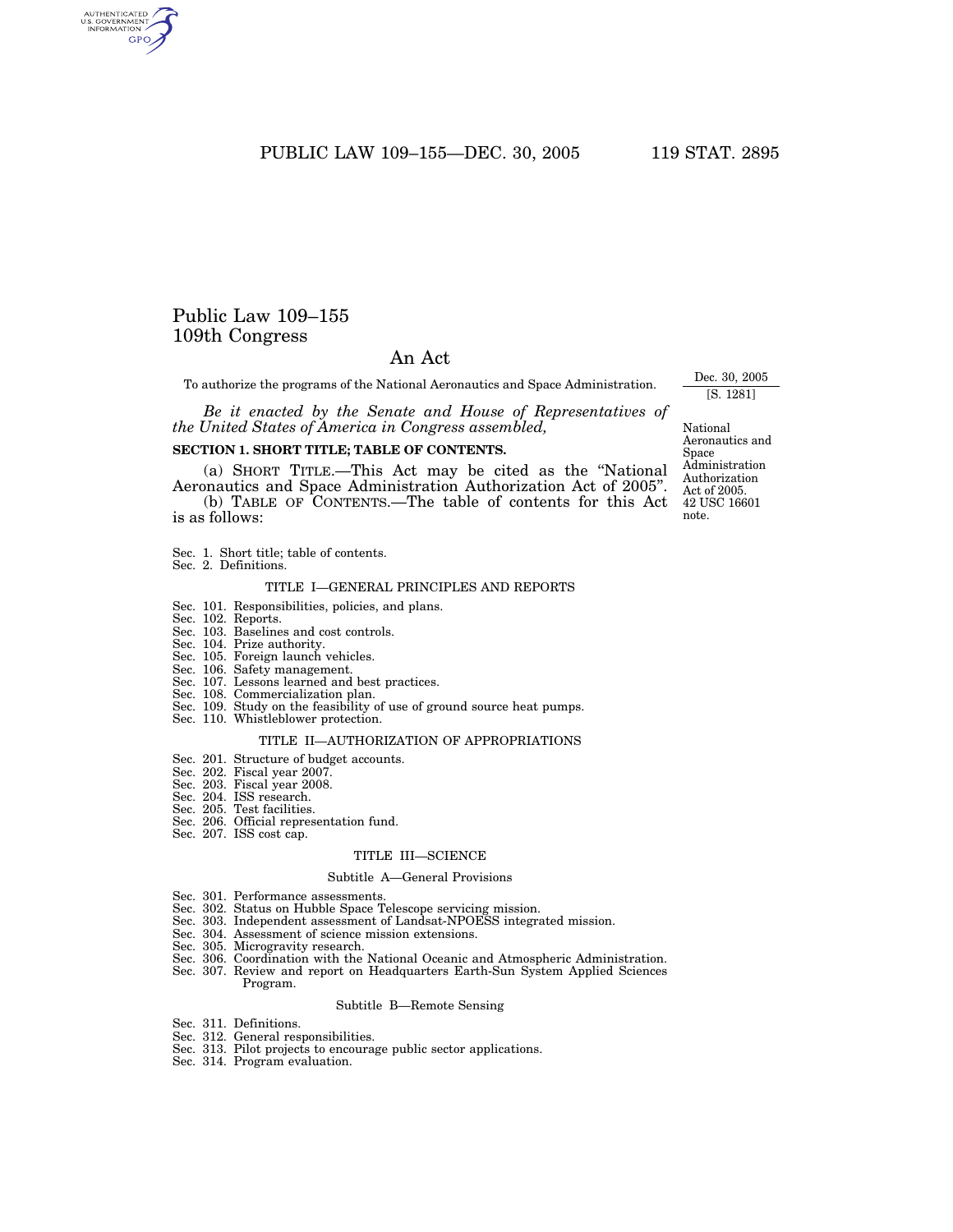# Public Law 109–155
# 109th Congress

## An Act

To authorize the programs of the National Aeronautics and Space Administration.

Dec. 30, 2005
[S. 1281]

*Be it enacted by the Senate and House of Representatives of the United States of America in Congress assembled,*

National Aeronautics and Space Administration Authorization Act of 2005.
42 USC 16601 note.

**SECTION 1. SHORT TITLE; TABLE OF CONTENTS.**

(a) SHORT TITLE.—This Act may be cited as the "National Aeronautics and Space Administration Authorization Act of 2005".

(b) TABLE OF CONTENTS.—The table of contents for this Act is as follows:

Sec. 1. Short title; table of contents.
Sec. 2. Definitions.

TITLE I—GENERAL PRINCIPLES AND REPORTS

Sec. 101. Responsibilities, policies, and plans.
Sec. 102. Reports.
Sec. 103. Baselines and cost controls.
Sec. 104. Prize authority.
Sec. 105. Foreign launch vehicles.
Sec. 106. Safety management.
Sec. 107. Lessons learned and best practices.
Sec. 108. Commercialization plan.
Sec. 109. Study on the feasibility of use of ground source heat pumps.
Sec. 110. Whistleblower protection.

TITLE II—AUTHORIZATION OF APPROPRIATIONS

Sec. 201. Structure of budget accounts.
Sec. 202. Fiscal year 2007.
Sec. 203. Fiscal year 2008.
Sec. 204. ISS research.
Sec. 205. Test facilities.
Sec. 206. Official representation fund.
Sec. 207. ISS cost cap.

TITLE III—SCIENCE

Subtitle A—General Provisions

Sec. 301. Performance assessments.
Sec. 302. Status on Hubble Space Telescope servicing mission.
Sec. 303. Independent assessment of Landsat-NPOESS integrated mission.
Sec. 304. Assessment of science mission extensions.
Sec. 305. Microgravity research.
Sec. 306. Coordination with the National Oceanic and Atmospheric Administration.
Sec. 307. Review and report on Headquarters Earth-Sun System Applied Sciences Program.

Subtitle B—Remote Sensing

Sec. 311. Definitions.
Sec. 312. General responsibilities.
Sec. 313. Pilot projects to encourage public sector applications.
Sec. 314. Program evaluation.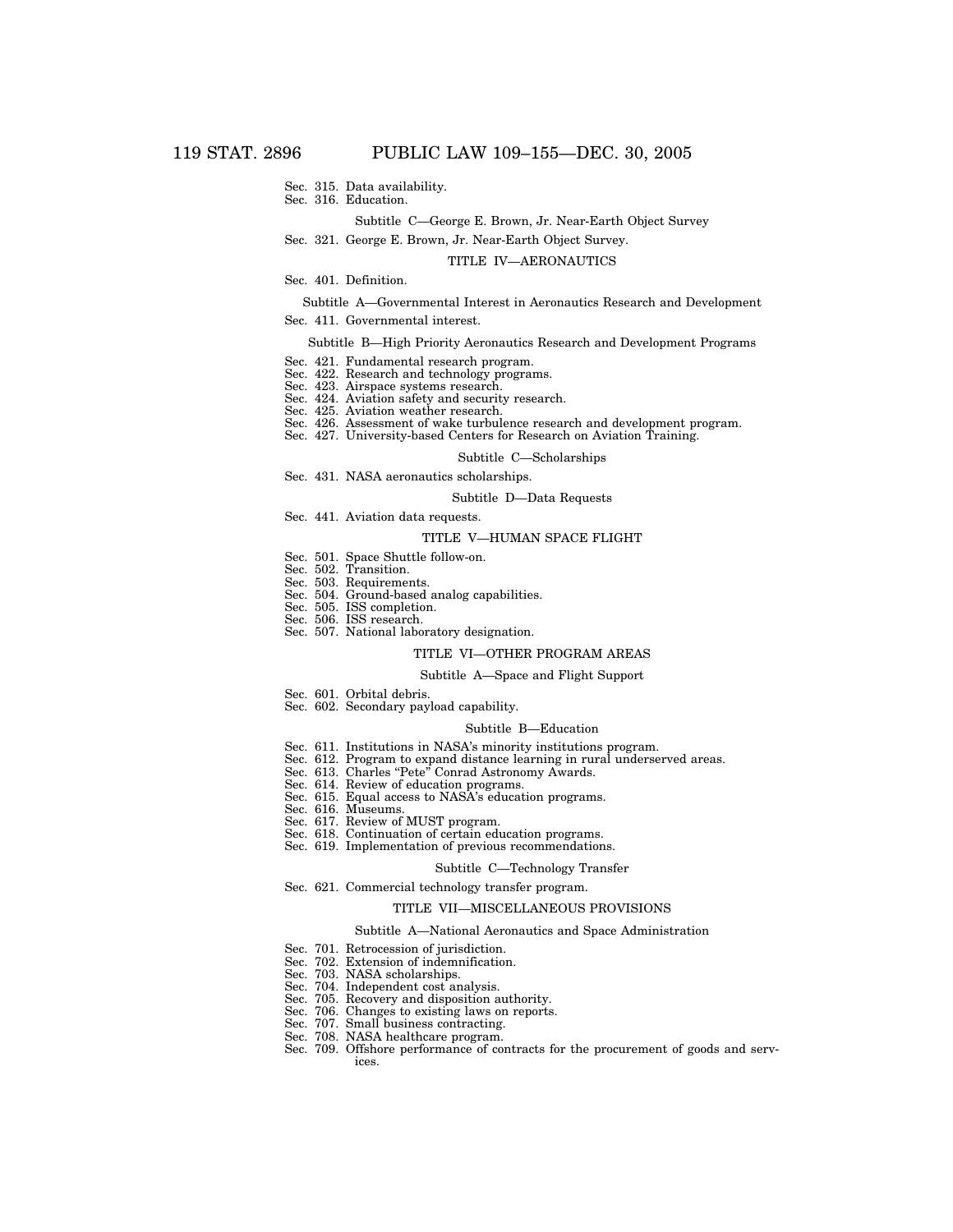Sec. 315. Data availability.
Sec. 316. Education.

Subtitle C—George E. Brown, Jr. Near-Earth Object Survey

Sec. 321. George E. Brown, Jr. Near-Earth Object Survey.

TITLE IV—AERONAUTICS

Sec. 401. Definition.

Subtitle A—Governmental Interest in Aeronautics Research and Development

Sec. 411. Governmental interest.

Subtitle B—High Priority Aeronautics Research and Development Programs

Sec. 421. Fundamental research program.
Sec. 422. Research and technology programs.
Sec. 423. Airspace systems research.
Sec. 424. Aviation safety and security research.
Sec. 425. Aviation weather research.
Sec. 426. Assessment of wake turbulence research and development program.
Sec. 427. University-based Centers for Research on Aviation Training.

Subtitle C—Scholarships

Sec. 431. NASA aeronautics scholarships.

Subtitle D—Data Requests

Sec. 441. Aviation data requests.

TITLE V—HUMAN SPACE FLIGHT

Sec. 501. Space Shuttle follow-on.
Sec. 502. Transition.
Sec. 503. Requirements.
Sec. 504. Ground-based analog capabilities.
Sec. 505. ISS completion.
Sec. 506. ISS research.
Sec. 507. National laboratory designation.

TITLE VI—OTHER PROGRAM AREAS

Subtitle A—Space and Flight Support

Sec. 601. Orbital debris.
Sec. 602. Secondary payload capability.

Subtitle B—Education

Sec. 611. Institutions in NASA's minority institutions program.
Sec. 612. Program to expand distance learning in rural underserved areas.
Sec. 613. Charles "Pete" Conrad Astronomy Awards.
Sec. 614. Review of education programs.
Sec. 615. Equal access to NASA's education programs.
Sec. 616. Museums.
Sec. 617. Review of MUST program.
Sec. 618. Continuation of certain education programs.
Sec. 619. Implementation of previous recommendations.

Subtitle C—Technology Transfer

Sec. 621. Commercial technology transfer program.

TITLE VII—MISCELLANEOUS PROVISIONS

Subtitle A—National Aeronautics and Space Administration

Sec. 701. Retrocession of jurisdiction.
Sec. 702. Extension of indemnification.
Sec. 703. NASA scholarships.
Sec. 704. Independent cost analysis.
Sec. 705. Recovery and disposition authority.
Sec. 706. Changes to existing laws on reports.
Sec. 707. Small business contracting.
Sec. 708. NASA healthcare program.
Sec. 709. Offshore performance of contracts for the procurement of goods and services.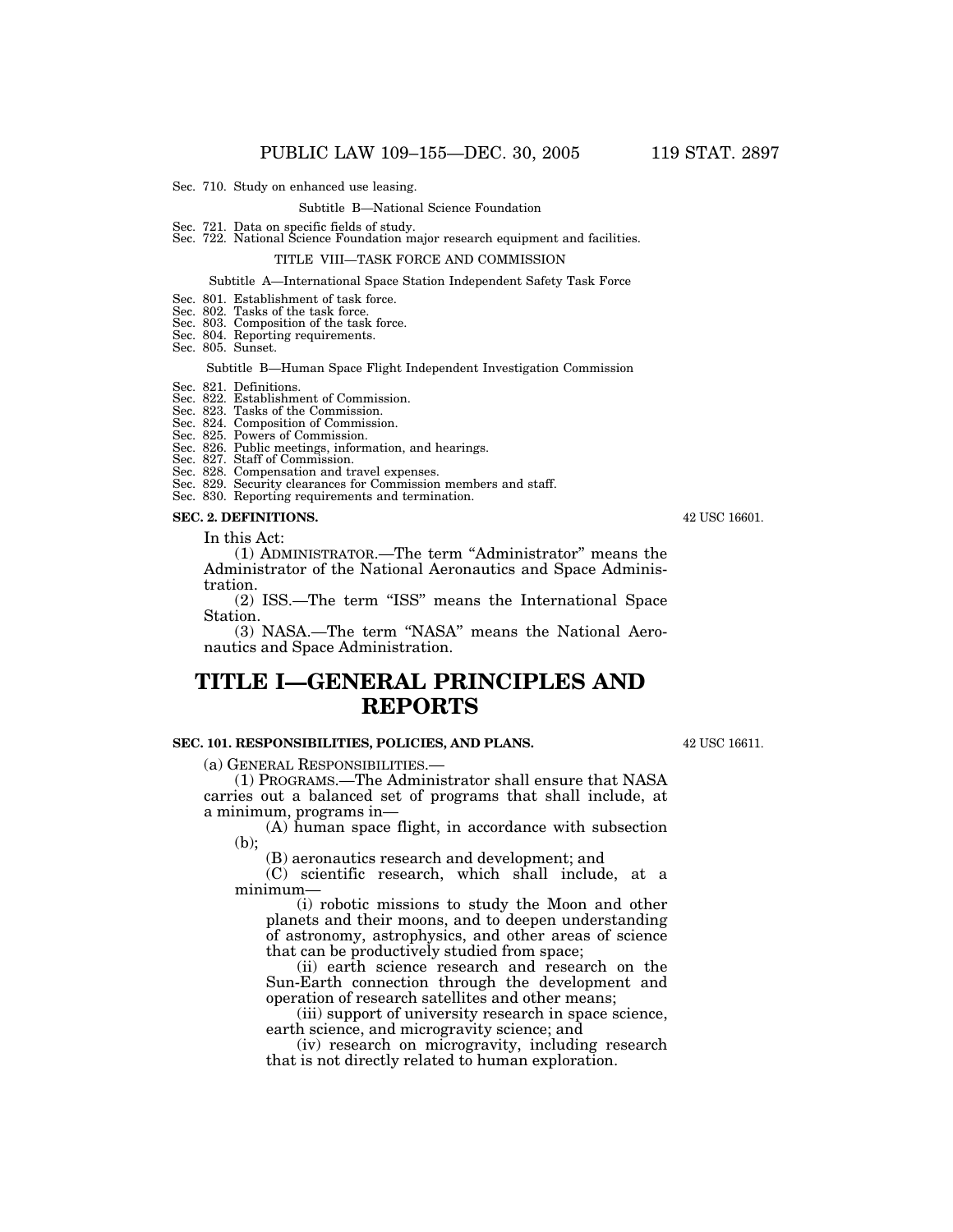Sec. 710. Study on enhanced use leasing.

Subtitle B—National Science Foundation

Sec. 721. Data on specific fields of study.
Sec. 722. National Science Foundation major research equipment and facilities.

TITLE VIII—TASK FORCE AND COMMISSION

Subtitle A—International Space Station Independent Safety Task Force

Sec. 801. Establishment of task force.
Sec. 802. Tasks of the task force.
Sec. 803. Composition of the task force.
Sec. 804. Reporting requirements.
Sec. 805. Sunset.

Subtitle B—Human Space Flight Independent Investigation Commission

Sec. 821. Definitions.
Sec. 822. Establishment of Commission.
Sec. 823. Tasks of the Commission.
Sec. 824. Composition of Commission.
Sec. 825. Powers of Commission.
Sec. 826. Public meetings, information, and hearings.
Sec. 827. Staff of Commission.
Sec. 828. Compensation and travel expenses.
Sec. 829. Security clearances for Commission members and staff.
Sec. 830. Reporting requirements and termination.

**SEC. 2. DEFINITIONS.**

42 USC 16601.

In this Act:

(1) ADMINISTRATOR.—The term "Administrator" means the Administrator of the National Aeronautics and Space Administration.

(2) ISS.—The term "ISS" means the International Space Station.

(3) NASA.—The term "NASA" means the National Aeronautics and Space Administration.

# TITLE I—GENERAL PRINCIPLES AND REPORTS

**SEC. 101. RESPONSIBILITIES, POLICIES, AND PLANS.**

42 USC 16611.

(a) GENERAL RESPONSIBILITIES.—

(1) PROGRAMS.—The Administrator shall ensure that NASA carries out a balanced set of programs that shall include, at a minimum, programs in—

(A) human space flight, in accordance with subsection (b);

(B) aeronautics research and development; and

(C) scientific research, which shall include, at a minimum—

(i) robotic missions to study the Moon and other planets and their moons, and to deepen understanding of astronomy, astrophysics, and other areas of science that can be productively studied from space;

(ii) earth science research and research on the Sun-Earth connection through the development and operation of research satellites and other means;

(iii) support of university research in space science, earth science, and microgravity science; and

(iv) research on microgravity, including research that is not directly related to human exploration.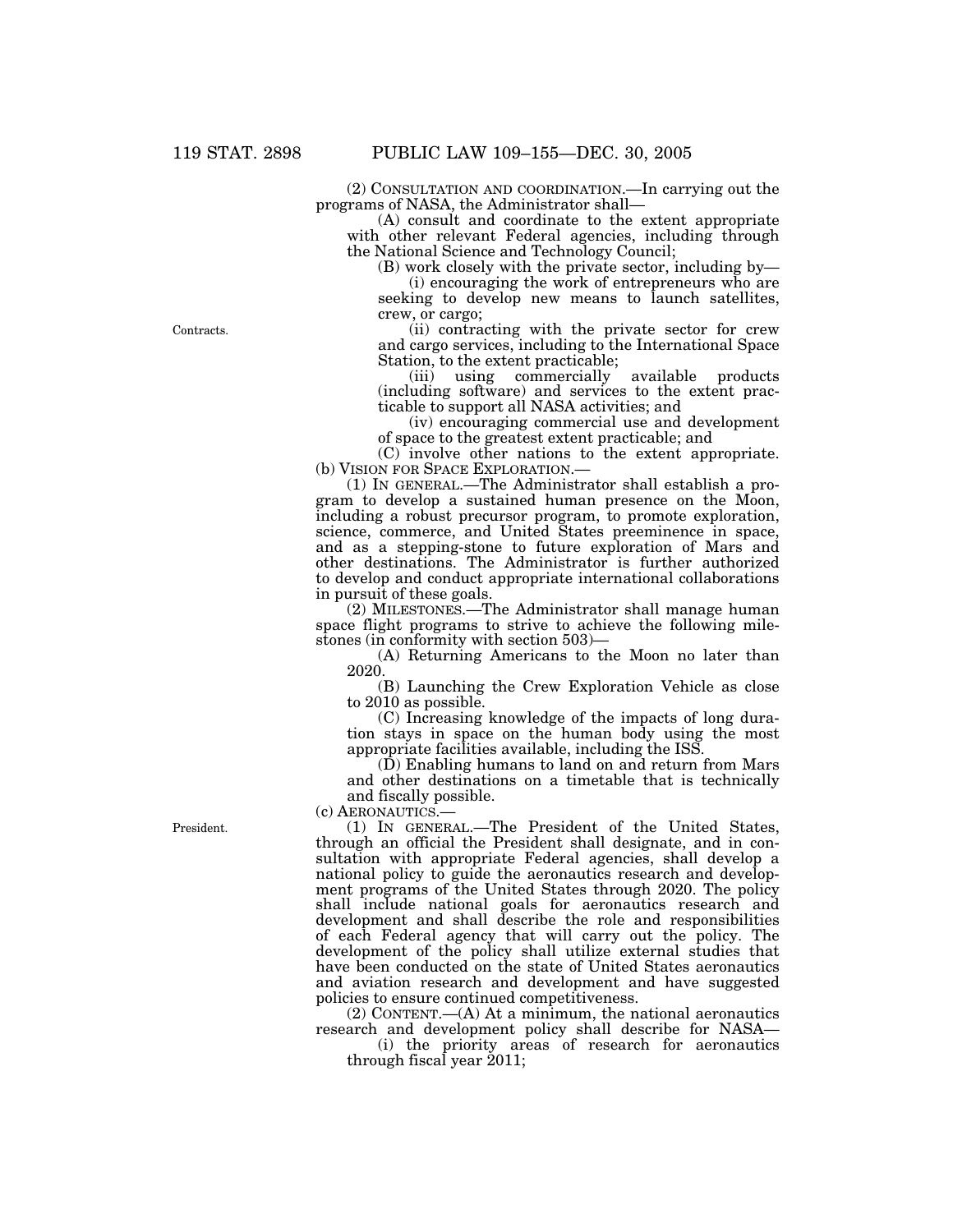(2) CONSULTATION AND COORDINATION.—In carrying out the programs of NASA, the Administrator shall—

(A) consult and coordinate to the extent appropriate with other relevant Federal agencies, including through the National Science and Technology Council;

(B) work closely with the private sector, including by—

(i) encouraging the work of entrepreneurs who are seeking to develop new means to launch satellites, crew, or cargo;

Contracts.

(ii) contracting with the private sector for crew and cargo services, including to the International Space Station, to the extent practicable;

(iii) using commercially available products (including software) and services to the extent practicable to support all NASA activities; and

(iv) encouraging commercial use and development of space to the greatest extent practicable; and

(C) involve other nations to the extent appropriate.

(b) VISION FOR SPACE EXPLORATION.—

(1) IN GENERAL.—The Administrator shall establish a program to develop a sustained human presence on the Moon, including a robust precursor program, to promote exploration, science, commerce, and United States preeminence in space, and as a stepping-stone to future exploration of Mars and other destinations. The Administrator is further authorized to develop and conduct appropriate international collaborations in pursuit of these goals.

(2) MILESTONES.—The Administrator shall manage human space flight programs to strive to achieve the following milestones (in conformity with section 503)—

(A) Returning Americans to the Moon no later than 2020.

(B) Launching the Crew Exploration Vehicle as close to 2010 as possible.

(C) Increasing knowledge of the impacts of long duration stays in space on the human body using the most appropriate facilities available, including the ISS.

(D) Enabling humans to land on and return from Mars and other destinations on a timetable that is technically and fiscally possible.

(c) AERONAUTICS.—

President.

(1) IN GENERAL.—The President of the United States, through an official the President shall designate, and in consultation with appropriate Federal agencies, shall develop a national policy to guide the aeronautics research and development programs of the United States through 2020. The policy shall include national goals for aeronautics research and development and shall describe the role and responsibilities of each Federal agency that will carry out the policy. The development of the policy shall utilize external studies that have been conducted on the state of United States aeronautics and aviation research and development and have suggested policies to ensure continued competitiveness.

(2) CONTENT.—(A) At a minimum, the national aeronautics research and development policy shall describe for NASA—

(i) the priority areas of research for aeronautics through fiscal year 2011;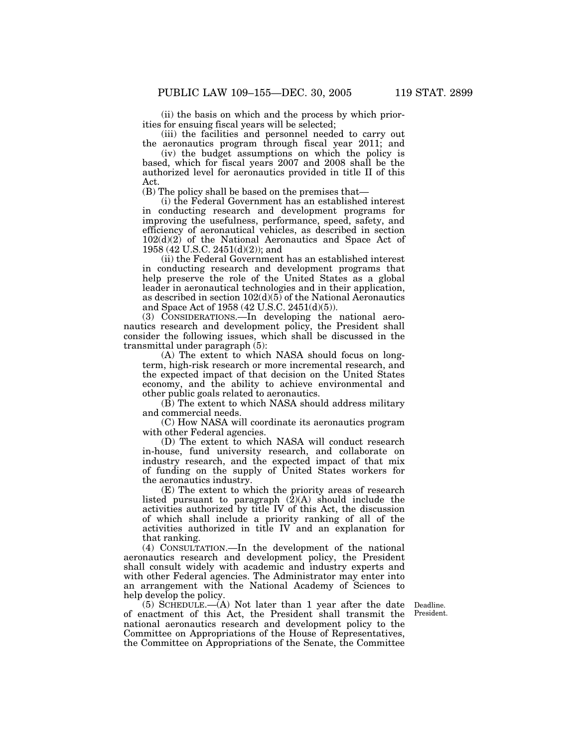(ii) the basis on which and the process by which priorities for ensuing fiscal years will be selected;

(iii) the facilities and personnel needed to carry out the aeronautics program through fiscal year 2011; and

(iv) the budget assumptions on which the policy is based, which for fiscal years 2007 and 2008 shall be the authorized level for aeronautics provided in title II of this Act.

(B) The policy shall be based on the premises that—

(i) the Federal Government has an established interest in conducting research and development programs for improving the usefulness, performance, speed, safety, and efficiency of aeronautical vehicles, as described in section 102(d)(2) of the National Aeronautics and Space Act of 1958 (42 U.S.C. 2451(d)(2)); and

(ii) the Federal Government has an established interest in conducting research and development programs that help preserve the role of the United States as a global leader in aeronautical technologies and in their application, as described in section 102(d)(5) of the National Aeronautics and Space Act of 1958 (42 U.S.C. 2451(d)(5)).

(3) CONSIDERATIONS.—In developing the national aeronautics research and development policy, the President shall consider the following issues, which shall be discussed in the transmittal under paragraph (5):

(A) The extent to which NASA should focus on long-term, high-risk research or more incremental research, and the expected impact of that decision on the United States economy, and the ability to achieve environmental and other public goals related to aeronautics.

(B) The extent to which NASA should address military and commercial needs.

(C) How NASA will coordinate its aeronautics program with other Federal agencies.

(D) The extent to which NASA will conduct research in-house, fund university research, and collaborate on industry research, and the expected impact of that mix of funding on the supply of United States workers for the aeronautics industry.

(E) The extent to which the priority areas of research listed pursuant to paragraph (2)(A) should include the activities authorized by title IV of this Act, the discussion of which shall include a priority ranking of all of the activities authorized in title IV and an explanation for that ranking.

(4) CONSULTATION.—In the development of the national aeronautics research and development policy, the President shall consult widely with academic and industry experts and with other Federal agencies. The Administrator may enter into an arrangement with the National Academy of Sciences to help develop the policy.

Deadline. President.

(5) SCHEDULE.—(A) Not later than 1 year after the date of enactment of this Act, the President shall transmit the national aeronautics research and development policy to the Committee on Appropriations of the House of Representatives, the Committee on Appropriations of the Senate, the Committee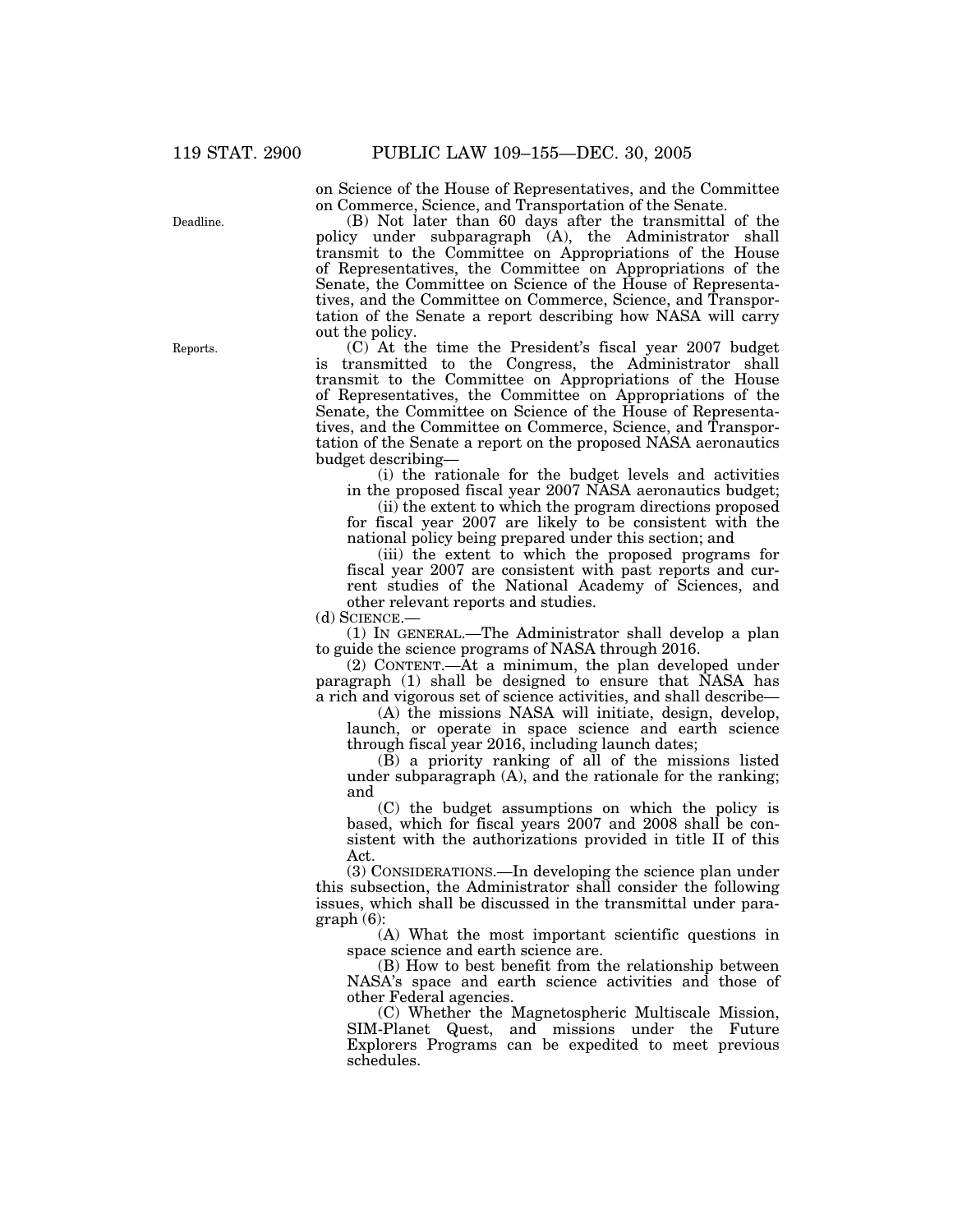on Science of the House of Representatives, and the Committee on Commerce, Science, and Transportation of the Senate.

Deadline.

(B) Not later than 60 days after the transmittal of the policy under subparagraph (A), the Administrator shall transmit to the Committee on Appropriations of the House of Representatives, the Committee on Appropriations of the Senate, the Committee on Science of the House of Representatives, and the Committee on Commerce, Science, and Transportation of the Senate a report describing how NASA will carry out the policy.

Reports.

(C) At the time the President's fiscal year 2007 budget is transmitted to the Congress, the Administrator shall transmit to the Committee on Appropriations of the House of Representatives, the Committee on Appropriations of the Senate, the Committee on Science of the House of Representatives, and the Committee on Commerce, Science, and Transportation of the Senate a report on the proposed NASA aeronautics budget describing—

(i) the rationale for the budget levels and activities in the proposed fiscal year 2007 NASA aeronautics budget;

(ii) the extent to which the program directions proposed for fiscal year 2007 are likely to be consistent with the national policy being prepared under this section; and

(iii) the extent to which the proposed programs for fiscal year 2007 are consistent with past reports and current studies of the National Academy of Sciences, and other relevant reports and studies.

(d) SCIENCE.—

(1) IN GENERAL.—The Administrator shall develop a plan to guide the science programs of NASA through 2016.

(2) CONTENT.—At a minimum, the plan developed under paragraph (1) shall be designed to ensure that NASA has a rich and vigorous set of science activities, and shall describe—

(A) the missions NASA will initiate, design, develop, launch, or operate in space science and earth science through fiscal year 2016, including launch dates;

(B) a priority ranking of all of the missions listed under subparagraph (A), and the rationale for the ranking; and

(C) the budget assumptions on which the policy is based, which for fiscal years 2007 and 2008 shall be consistent with the authorizations provided in title II of this Act.

(3) CONSIDERATIONS.—In developing the science plan under this subsection, the Administrator shall consider the following issues, which shall be discussed in the transmittal under paragraph (6):

(A) What the most important scientific questions in space science and earth science are.

(B) How to best benefit from the relationship between NASA's space and earth science activities and those of other Federal agencies.

(C) Whether the Magnetospheric Multiscale Mission, SIM-Planet Quest, and missions under the Future Explorers Programs can be expedited to meet previous schedules.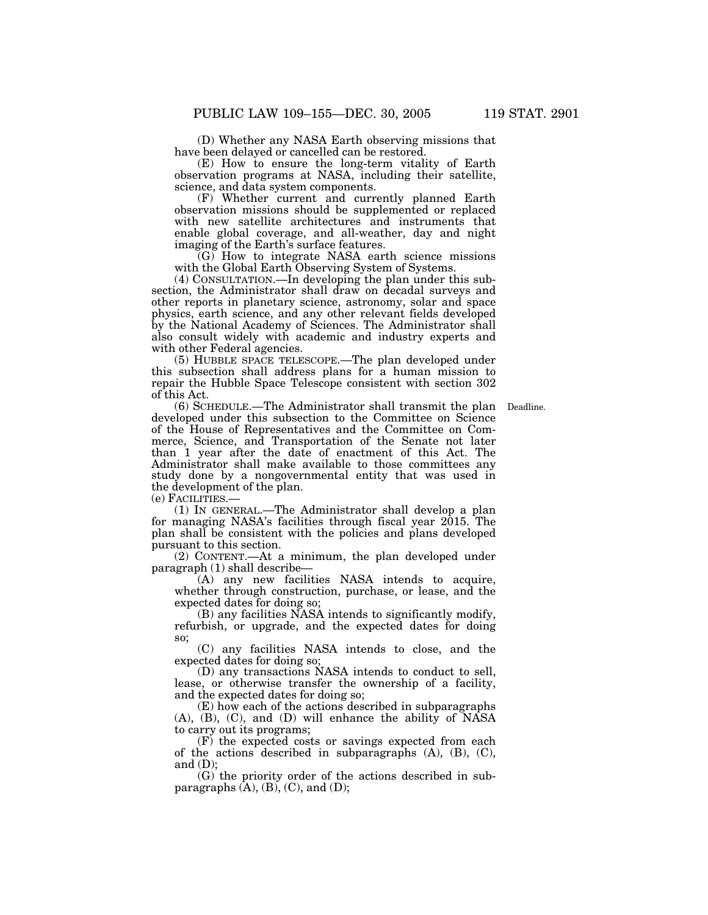(D) Whether any NASA Earth observing missions that have been delayed or cancelled can be restored.

(E) How to ensure the long-term vitality of Earth observation programs at NASA, including their satellite, science, and data system components.

(F) Whether current and currently planned Earth observation missions should be supplemented or replaced with new satellite architectures and instruments that enable global coverage, and all-weather, day and night imaging of the Earth's surface features.

(G) How to integrate NASA earth science missions with the Global Earth Observing System of Systems.

(4) CONSULTATION.—In developing the plan under this subsection, the Administrator shall draw on decadal surveys and other reports in planetary science, astronomy, solar and space physics, earth science, and any other relevant fields developed by the National Academy of Sciences. The Administrator shall also consult widely with academic and industry experts and with other Federal agencies.

(5) HUBBLE SPACE TELESCOPE.—The plan developed under this subsection shall address plans for a human mission to repair the Hubble Space Telescope consistent with section 302 of this Act.

(6) SCHEDULE.—The Administrator shall transmit the plan developed under this subsection to the Committee on Science of the House of Representatives and the Committee on Commerce, Science, and Transportation of the Senate not later than 1 year after the date of enactment of this Act. The Administrator shall make available to those committees any study done by a nongovernmental entity that was used in the development of the plan.

Deadline.

(e) FACILITIES.—

(1) IN GENERAL.—The Administrator shall develop a plan for managing NASA's facilities through fiscal year 2015. The plan shall be consistent with the policies and plans developed pursuant to this section.

(2) CONTENT.—At a minimum, the plan developed under paragraph (1) shall describe—

(A) any new facilities NASA intends to acquire, whether through construction, purchase, or lease, and the expected dates for doing so;

(B) any facilities NASA intends to significantly modify, refurbish, or upgrade, and the expected dates for doing so;

(C) any facilities NASA intends to close, and the expected dates for doing so;

(D) any transactions NASA intends to conduct to sell, lease, or otherwise transfer the ownership of a facility, and the expected dates for doing so;

(E) how each of the actions described in subparagraphs (A), (B), (C), and (D) will enhance the ability of NASA to carry out its programs;

(F) the expected costs or savings expected from each of the actions described in subparagraphs (A), (B), (C), and (D);

(G) the priority order of the actions described in subparagraphs (A), (B), (C), and (D);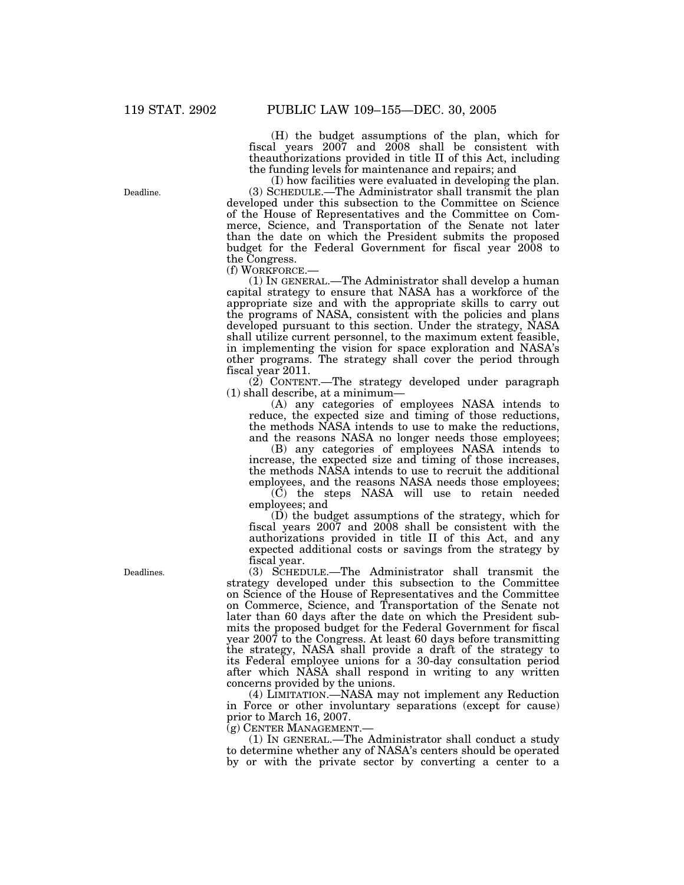(H) the budget assumptions of the plan, which for fiscal years 2007 and 2008 shall be consistent with theauthorizations provided in title II of this Act, including the funding levels for maintenance and repairs; and

(I) how facilities were evaluated in developing the plan.

Deadline.

(3) SCHEDULE.—The Administrator shall transmit the plan developed under this subsection to the Committee on Science of the House of Representatives and the Committee on Commerce, Science, and Transportation of the Senate not later than the date on which the President submits the proposed budget for the Federal Government for fiscal year 2008 to the Congress.

(f) WORKFORCE.—

(1) IN GENERAL.—The Administrator shall develop a human capital strategy to ensure that NASA has a workforce of the appropriate size and with the appropriate skills to carry out the programs of NASA, consistent with the policies and plans developed pursuant to this section. Under the strategy, NASA shall utilize current personnel, to the maximum extent feasible, in implementing the vision for space exploration and NASA's other programs. The strategy shall cover the period through fiscal year 2011.

(2) CONTENT.—The strategy developed under paragraph (1) shall describe, at a minimum—

(A) any categories of employees NASA intends to reduce, the expected size and timing of those reductions, the methods NASA intends to use to make the reductions, and the reasons NASA no longer needs those employees;

(B) any categories of employees NASA intends to increase, the expected size and timing of those increases, the methods NASA intends to use to recruit the additional employees, and the reasons NASA needs those employees;

(C) the steps NASA will use to retain needed employees; and

(D) the budget assumptions of the strategy, which for fiscal years 2007 and 2008 shall be consistent with the authorizations provided in title II of this Act, and any expected additional costs or savings from the strategy by fiscal year.

Deadlines.

(3) SCHEDULE.—The Administrator shall transmit the strategy developed under this subsection to the Committee on Science of the House of Representatives and the Committee on Commerce, Science, and Transportation of the Senate not later than 60 days after the date on which the President submits the proposed budget for the Federal Government for fiscal year 2007 to the Congress. At least 60 days before transmitting the strategy, NASA shall provide a draft of the strategy to its Federal employee unions for a 30-day consultation period after which NASA shall respond in writing to any written concerns provided by the unions.

(4) LIMITATION.—NASA may not implement any Reduction in Force or other involuntary separations (except for cause) prior to March 16, 2007.

(g) CENTER MANAGEMENT.—

(1) IN GENERAL.—The Administrator shall conduct a study to determine whether any of NASA's centers should be operated by or with the private sector by converting a center to a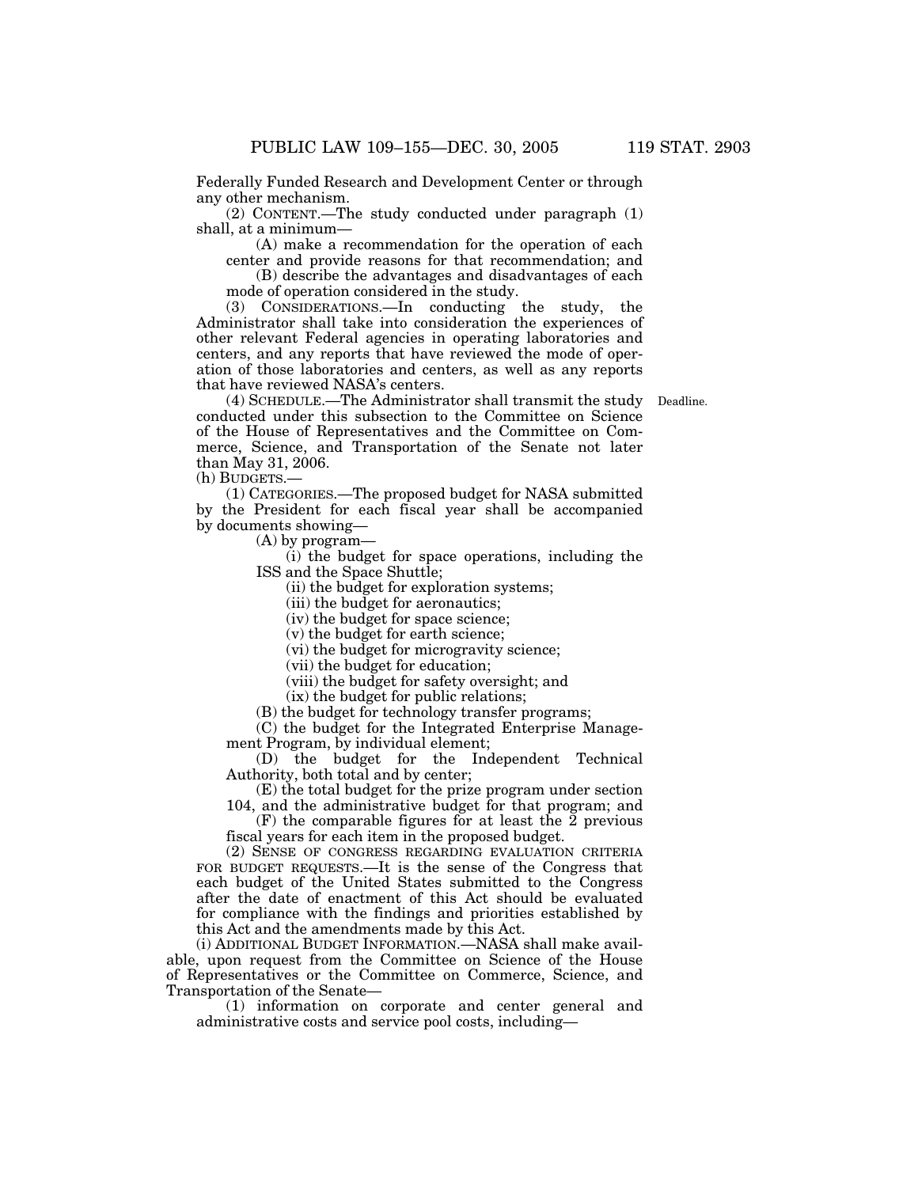Federally Funded Research and Development Center or through any other mechanism.

(2) CONTENT.—The study conducted under paragraph (1) shall, at a minimum—

(A) make a recommendation for the operation of each center and provide reasons for that recommendation; and

(B) describe the advantages and disadvantages of each mode of operation considered in the study.

(3) CONSIDERATIONS.—In conducting the study, the Administrator shall take into consideration the experiences of other relevant Federal agencies in operating laboratories and centers, and any reports that have reviewed the mode of operation of those laboratories and centers, as well as any reports that have reviewed NASA's centers.

Deadline.

(4) SCHEDULE.—The Administrator shall transmit the study conducted under this subsection to the Committee on Science of the House of Representatives and the Committee on Commerce, Science, and Transportation of the Senate not later than May 31, 2006.

(h) BUDGETS.—

(1) CATEGORIES.—The proposed budget for NASA submitted by the President for each fiscal year shall be accompanied by documents showing—

(A) by program—

(i) the budget for space operations, including the ISS and the Space Shuttle;

(ii) the budget for exploration systems;

(iii) the budget for aeronautics;

(iv) the budget for space science;

(v) the budget for earth science;

(vi) the budget for microgravity science;

(vii) the budget for education;

(viii) the budget for safety oversight; and

(ix) the budget for public relations;

(B) the budget for technology transfer programs;

(C) the budget for the Integrated Enterprise Management Program, by individual element;

(D) the budget for the Independent Technical Authority, both total and by center;

(E) the total budget for the prize program under section 104, and the administrative budget for that program; and

(F) the comparable figures for at least the 2 previous fiscal years for each item in the proposed budget.

(2) SENSE OF CONGRESS REGARDING EVALUATION CRITERIA FOR BUDGET REQUESTS.—It is the sense of the Congress that each budget of the United States submitted to the Congress after the date of enactment of this Act should be evaluated for compliance with the findings and priorities established by this Act and the amendments made by this Act.

(i) ADDITIONAL BUDGET INFORMATION.—NASA shall make available, upon request from the Committee on Science of the House of Representatives or the Committee on Commerce, Science, and Transportation of the Senate—

(1) information on corporate and center general and administrative costs and service pool costs, including—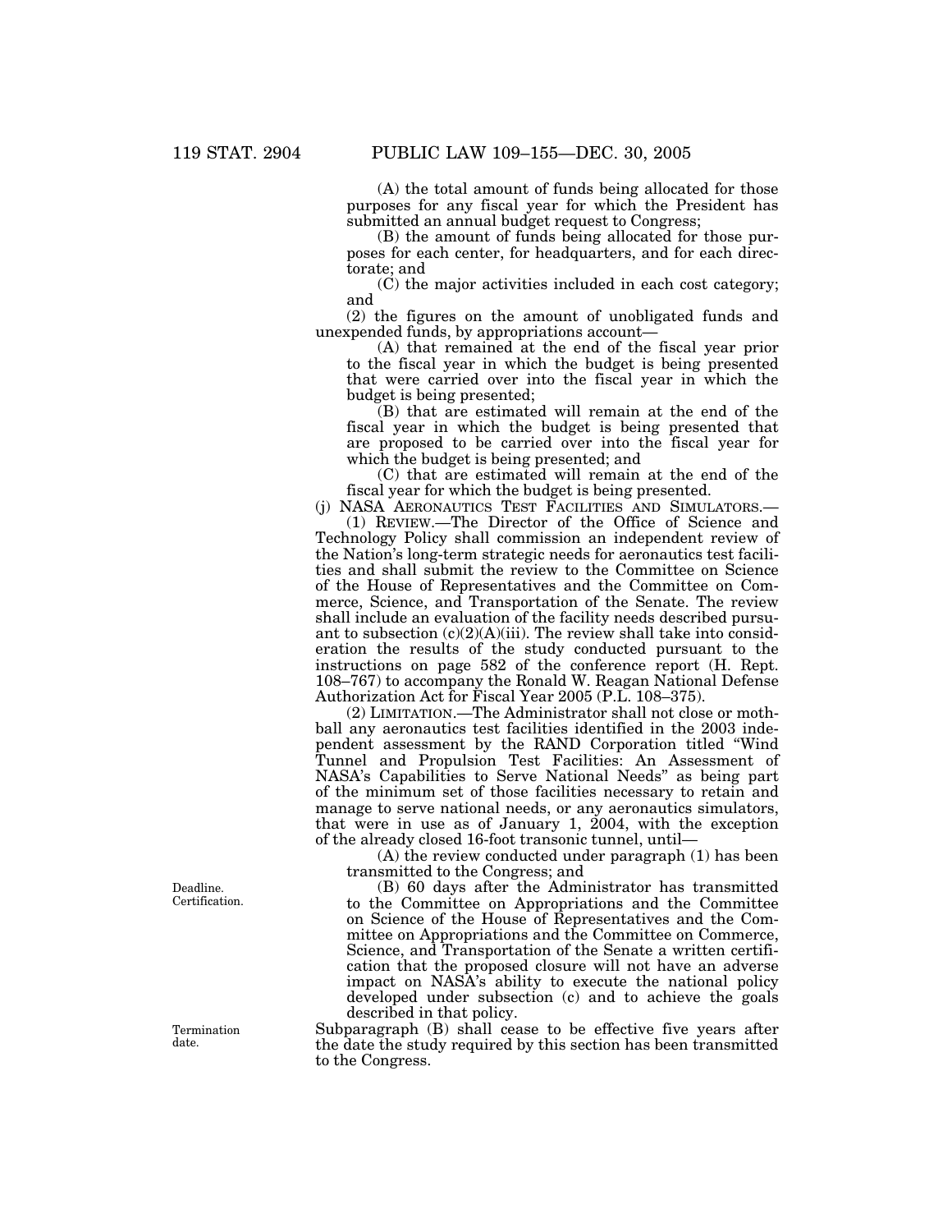(A) the total amount of funds being allocated for those purposes for any fiscal year for which the President has submitted an annual budget request to Congress;

(B) the amount of funds being allocated for those purposes for each center, for headquarters, and for each directorate; and

(C) the major activities included in each cost category; and

(2) the figures on the amount of unobligated funds and unexpended funds, by appropriations account—

(A) that remained at the end of the fiscal year prior to the fiscal year in which the budget is being presented that were carried over into the fiscal year in which the budget is being presented;

(B) that are estimated will remain at the end of the fiscal year in which the budget is being presented that are proposed to be carried over into the fiscal year for which the budget is being presented; and

(C) that are estimated will remain at the end of the fiscal year for which the budget is being presented.

(j) NASA AERONAUTICS TEST FACILITIES AND SIMULATORS.—

(1) REVIEW.—The Director of the Office of Science and Technology Policy shall commission an independent review of the Nation's long-term strategic needs for aeronautics test facilities and shall submit the review to the Committee on Science of the House of Representatives and the Committee on Commerce, Science, and Transportation of the Senate. The review shall include an evaluation of the facility needs described pursuant to subsection (c)(2)(A)(iii). The review shall take into consideration the results of the study conducted pursuant to the instructions on page 582 of the conference report (H. Rept. 108–767) to accompany the Ronald W. Reagan National Defense Authorization Act for Fiscal Year 2005 (P.L. 108–375).

(2) LIMITATION.—The Administrator shall not close or mothball any aeronautics test facilities identified in the 2003 independent assessment by the RAND Corporation titled "Wind Tunnel and Propulsion Test Facilities: An Assessment of NASA's Capabilities to Serve National Needs" as being part of the minimum set of those facilities necessary to retain and manage to serve national needs, or any aeronautics simulators, that were in use as of January 1, 2004, with the exception of the already closed 16-foot transonic tunnel, until—

(A) the review conducted under paragraph (1) has been transmitted to the Congress; and

Deadline. Certification.

(B) 60 days after the Administrator has transmitted to the Committee on Appropriations and the Committee on Science of the House of Representatives and the Committee on Appropriations and the Committee on Commerce, Science, and Transportation of the Senate a written certification that the proposed closure will not have an adverse impact on NASA's ability to execute the national policy developed under subsection (c) and to achieve the goals described in that policy.

Termination date.

Subparagraph (B) shall cease to be effective five years after the date the study required by this section has been transmitted to the Congress.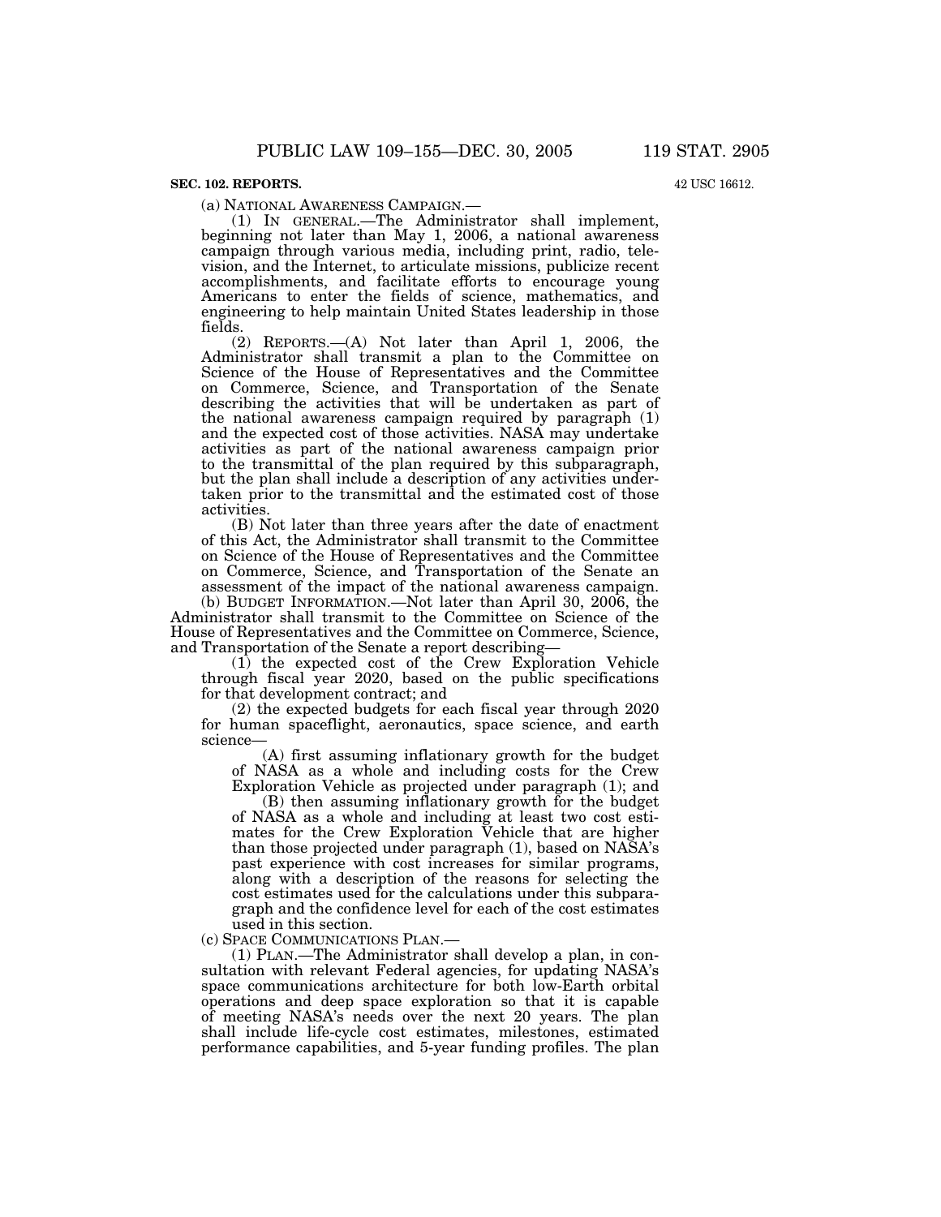**SEC. 102. REPORTS.**

42 USC 16612.

(a) NATIONAL AWARENESS CAMPAIGN.—

(1) IN GENERAL.—The Administrator shall implement, beginning not later than May 1, 2006, a national awareness campaign through various media, including print, radio, television, and the Internet, to articulate missions, publicize recent accomplishments, and facilitate efforts to encourage young Americans to enter the fields of science, mathematics, and engineering to help maintain United States leadership in those fields.

(2) REPORTS.—(A) Not later than April 1, 2006, the Administrator shall transmit a plan to the Committee on Science of the House of Representatives and the Committee on Commerce, Science, and Transportation of the Senate describing the activities that will be undertaken as part of the national awareness campaign required by paragraph (1) and the expected cost of those activities. NASA may undertake activities as part of the national awareness campaign prior to the transmittal of the plan required by this subparagraph, but the plan shall include a description of any activities undertaken prior to the transmittal and the estimated cost of those activities.

(B) Not later than three years after the date of enactment of this Act, the Administrator shall transmit to the Committee on Science of the House of Representatives and the Committee on Commerce, Science, and Transportation of the Senate an assessment of the impact of the national awareness campaign.

(b) BUDGET INFORMATION.—Not later than April 30, 2006, the Administrator shall transmit to the Committee on Science of the House of Representatives and the Committee on Commerce, Science, and Transportation of the Senate a report describing—

(1) the expected cost of the Crew Exploration Vehicle through fiscal year 2020, based on the public specifications for that development contract; and

(2) the expected budgets for each fiscal year through 2020 for human spaceflight, aeronautics, space science, and earth science—

(A) first assuming inflationary growth for the budget of NASA as a whole and including costs for the Crew Exploration Vehicle as projected under paragraph (1); and

(B) then assuming inflationary growth for the budget of NASA as a whole and including at least two cost estimates for the Crew Exploration Vehicle that are higher than those projected under paragraph (1), based on NASA's past experience with cost increases for similar programs, along with a description of the reasons for selecting the cost estimates used for the calculations under this subparagraph and the confidence level for each of the cost estimates used in this section.

(c) SPACE COMMUNICATIONS PLAN.—

(1) PLAN.—The Administrator shall develop a plan, in consultation with relevant Federal agencies, for updating NASA's space communications architecture for both low-Earth orbital operations and deep space exploration so that it is capable of meeting NASA's needs over the next 20 years. The plan shall include life-cycle cost estimates, milestones, estimated performance capabilities, and 5-year funding profiles. The plan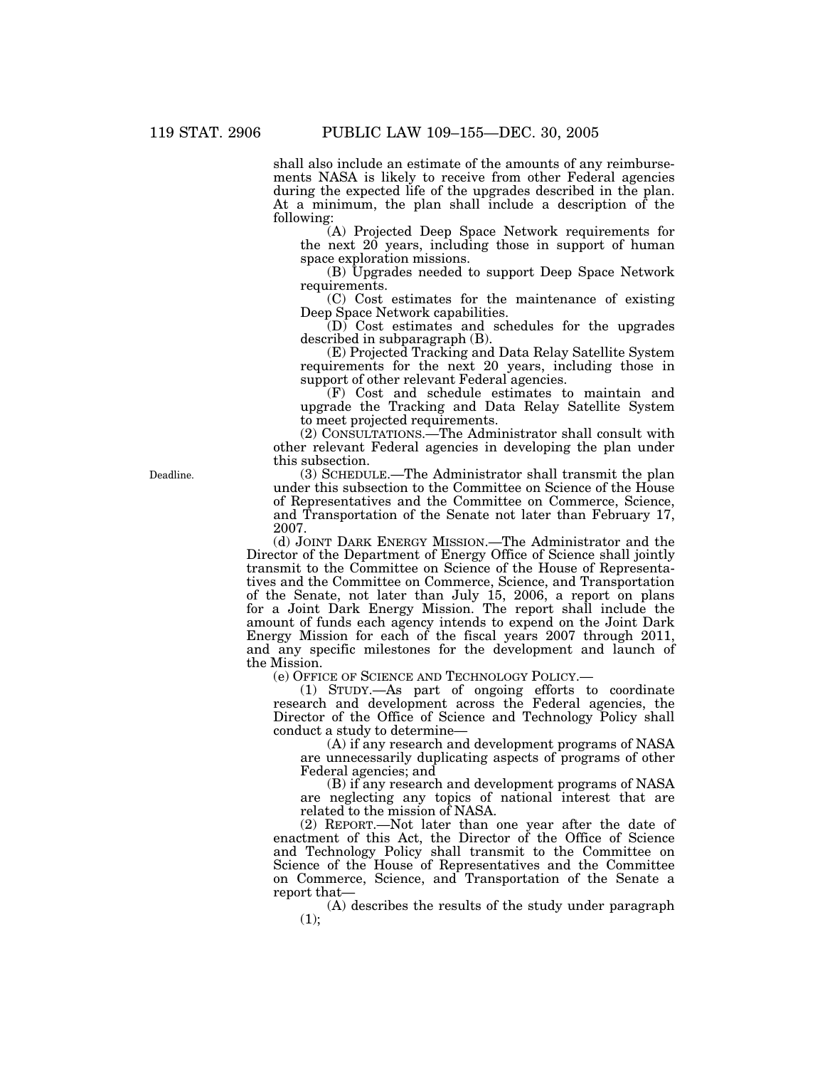shall also include an estimate of the amounts of any reimbursements NASA is likely to receive from other Federal agencies during the expected life of the upgrades described in the plan. At a minimum, the plan shall include a description of the following:

(A) Projected Deep Space Network requirements for the next 20 years, including those in support of human space exploration missions.

(B) Upgrades needed to support Deep Space Network requirements.

(C) Cost estimates for the maintenance of existing Deep Space Network capabilities.

(D) Cost estimates and schedules for the upgrades described in subparagraph (B).

(E) Projected Tracking and Data Relay Satellite System requirements for the next 20 years, including those in support of other relevant Federal agencies.

(F) Cost and schedule estimates to maintain and upgrade the Tracking and Data Relay Satellite System to meet projected requirements.

(2) CONSULTATIONS.—The Administrator shall consult with other relevant Federal agencies in developing the plan under this subsection.

Deadline.

(3) SCHEDULE.—The Administrator shall transmit the plan under this subsection to the Committee on Science of the House of Representatives and the Committee on Commerce, Science, and Transportation of the Senate not later than February 17, 2007.

(d) JOINT DARK ENERGY MISSION.—The Administrator and the Director of the Department of Energy Office of Science shall jointly transmit to the Committee on Science of the House of Representatives and the Committee on Commerce, Science, and Transportation of the Senate, not later than July 15, 2006, a report on plans for a Joint Dark Energy Mission. The report shall include the amount of funds each agency intends to expend on the Joint Dark Energy Mission for each of the fiscal years 2007 through 2011, and any specific milestones for the development and launch of the Mission.

(e) OFFICE OF SCIENCE AND TECHNOLOGY POLICY.—

(1) STUDY.—As part of ongoing efforts to coordinate research and development across the Federal agencies, the Director of the Office of Science and Technology Policy shall conduct a study to determine—

(A) if any research and development programs of NASA are unnecessarily duplicating aspects of programs of other Federal agencies; and

(B) if any research and development programs of NASA are neglecting any topics of national interest that are related to the mission of NASA.

(2) REPORT.—Not later than one year after the date of enactment of this Act, the Director of the Office of Science and Technology Policy shall transmit to the Committee on Science of the House of Representatives and the Committee on Commerce, Science, and Transportation of the Senate a report that—

(A) describes the results of the study under paragraph (1);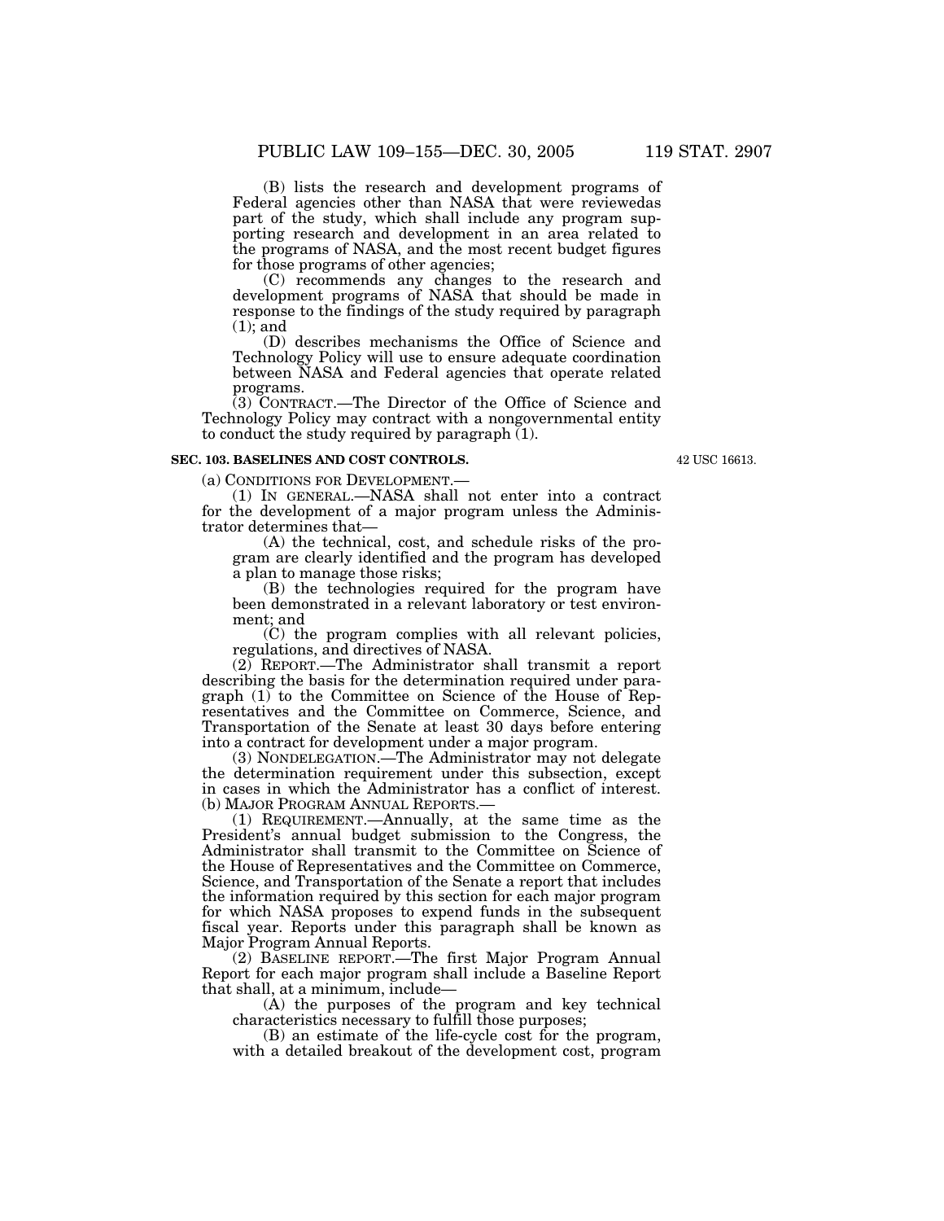(B) lists the research and development programs of Federal agencies other than NASA that were reviewedas part of the study, which shall include any program supporting research and development in an area related to the programs of NASA, and the most recent budget figures for those programs of other agencies;

(C) recommends any changes to the research and development programs of NASA that should be made in response to the findings of the study required by paragraph (1); and

(D) describes mechanisms the Office of Science and Technology Policy will use to ensure adequate coordination between NASA and Federal agencies that operate related programs.

(3) CONTRACT.—The Director of the Office of Science and Technology Policy may contract with a nongovernmental entity to conduct the study required by paragraph (1).

**SEC. 103. BASELINES AND COST CONTROLS.**

42 USC 16613.

(a) CONDITIONS FOR DEVELOPMENT.—

(1) IN GENERAL.—NASA shall not enter into a contract for the development of a major program unless the Administrator determines that—

(A) the technical, cost, and schedule risks of the program are clearly identified and the program has developed a plan to manage those risks;

(B) the technologies required for the program have been demonstrated in a relevant laboratory or test environment; and

(C) the program complies with all relevant policies, regulations, and directives of NASA.

(2) REPORT.—The Administrator shall transmit a report describing the basis for the determination required under paragraph (1) to the Committee on Science of the House of Representatives and the Committee on Commerce, Science, and Transportation of the Senate at least 30 days before entering into a contract for development under a major program.

(3) NONDELEGATION.—The Administrator may not delegate the determination requirement under this subsection, except in cases in which the Administrator has a conflict of interest.

(b) MAJOR PROGRAM ANNUAL REPORTS.—

(1) REQUIREMENT.—Annually, at the same time as the President's annual budget submission to the Congress, the Administrator shall transmit to the Committee on Science of the House of Representatives and the Committee on Commerce, Science, and Transportation of the Senate a report that includes the information required by this section for each major program for which NASA proposes to expend funds in the subsequent fiscal year. Reports under this paragraph shall be known as Major Program Annual Reports.

(2) BASELINE REPORT.—The first Major Program Annual Report for each major program shall include a Baseline Report that shall, at a minimum, include—

(A) the purposes of the program and key technical characteristics necessary to fulfill those purposes;

(B) an estimate of the life-cycle cost for the program, with a detailed breakout of the development cost, program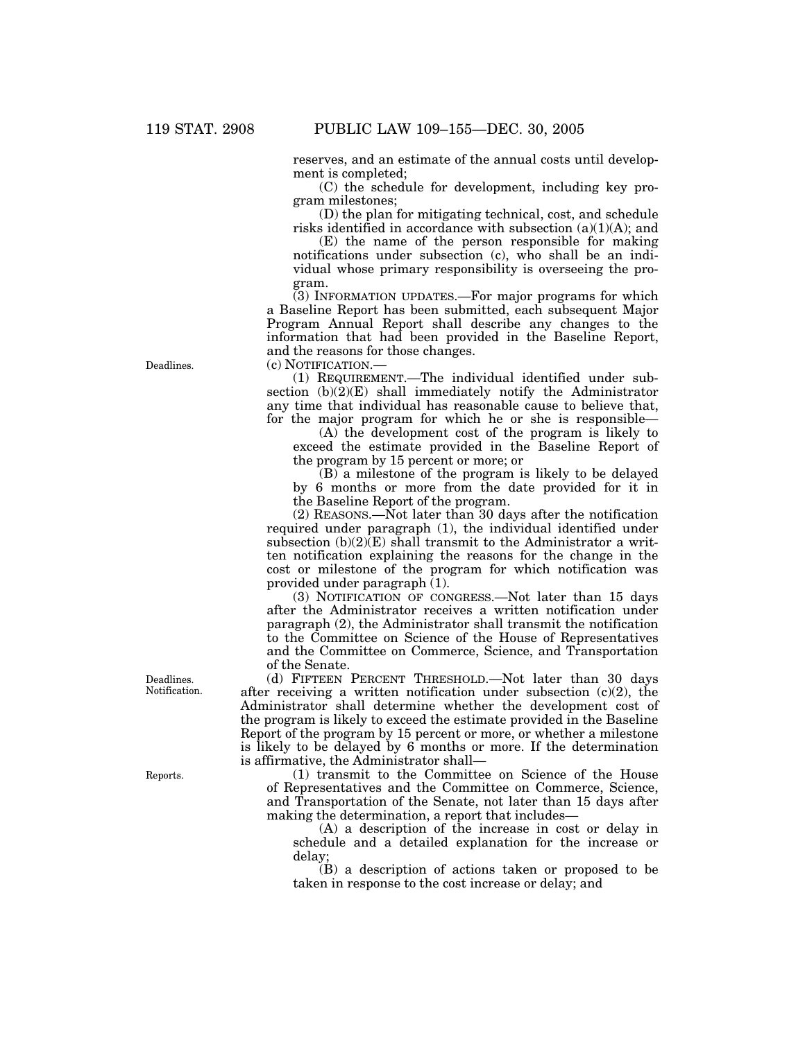reserves, and an estimate of the annual costs until development is completed;

(C) the schedule for development, including key program milestones;

(D) the plan for mitigating technical, cost, and schedule risks identified in accordance with subsection (a)(1)(A); and

(E) the name of the person responsible for making notifications under subsection (c), who shall be an individual whose primary responsibility is overseeing the program.

(3) INFORMATION UPDATES.—For major programs for which a Baseline Report has been submitted, each subsequent Major Program Annual Report shall describe any changes to the information that had been provided in the Baseline Report, and the reasons for those changes.

Deadlines.

(c) NOTIFICATION.—

(1) REQUIREMENT.—The individual identified under subsection (b)(2)(E) shall immediately notify the Administrator any time that individual has reasonable cause to believe that, for the major program for which he or she is responsible—

(A) the development cost of the program is likely to exceed the estimate provided in the Baseline Report of the program by 15 percent or more; or

(B) a milestone of the program is likely to be delayed by 6 months or more from the date provided for it in the Baseline Report of the program.

(2) REASONS.—Not later than 30 days after the notification required under paragraph (1), the individual identified under subsection (b)(2)(E) shall transmit to the Administrator a written notification explaining the reasons for the change in the cost or milestone of the program for which notification was provided under paragraph (1).

(3) NOTIFICATION OF CONGRESS.—Not later than 15 days after the Administrator receives a written notification under paragraph (2), the Administrator shall transmit the notification to the Committee on Science of the House of Representatives and the Committee on Commerce, Science, and Transportation of the Senate.

Deadlines. Notification.

(d) FIFTEEN PERCENT THRESHOLD.—Not later than 30 days after receiving a written notification under subsection (c)(2), the Administrator shall determine whether the development cost of the program is likely to exceed the estimate provided in the Baseline Report of the program by 15 percent or more, or whether a milestone is likely to be delayed by 6 months or more. If the determination is affirmative, the Administrator shall—

Reports.

(1) transmit to the Committee on Science of the House of Representatives and the Committee on Commerce, Science, and Transportation of the Senate, not later than 15 days after making the determination, a report that includes—

(A) a description of the increase in cost or delay in schedule and a detailed explanation for the increase or delay;

(B) a description of actions taken or proposed to be taken in response to the cost increase or delay; and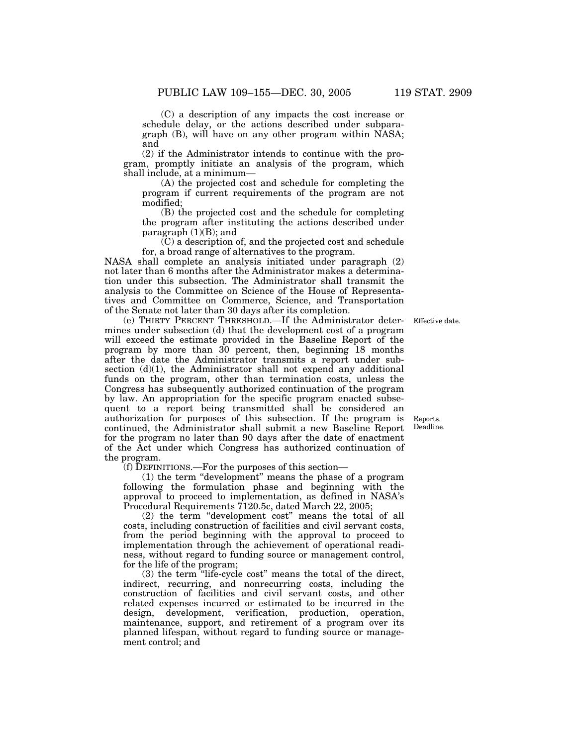(C) a description of any impacts the cost increase or schedule delay, or the actions described under subparagraph (B), will have on any other program within NASA; and

(2) if the Administrator intends to continue with the program, promptly initiate an analysis of the program, which shall include, at a minimum—

(A) the projected cost and schedule for completing the program if current requirements of the program are not modified;

(B) the projected cost and the schedule for completing the program after instituting the actions described under paragraph (1)(B); and

(C) a description of, and the projected cost and schedule for, a broad range of alternatives to the program.

NASA shall complete an analysis initiated under paragraph (2) not later than 6 months after the Administrator makes a determination under this subsection. The Administrator shall transmit the analysis to the Committee on Science of the House of Representatives and Committee on Commerce, Science, and Transportation of the Senate not later than 30 days after its completion.

Effective date.

(e) THIRTY PERCENT THRESHOLD.—If the Administrator determines under subsection (d) that the development cost of a program will exceed the estimate provided in the Baseline Report of the program by more than 30 percent, then, beginning 18 months after the date the Administrator transmits a report under subsection (d)(1), the Administrator shall not expend any additional funds on the program, other than termination costs, unless the Congress has subsequently authorized continuation of the program by law. An appropriation for the specific program enacted subsequent to a report being transmitted shall be considered an authorization for purposes of this subsection. If the program is continued, the Administrator shall submit a new Baseline Report for the program no later than 90 days after the date of enactment of the Act under which Congress has authorized continuation of the program.

Reports. Deadline.

(f) DEFINITIONS.—For the purposes of this section—

(1) the term "development" means the phase of a program following the formulation phase and beginning with the approval to proceed to implementation, as defined in NASA's Procedural Requirements 7120.5c, dated March 22, 2005;

(2) the term "development cost" means the total of all costs, including construction of facilities and civil servant costs, from the period beginning with the approval to proceed to implementation through the achievement of operational readiness, without regard to funding source or management control, for the life of the program;

(3) the term "life-cycle cost" means the total of the direct, indirect, recurring, and nonrecurring costs, including the construction of facilities and civil servant costs, and other related expenses incurred or estimated to be incurred in the design, development, verification, production, operation, maintenance, support, and retirement of a program over its planned lifespan, without regard to funding source or management control; and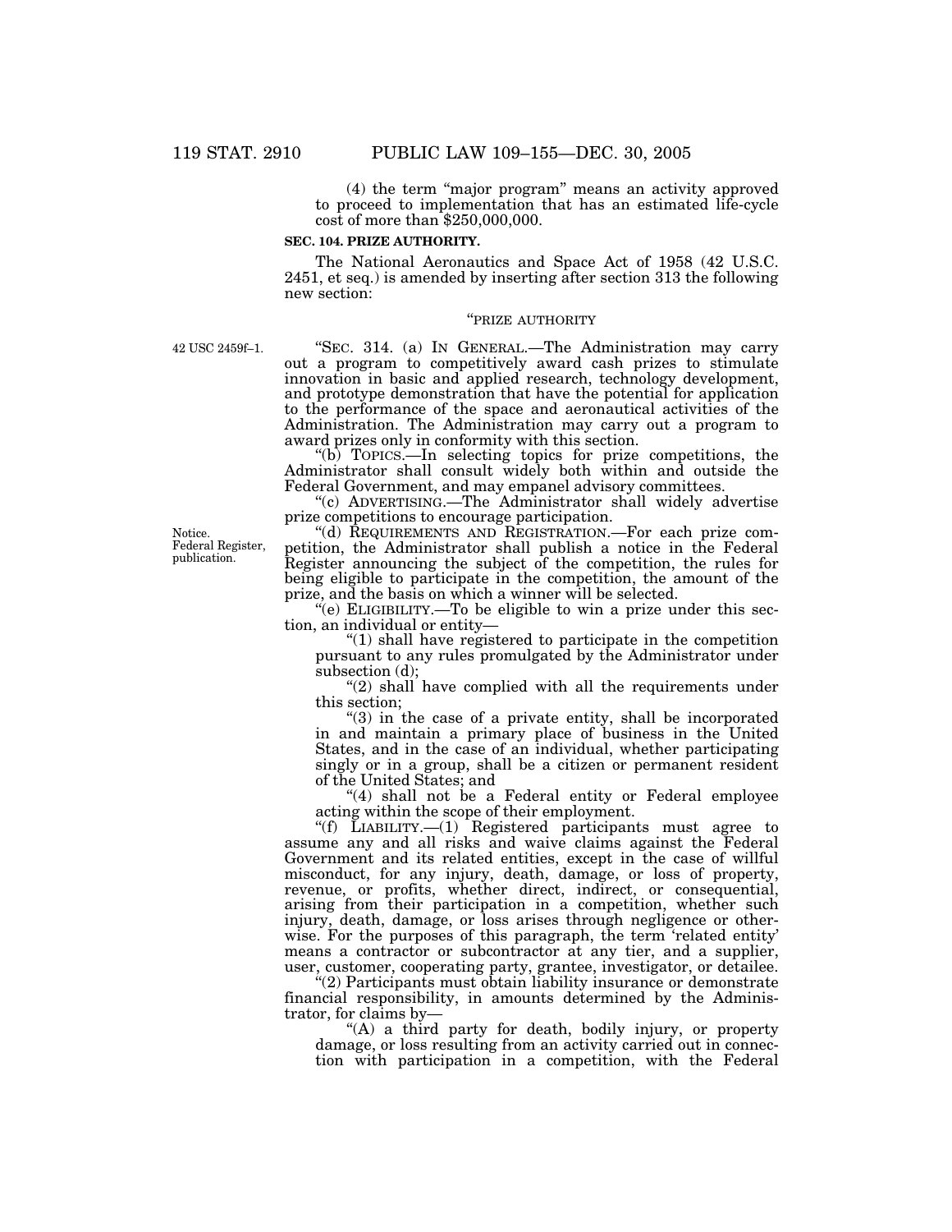(4) the term "major program" means an activity approved to proceed to implementation that has an estimated life-cycle cost of more than $250,000,000.

**SEC. 104. PRIZE AUTHORITY.**

The National Aeronautics and Space Act of 1958 (42 U.S.C. 2451, et seq.) is amended by inserting after section 313 the following new section:

"PRIZE AUTHORITY

42 USC 2459f–1.

"SEC. 314. (a) IN GENERAL.—The Administration may carry out a program to competitively award cash prizes to stimulate innovation in basic and applied research, technology development, and prototype demonstration that have the potential for application to the performance of the space and aeronautical activities of the Administration. The Administration may carry out a program to award prizes only in conformity with this section.

"(b) TOPICS.—In selecting topics for prize competitions, the Administrator shall consult widely both within and outside the Federal Government, and may empanel advisory committees.

"(c) ADVERTISING.—The Administrator shall widely advertise prize competitions to encourage participation.

Notice. Federal Register, publication.

"(d) REQUIREMENTS AND REGISTRATION.—For each prize competition, the Administrator shall publish a notice in the Federal Register announcing the subject of the competition, the rules for being eligible to participate in the competition, the amount of the prize, and the basis on which a winner will be selected.

"(e) ELIGIBILITY.—To be eligible to win a prize under this section, an individual or entity—

"(1) shall have registered to participate in the competition pursuant to any rules promulgated by the Administrator under subsection (d);

"(2) shall have complied with all the requirements under this section;

"(3) in the case of a private entity, shall be incorporated in and maintain a primary place of business in the United States, and in the case of an individual, whether participating singly or in a group, shall be a citizen or permanent resident of the United States; and

"(4) shall not be a Federal entity or Federal employee acting within the scope of their employment.

"(f) LIABILITY.—(1) Registered participants must agree to assume any and all risks and waive claims against the Federal Government and its related entities, except in the case of willful misconduct, for any injury, death, damage, or loss of property, revenue, or profits, whether direct, indirect, or consequential, arising from their participation in a competition, whether such injury, death, damage, or loss arises through negligence or otherwise. For the purposes of this paragraph, the term 'related entity' means a contractor or subcontractor at any tier, and a supplier, user, customer, cooperating party, grantee, investigator, or detailee.

"(2) Participants must obtain liability insurance or demonstrate financial responsibility, in amounts determined by the Administrator, for claims by—

"(A) a third party for death, bodily injury, or property damage, or loss resulting from an activity carried out in connection with participation in a competition, with the Federal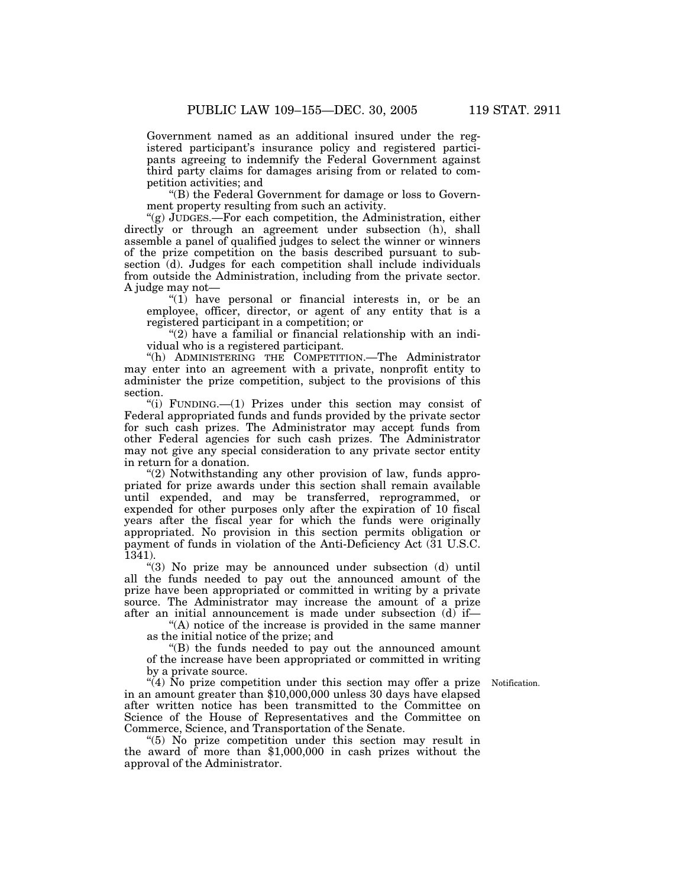Government named as an additional insured under the registered participant's insurance policy and registered participants agreeing to indemnify the Federal Government against third party claims for damages arising from or related to competition activities; and

"(B) the Federal Government for damage or loss to Government property resulting from such an activity.

"(g) JUDGES.—For each competition, the Administration, either directly or through an agreement under subsection (h), shall assemble a panel of qualified judges to select the winner or winners of the prize competition on the basis described pursuant to subsection (d). Judges for each competition shall include individuals from outside the Administration, including from the private sector. A judge may not—

"(1) have personal or financial interests in, or be an employee, officer, director, or agent of any entity that is a registered participant in a competition; or

"(2) have a familial or financial relationship with an individual who is a registered participant.

"(h) ADMINISTERING THE COMPETITION.—The Administrator may enter into an agreement with a private, nonprofit entity to administer the prize competition, subject to the provisions of this section.

"(i) FUNDING.—(1) Prizes under this section may consist of Federal appropriated funds and funds provided by the private sector for such cash prizes. The Administrator may accept funds from other Federal agencies for such cash prizes. The Administrator may not give any special consideration to any private sector entity in return for a donation.

"(2) Notwithstanding any other provision of law, funds appropriated for prize awards under this section shall remain available until expended, and may be transferred, reprogrammed, or expended for other purposes only after the expiration of 10 fiscal years after the fiscal year for which the funds were originally appropriated. No provision in this section permits obligation or payment of funds in violation of the Anti-Deficiency Act (31 U.S.C. 1341).

"(3) No prize may be announced under subsection (d) until all the funds needed to pay out the announced amount of the prize have been appropriated or committed in writing by a private source. The Administrator may increase the amount of a prize after an initial announcement is made under subsection (d) if—

"(A) notice of the increase is provided in the same manner as the initial notice of the prize; and

"(B) the funds needed to pay out the announced amount of the increase have been appropriated or committed in writing by a private source.

Notification.

"(4) No prize competition under this section may offer a prize in an amount greater than $10,000,000 unless 30 days have elapsed after written notice has been transmitted to the Committee on Science of the House of Representatives and the Committee on Commerce, Science, and Transportation of the Senate.

"(5) No prize competition under this section may result in the award of more than $1,000,000 in cash prizes without the approval of the Administrator.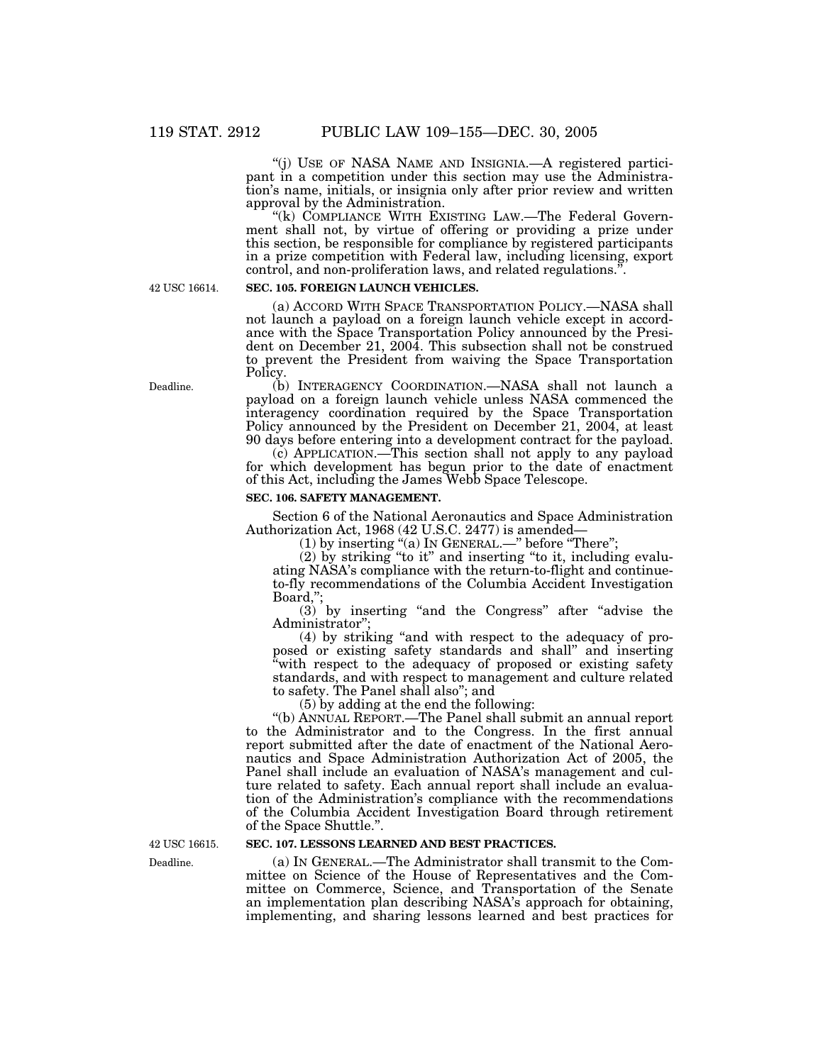"(j) USE OF NASA NAME AND INSIGNIA.—A registered participant in a competition under this section may use the Administration's name, initials, or insignia only after prior review and written approval by the Administration.

"(k) COMPLIANCE WITH EXISTING LAW.—The Federal Government shall not, by virtue of offering or providing a prize under this section, be responsible for compliance by registered participants in a prize competition with Federal law, including licensing, export control, and non-proliferation laws, and related regulations.".

42 USC 16614.

**SEC. 105. FOREIGN LAUNCH VEHICLES.**

(a) ACCORD WITH SPACE TRANSPORTATION POLICY.—NASA shall not launch a payload on a foreign launch vehicle except in accordance with the Space Transportation Policy announced by the President on December 21, 2004. This subsection shall not be construed to prevent the President from waiving the Space Transportation Policy.

Deadline.

(b) INTERAGENCY COORDINATION.—NASA shall not launch a payload on a foreign launch vehicle unless NASA commenced the interagency coordination required by the Space Transportation Policy announced by the President on December 21, 2004, at least 90 days before entering into a development contract for the payload.

(c) APPLICATION.—This section shall not apply to any payload for which development has begun prior to the date of enactment of this Act, including the James Webb Space Telescope.

**SEC. 106. SAFETY MANAGEMENT.**

Section 6 of the National Aeronautics and Space Administration Authorization Act, 1968 (42 U.S.C. 2477) is amended—

(1) by inserting "(a) IN GENERAL.—" before "There";

(2) by striking "to it" and inserting "to it, including evaluating NASA's compliance with the return-to-flight and continue-to-fly recommendations of the Columbia Accident Investigation Board,";

(3) by inserting "and the Congress" after "advise the Administrator";

(4) by striking "and with respect to the adequacy of proposed or existing safety standards and shall" and inserting "with respect to the adequacy of proposed or existing safety standards, and with respect to management and culture related to safety. The Panel shall also"; and

(5) by adding at the end the following:

"(b) ANNUAL REPORT.—The Panel shall submit an annual report to the Administrator and to the Congress. In the first annual report submitted after the date of enactment of the National Aeronautics and Space Administration Authorization Act of 2005, the Panel shall include an evaluation of NASA's management and culture related to safety. Each annual report shall include an evaluation of the Administration's compliance with the recommendations of the Columbia Accident Investigation Board through retirement of the Space Shuttle.".

42 USC 16615.

**SEC. 107. LESSONS LEARNED AND BEST PRACTICES.**

Deadline.

(a) IN GENERAL.—The Administrator shall transmit to the Committee on Science of the House of Representatives and the Committee on Commerce, Science, and Transportation of the Senate an implementation plan describing NASA's approach for obtaining, implementing, and sharing lessons learned and best practices for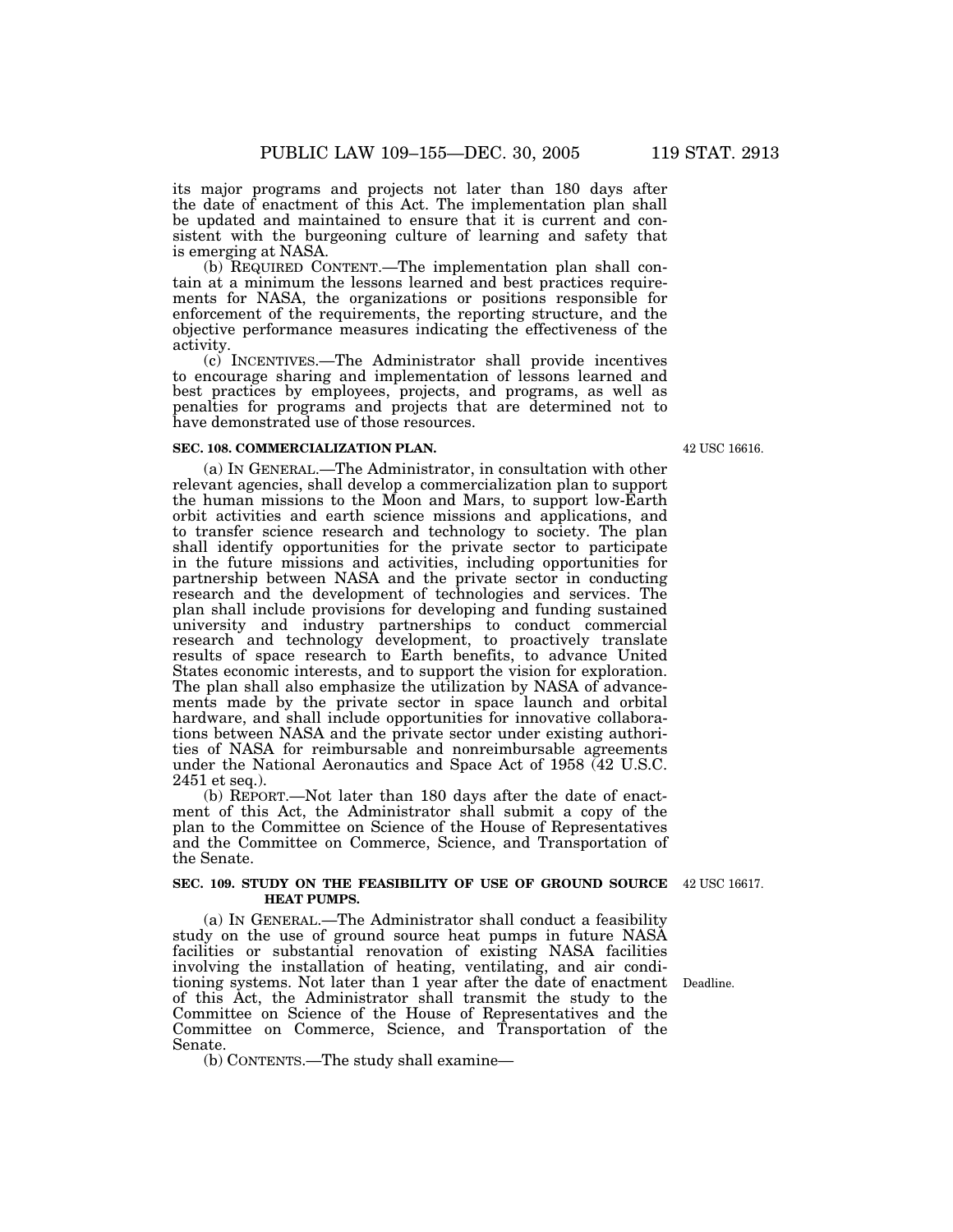its major programs and projects not later than 180 days after the date of enactment of this Act. The implementation plan shall be updated and maintained to ensure that it is current and consistent with the burgeoning culture of learning and safety that is emerging at NASA.

(b) REQUIRED CONTENT.—The implementation plan shall contain at a minimum the lessons learned and best practices requirements for NASA, the organizations or positions responsible for enforcement of the requirements, the reporting structure, and the objective performance measures indicating the effectiveness of the activity.

(c) INCENTIVES.—The Administrator shall provide incentives to encourage sharing and implementation of lessons learned and best practices by employees, projects, and programs, as well as penalties for programs and projects that are determined not to have demonstrated use of those resources.

**SEC. 108. COMMERCIALIZATION PLAN.**

42 USC 16616.

(a) IN GENERAL.—The Administrator, in consultation with other relevant agencies, shall develop a commercialization plan to support the human missions to the Moon and Mars, to support low-Earth orbit activities and earth science missions and applications, and to transfer science research and technology to society. The plan shall identify opportunities for the private sector to participate in the future missions and activities, including opportunities for partnership between NASA and the private sector in conducting research and the development of technologies and services. The plan shall include provisions for developing and funding sustained university and industry partnerships to conduct commercial research and technology development, to proactively translate results of space research to Earth benefits, to advance United States economic interests, and to support the vision for exploration. The plan shall also emphasize the utilization by NASA of advancements made by the private sector in space launch and orbital hardware, and shall include opportunities for innovative collaborations between NASA and the private sector under existing authorities of NASA for reimbursable and nonreimbursable agreements under the National Aeronautics and Space Act of 1958 (42 U.S.C. 2451 et seq.).

(b) REPORT.—Not later than 180 days after the date of enactment of this Act, the Administrator shall submit a copy of the plan to the Committee on Science of the House of Representatives and the Committee on Commerce, Science, and Transportation of the Senate.

**SEC. 109. STUDY ON THE FEASIBILITY OF USE OF GROUND SOURCE HEAT PUMPS.**

42 USC 16617.

(a) IN GENERAL.—The Administrator shall conduct a feasibility study on the use of ground source heat pumps in future NASA facilities or substantial renovation of existing NASA facilities involving the installation of heating, ventilating, and air conditioning systems. Not later than 1 year after the date of enactment of this Act, the Administrator shall transmit the study to the Committee on Science of the House of Representatives and the Committee on Commerce, Science, and Transportation of the Senate.

Deadline.

(b) CONTENTS.—The study shall examine—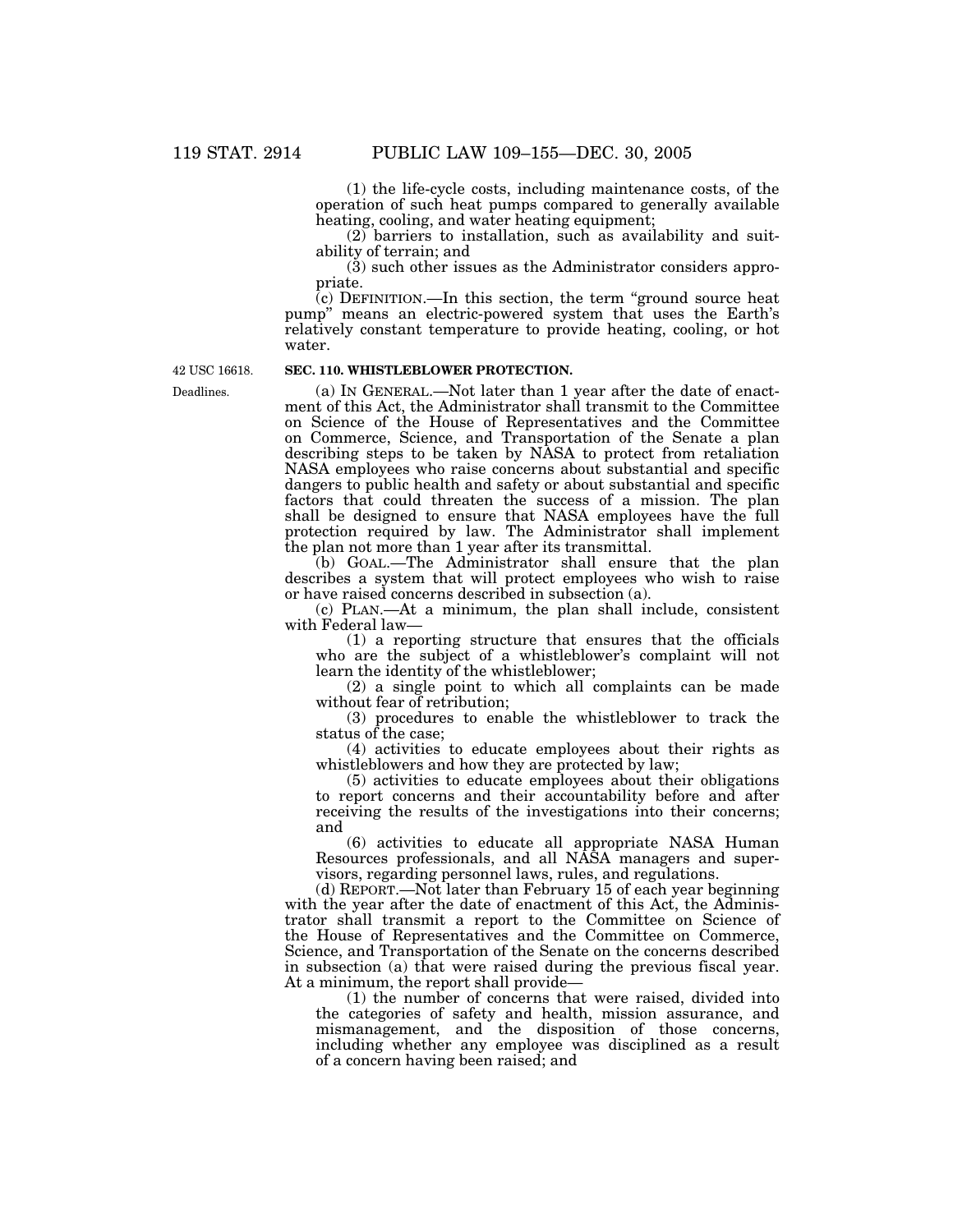(1) the life-cycle costs, including maintenance costs, of the operation of such heat pumps compared to generally available heating, cooling, and water heating equipment;

(2) barriers to installation, such as availability and suitability of terrain; and

(3) such other issues as the Administrator considers appropriate.

(c) DEFINITION.—In this section, the term "ground source heat pump" means an electric-powered system that uses the Earth's relatively constant temperature to provide heating, cooling, or hot water.

42 USC 16618.

**SEC. 110. WHISTLEBLOWER PROTECTION.**

Deadlines.

(a) IN GENERAL.—Not later than 1 year after the date of enactment of this Act, the Administrator shall transmit to the Committee on Science of the House of Representatives and the Committee on Commerce, Science, and Transportation of the Senate a plan describing steps to be taken by NASA to protect from retaliation NASA employees who raise concerns about substantial and specific dangers to public health and safety or about substantial and specific factors that could threaten the success of a mission. The plan shall be designed to ensure that NASA employees have the full protection required by law. The Administrator shall implement the plan not more than 1 year after its transmittal.

(b) GOAL.—The Administrator shall ensure that the plan describes a system that will protect employees who wish to raise or have raised concerns described in subsection (a).

(c) PLAN.—At a minimum, the plan shall include, consistent with Federal law—

(1) a reporting structure that ensures that the officials who are the subject of a whistleblower's complaint will not learn the identity of the whistleblower;

(2) a single point to which all complaints can be made without fear of retribution;

(3) procedures to enable the whistleblower to track the status of the case;

(4) activities to educate employees about their rights as whistleblowers and how they are protected by law;

(5) activities to educate employees about their obligations to report concerns and their accountability before and after receiving the results of the investigations into their concerns; and

(6) activities to educate all appropriate NASA Human Resources professionals, and all NASA managers and supervisors, regarding personnel laws, rules, and regulations.

(d) REPORT.—Not later than February 15 of each year beginning with the year after the date of enactment of this Act, the Administrator shall transmit a report to the Committee on Science of the House of Representatives and the Committee on Commerce, Science, and Transportation of the Senate on the concerns described in subsection (a) that were raised during the previous fiscal year. At a minimum, the report shall provide—

(1) the number of concerns that were raised, divided into the categories of safety and health, mission assurance, and mismanagement, and the disposition of those concerns, including whether any employee was disciplined as a result of a concern having been raised; and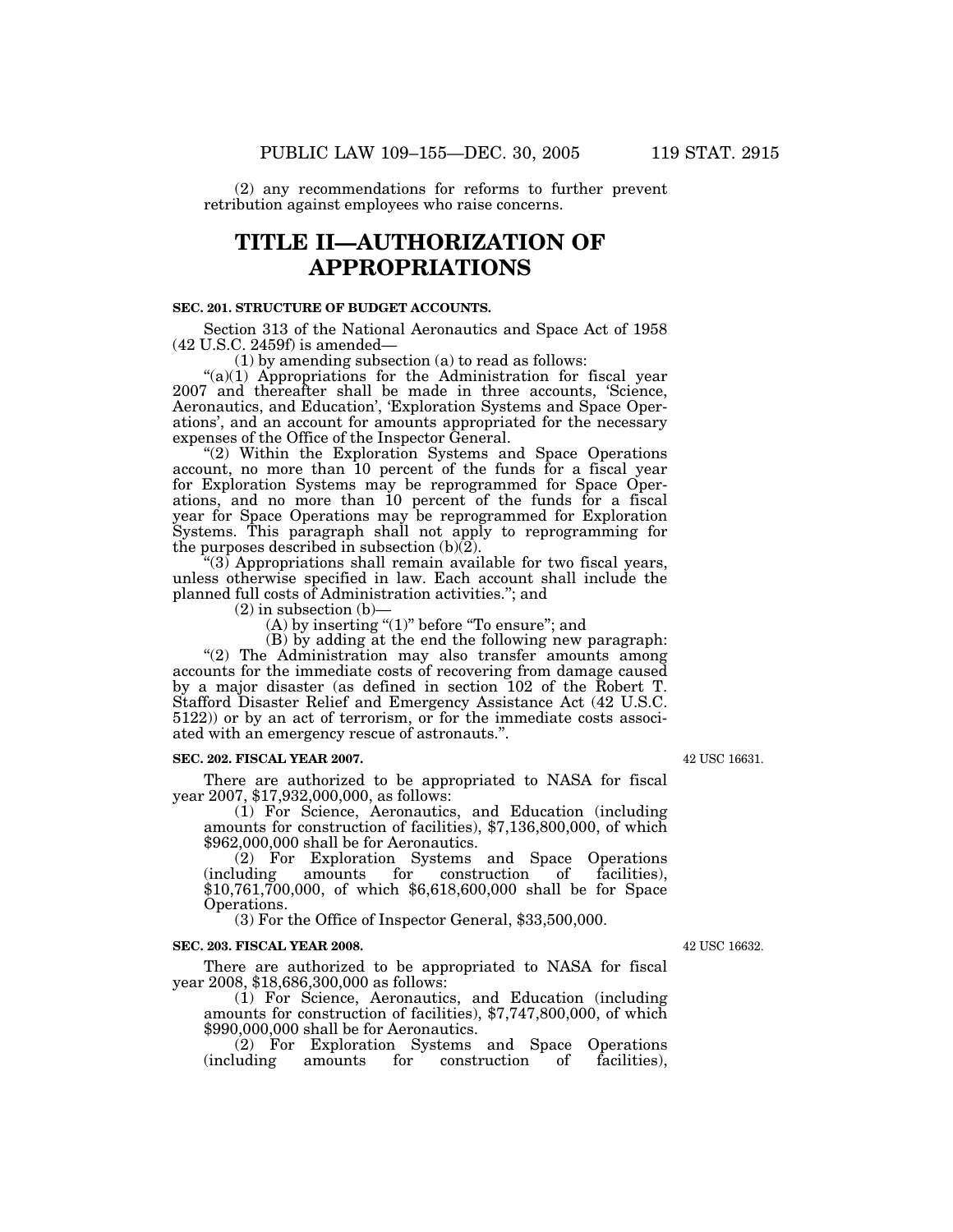(2) any recommendations for reforms to further prevent retribution against employees who raise concerns.

# TITLE II—AUTHORIZATION OF APPROPRIATIONS

### SEC. 201. STRUCTURE OF BUDGET ACCOUNTS.

Section 313 of the National Aeronautics and Space Act of 1958 (42 U.S.C. 2459f) is amended—

(1) by amending subsection (a) to read as follows:

"(a)(1) Appropriations for the Administration for fiscal year 2007 and thereafter shall be made in three accounts, 'Science, Aeronautics, and Education', 'Exploration Systems and Space Operations', and an account for amounts appropriated for the necessary expenses of the Office of the Inspector General.

"(2) Within the Exploration Systems and Space Operations account, no more than 10 percent of the funds for a fiscal year for Exploration Systems may be reprogrammed for Space Operations, and no more than 10 percent of the funds for a fiscal year for Space Operations may be reprogrammed for Exploration Systems. This paragraph shall not apply to reprogramming for the purposes described in subsection (b)(2).

"(3) Appropriations shall remain available for two fiscal years, unless otherwise specified in law. Each account shall include the planned full costs of Administration activities."; and

(2) in subsection (b)—

(A) by inserting "(1)" before "To ensure"; and

(B) by adding at the end the following new paragraph:

"(2) The Administration may also transfer amounts among accounts for the immediate costs of recovering from damage caused by a major disaster (as defined in section 102 of the Robert T. Stafford Disaster Relief and Emergency Assistance Act (42 U.S.C. 5122)) or by an act of terrorism, or for the immediate costs associated with an emergency rescue of astronauts.".

### SEC. 202. FISCAL YEAR 2007.

42 USC 16631.

There are authorized to be appropriated to NASA for fiscal year 2007, $17,932,000,000, as follows:

(1) For Science, Aeronautics, and Education (including amounts for construction of facilities), $7,136,800,000, of which $962,000,000 shall be for Aeronautics.

(2) For Exploration Systems and Space Operations (including amounts for construction of facilities), $10,761,700,000, of which $6,618,600,000 shall be for Space Operations.

(3) For the Office of Inspector General, $33,500,000.

### SEC. 203. FISCAL YEAR 2008.

42 USC 16632.

There are authorized to be appropriated to NASA for fiscal year 2008, $18,686,300,000 as follows:

(1) For Science, Aeronautics, and Education (including amounts for construction of facilities), $7,747,800,000, of which $990,000,000 shall be for Aeronautics.

(2) For Exploration Systems and Space Operations (including amounts for construction of facilities),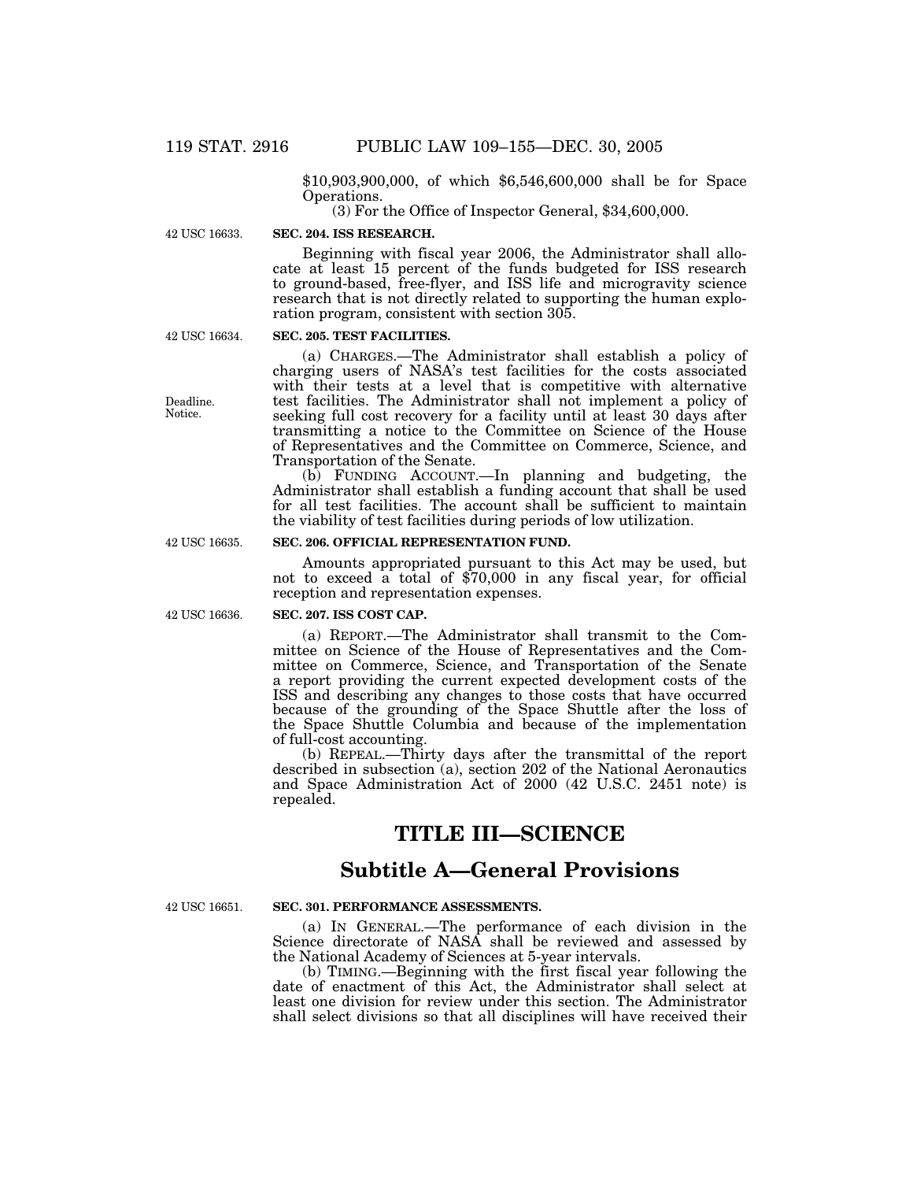$10,903,900,000, of which $6,546,600,000 shall be for Space Operations.

(3) For the Office of Inspector General, $34,600,000.

42 USC 16633.

**SEC. 204. ISS RESEARCH.**

Beginning with fiscal year 2006, the Administrator shall allocate at least 15 percent of the funds budgeted for ISS research to ground-based, free-flyer, and ISS life and microgravity science research that is not directly related to supporting the human exploration program, consistent with section 305.

42 USC 16634.

**SEC. 205. TEST FACILITIES.**

(a) CHARGES.—The Administrator shall establish a policy of charging users of NASA's test facilities for the costs associated with their tests at a level that is competitive with alternative test facilities. The Administrator shall not implement a policy of seeking full cost recovery for a facility until at least 30 days after transmitting a notice to the Committee on Science of the House of Representatives and the Committee on Commerce, Science, and Transportation of the Senate.

Deadline. Notice.

(b) FUNDING ACCOUNT.—In planning and budgeting, the Administrator shall establish a funding account that shall be used for all test facilities. The account shall be sufficient to maintain the viability of test facilities during periods of low utilization.

42 USC 16635.

**SEC. 206. OFFICIAL REPRESENTATION FUND.**

Amounts appropriated pursuant to this Act may be used, but not to exceed a total of $70,000 in any fiscal year, for official reception and representation expenses.

42 USC 16636.

**SEC. 207. ISS COST CAP.**

(a) REPORT.—The Administrator shall transmit to the Committee on Science of the House of Representatives and the Committee on Commerce, Science, and Transportation of the Senate a report providing the current expected development costs of the ISS and describing any changes to those costs that have occurred because of the grounding of the Space Shuttle after the loss of the Space Shuttle Columbia and because of the implementation of full-cost accounting.

(b) REPEAL.—Thirty days after the transmittal of the report described in subsection (a), section 202 of the National Aeronautics and Space Administration Act of 2000 (42 U.S.C. 2451 note) is repealed.

# TITLE III—SCIENCE

## Subtitle A—General Provisions

42 USC 16651.

**SEC. 301. PERFORMANCE ASSESSMENTS.**

(a) IN GENERAL.—The performance of each division in the Science directorate of NASA shall be reviewed and assessed by the National Academy of Sciences at 5-year intervals.

(b) TIMING.—Beginning with the first fiscal year following the date of enactment of this Act, the Administrator shall select at least one division for review under this section. The Administrator shall select divisions so that all disciplines will have received their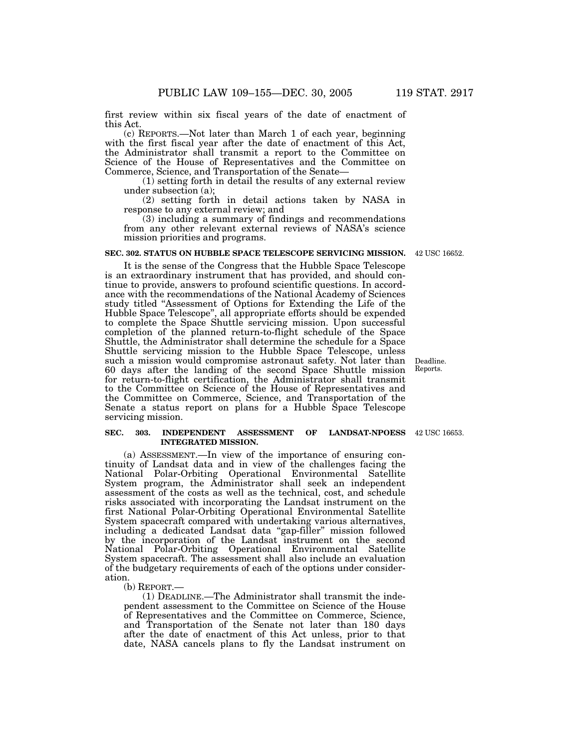first review within six fiscal years of the date of enactment of this Act.

(c) REPORTS.—Not later than March 1 of each year, beginning with the first fiscal year after the date of enactment of this Act, the Administrator shall transmit a report to the Committee on Science of the House of Representatives and the Committee on Commerce, Science, and Transportation of the Senate—

(1) setting forth in detail the results of any external review under subsection (a);

(2) setting forth in detail actions taken by NASA in response to any external review; and

(3) including a summary of findings and recommendations from any other relevant external reviews of NASA's science mission priorities and programs.

**SEC. 302. STATUS ON HUBBLE SPACE TELESCOPE SERVICING MISSION.**

42 USC 16652.

It is the sense of the Congress that the Hubble Space Telescope is an extraordinary instrument that has provided, and should continue to provide, answers to profound scientific questions. In accordance with the recommendations of the National Academy of Sciences study titled "Assessment of Options for Extending the Life of the Hubble Space Telescope", all appropriate efforts should be expended to complete the Space Shuttle servicing mission. Upon successful completion of the planned return-to-flight schedule of the Space Shuttle, the Administrator shall determine the schedule for a Space Shuttle servicing mission to the Hubble Space Telescope, unless such a mission would compromise astronaut safety. Not later than 60 days after the landing of the second Space Shuttle mission for return-to-flight certification, the Administrator shall transmit to the Committee on Science of the House of Representatives and the Committee on Commerce, Science, and Transportation of the Senate a status report on plans for a Hubble Space Telescope servicing mission.

Deadline. Reports.

**SEC. 303. INDEPENDENT ASSESSMENT OF LANDSAT-NPOESS INTEGRATED MISSION.**

42 USC 16653.

(a) ASSESSMENT.—In view of the importance of ensuring continuity of Landsat data and in view of the challenges facing the National Polar-Orbiting Operational Environmental Satellite System program, the Administrator shall seek an independent assessment of the costs as well as the technical, cost, and schedule risks associated with incorporating the Landsat instrument on the first National Polar-Orbiting Operational Environmental Satellite System spacecraft compared with undertaking various alternatives, including a dedicated Landsat data "gap-filler" mission followed by the incorporation of the Landsat instrument on the second National Polar-Orbiting Operational Environmental Satellite System spacecraft. The assessment shall also include an evaluation of the budgetary requirements of each of the options under consideration.

(b) REPORT.—

(1) DEADLINE.—The Administrator shall transmit the independent assessment to the Committee on Science of the House of Representatives and the Committee on Commerce, Science, and Transportation of the Senate not later than 180 days after the date of enactment of this Act unless, prior to that date, NASA cancels plans to fly the Landsat instrument on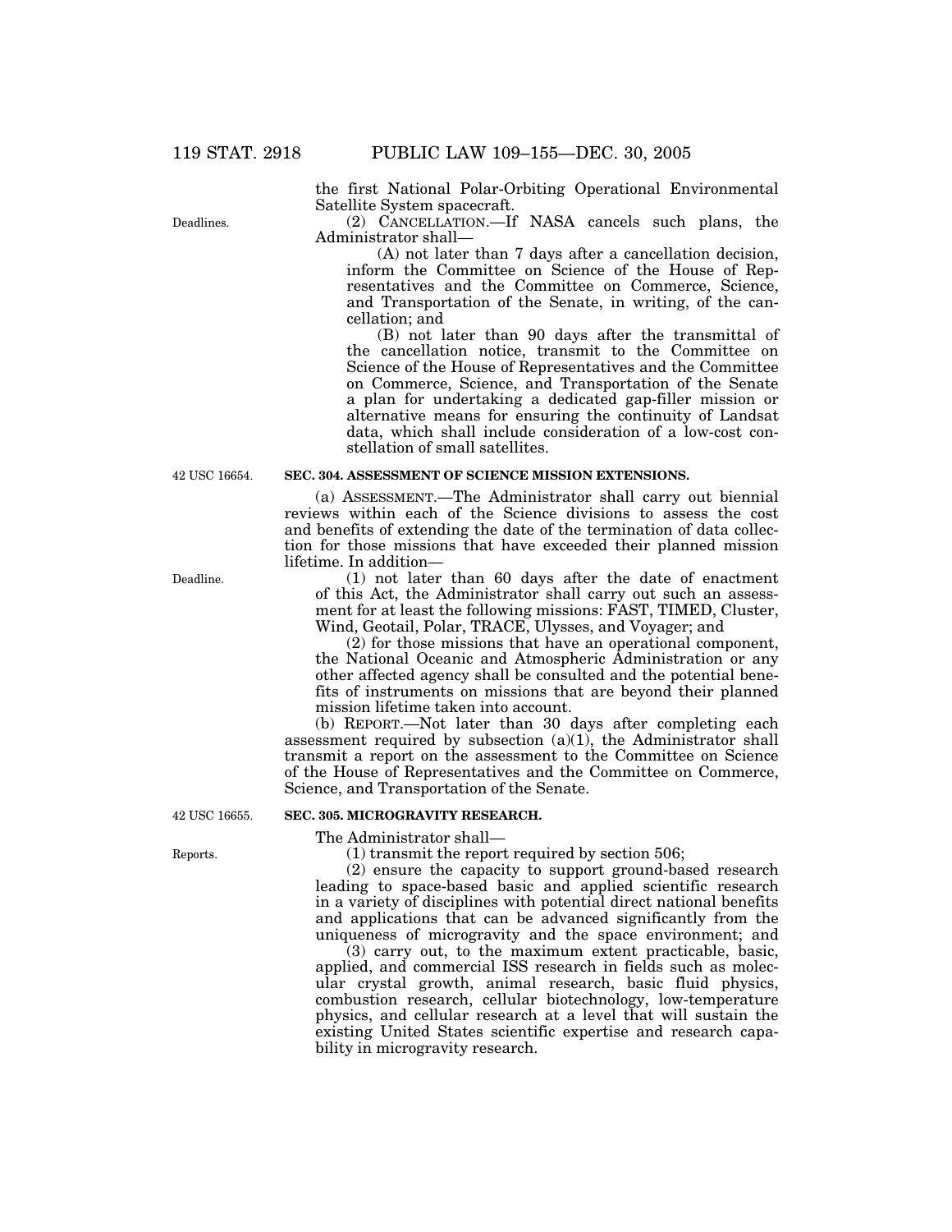the first National Polar-Orbiting Operational Environmental Satellite System spacecraft.

Deadlines.

(2) CANCELLATION.—If NASA cancels such plans, the Administrator shall—

(A) not later than 7 days after a cancellation decision, inform the Committee on Science of the House of Representatives and the Committee on Commerce, Science, and Transportation of the Senate, in writing, of the cancellation; and

(B) not later than 90 days after the transmittal of the cancellation notice, transmit to the Committee on Science of the House of Representatives and the Committee on Commerce, Science, and Transportation of the Senate a plan for undertaking a dedicated gap-filler mission or alternative means for ensuring the continuity of Landsat data, which shall include consideration of a low-cost constellation of small satellites.

42 USC 16654.

**SEC. 304. ASSESSMENT OF SCIENCE MISSION EXTENSIONS.**

(a) ASSESSMENT.—The Administrator shall carry out biennial reviews within each of the Science divisions to assess the cost and benefits of extending the date of the termination of data collection for those missions that have exceeded their planned mission lifetime. In addition—

Deadline.

(1) not later than 60 days after the date of enactment of this Act, the Administrator shall carry out such an assessment for at least the following missions: FAST, TIMED, Cluster, Wind, Geotail, Polar, TRACE, Ulysses, and Voyager; and

(2) for those missions that have an operational component, the National Oceanic and Atmospheric Administration or any other affected agency shall be consulted and the potential benefits of instruments on missions that are beyond their planned mission lifetime taken into account.

(b) REPORT.—Not later than 30 days after completing each assessment required by subsection (a)(1), the Administrator shall transmit a report on the assessment to the Committee on Science of the House of Representatives and the Committee on Commerce, Science, and Transportation of the Senate.

42 USC 16655.

**SEC. 305. MICROGRAVITY RESEARCH.**

The Administrator shall—

Reports.

(1) transmit the report required by section 506;

(2) ensure the capacity to support ground-based research leading to space-based basic and applied scientific research in a variety of disciplines with potential direct national benefits and applications that can be advanced significantly from the uniqueness of microgravity and the space environment; and

(3) carry out, to the maximum extent practicable, basic, applied, and commercial ISS research in fields such as molecular crystal growth, animal research, basic fluid physics, combustion research, cellular biotechnology, low-temperature physics, and cellular research at a level that will sustain the existing United States scientific expertise and research capability in microgravity research.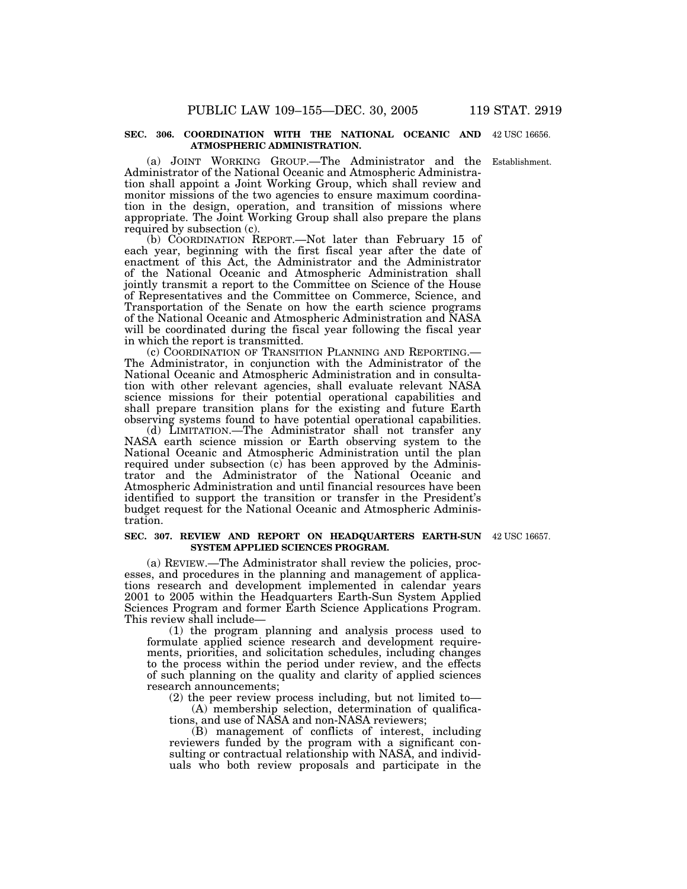**SEC. 306. COORDINATION WITH THE NATIONAL OCEANIC AND ATMOSPHERIC ADMINISTRATION.**

42 USC 16656.

Establishment.

(a) JOINT WORKING GROUP.—The Administrator and the Administrator of the National Oceanic and Atmospheric Administration shall appoint a Joint Working Group, which shall review and monitor missions of the two agencies to ensure maximum coordination in the design, operation, and transition of missions where appropriate. The Joint Working Group shall also prepare the plans required by subsection (c).

(b) COORDINATION REPORT.—Not later than February 15 of each year, beginning with the first fiscal year after the date of enactment of this Act, the Administrator and the Administrator of the National Oceanic and Atmospheric Administration shall jointly transmit a report to the Committee on Science of the House of Representatives and the Committee on Commerce, Science, and Transportation of the Senate on how the earth science programs of the National Oceanic and Atmospheric Administration and NASA will be coordinated during the fiscal year following the fiscal year in which the report is transmitted.

(c) COORDINATION OF TRANSITION PLANNING AND REPORTING.—The Administrator, in conjunction with the Administrator of the National Oceanic and Atmospheric Administration and in consultation with other relevant agencies, shall evaluate relevant NASA science missions for their potential operational capabilities and shall prepare transition plans for the existing and future Earth observing systems found to have potential operational capabilities.

(d) LIMITATION.—The Administrator shall not transfer any NASA earth science mission or Earth observing system to the National Oceanic and Atmospheric Administration until the plan required under subsection (c) has been approved by the Administrator and the Administrator of the National Oceanic and Atmospheric Administration and until financial resources have been identified to support the transition or transfer in the President's budget request for the National Oceanic and Atmospheric Administration.

**SEC. 307. REVIEW AND REPORT ON HEADQUARTERS EARTH-SUN SYSTEM APPLIED SCIENCES PROGRAM.**

42 USC 16657.

(a) REVIEW.—The Administrator shall review the policies, processes, and procedures in the planning and management of applications research and development implemented in calendar years 2001 to 2005 within the Headquarters Earth-Sun System Applied Sciences Program and former Earth Science Applications Program. This review shall include—

(1) the program planning and analysis process used to formulate applied science research and development requirements, priorities, and solicitation schedules, including changes to the process within the period under review, and the effects of such planning on the quality and clarity of applied sciences research announcements;

(2) the peer review process including, but not limited to—

(A) membership selection, determination of qualifications, and use of NASA and non-NASA reviewers;

(B) management of conflicts of interest, including reviewers funded by the program with a significant consulting or contractual relationship with NASA, and individuals who both review proposals and participate in the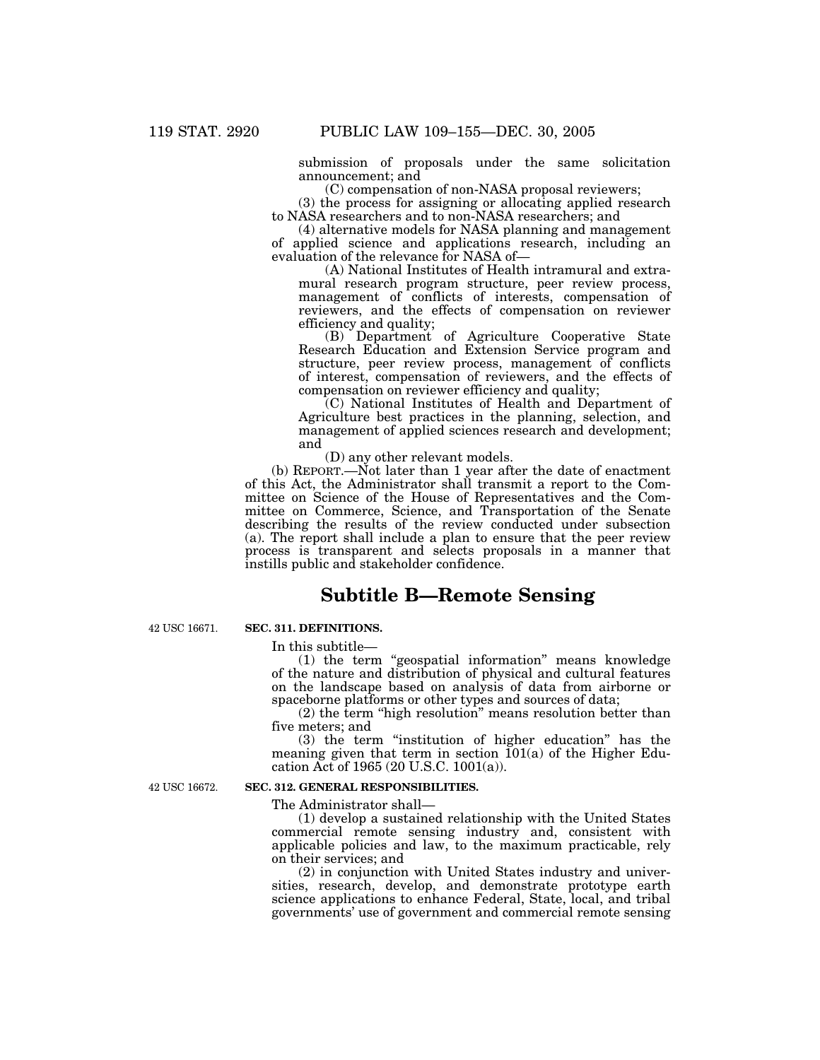submission of proposals under the same solicitation announcement; and

(C) compensation of non-NASA proposal reviewers;

(3) the process for assigning or allocating applied research to NASA researchers and to non-NASA researchers; and

(4) alternative models for NASA planning and management of applied science and applications research, including an evaluation of the relevance for NASA of—

(A) National Institutes of Health intramural and extramural research program structure, peer review process, management of conflicts of interests, compensation of reviewers, and the effects of compensation on reviewer efficiency and quality;

(B) Department of Agriculture Cooperative State Research Education and Extension Service program and structure, peer review process, management of conflicts of interest, compensation of reviewers, and the effects of compensation on reviewer efficiency and quality;

(C) National Institutes of Health and Department of Agriculture best practices in the planning, selection, and management of applied sciences research and development; and

(D) any other relevant models.

(b) REPORT.—Not later than 1 year after the date of enactment of this Act, the Administrator shall transmit a report to the Committee on Science of the House of Representatives and the Committee on Commerce, Science, and Transportation of the Senate describing the results of the review conducted under subsection (a). The report shall include a plan to ensure that the peer review process is transparent and selects proposals in a manner that instills public and stakeholder confidence.

## Subtitle B—Remote Sensing

42 USC 16671.

**SEC. 311. DEFINITIONS.**

In this subtitle—

(1) the term "geospatial information" means knowledge of the nature and distribution of physical and cultural features on the landscape based on analysis of data from airborne or spaceborne platforms or other types and sources of data;

(2) the term "high resolution" means resolution better than five meters; and

(3) the term "institution of higher education" has the meaning given that term in section 101(a) of the Higher Education Act of 1965 (20 U.S.C. 1001(a)).

42 USC 16672.

**SEC. 312. GENERAL RESPONSIBILITIES.**

The Administrator shall—

(1) develop a sustained relationship with the United States commercial remote sensing industry and, consistent with applicable policies and law, to the maximum practicable, rely on their services; and

(2) in conjunction with United States industry and universities, research, develop, and demonstrate prototype earth science applications to enhance Federal, State, local, and tribal governments' use of government and commercial remote sensing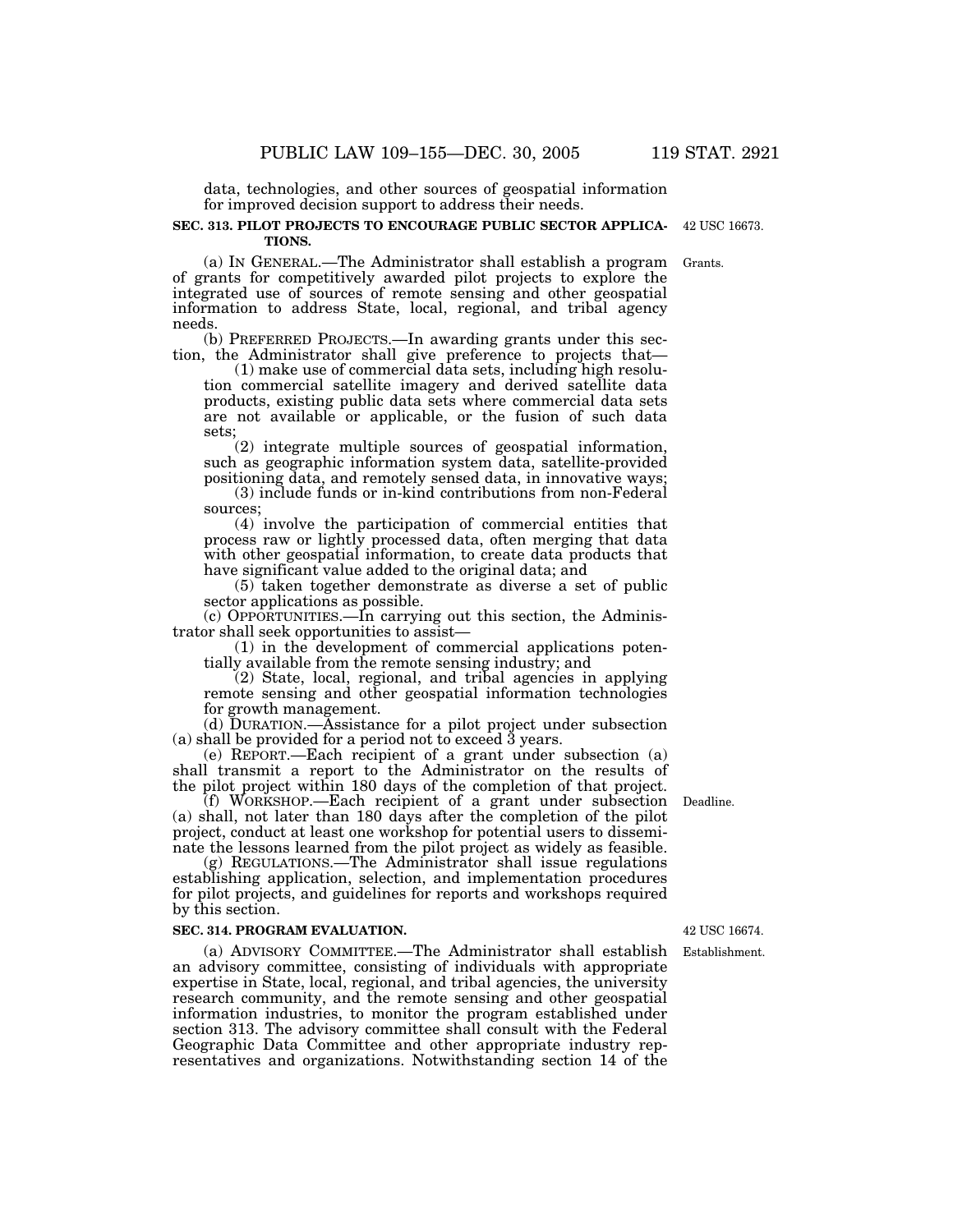data, technologies, and other sources of geospatial information for improved decision support to address their needs.

**SEC. 313. PILOT PROJECTS TO ENCOURAGE PUBLIC SECTOR APPLICATIONS.**

42 USC 16673.

(a) IN GENERAL.—The Administrator shall establish a program of grants for competitively awarded pilot projects to explore the integrated use of sources of remote sensing and other geospatial information to address State, local, regional, and tribal agency needs.

Grants.

(b) PREFERRED PROJECTS.—In awarding grants under this section, the Administrator shall give preference to projects that—

(1) make use of commercial data sets, including high resolution commercial satellite imagery and derived satellite data products, existing public data sets where commercial data sets are not available or applicable, or the fusion of such data sets;

(2) integrate multiple sources of geospatial information, such as geographic information system data, satellite-provided positioning data, and remotely sensed data, in innovative ways;

(3) include funds or in-kind contributions from non-Federal sources;

(4) involve the participation of commercial entities that process raw or lightly processed data, often merging that data with other geospatial information, to create data products that have significant value added to the original data; and

(5) taken together demonstrate as diverse a set of public sector applications as possible.

(c) OPPORTUNITIES.—In carrying out this section, the Administrator shall seek opportunities to assist—

(1) in the development of commercial applications potentially available from the remote sensing industry; and

(2) State, local, regional, and tribal agencies in applying remote sensing and other geospatial information technologies for growth management.

(d) DURATION.—Assistance for a pilot project under subsection (a) shall be provided for a period not to exceed 3 years.

(e) REPORT.—Each recipient of a grant under subsection (a) shall transmit a report to the Administrator on the results of the pilot project within 180 days of the completion of that project.

(f) WORKSHOP.—Each recipient of a grant under subsection (a) shall, not later than 180 days after the completion of the pilot project, conduct at least one workshop for potential users to disseminate the lessons learned from the pilot project as widely as feasible.

Deadline.

(g) REGULATIONS.—The Administrator shall issue regulations establishing application, selection, and implementation procedures for pilot projects, and guidelines for reports and workshops required by this section.

**SEC. 314. PROGRAM EVALUATION.**

42 USC 16674.

(a) ADVISORY COMMITTEE.—The Administrator shall establish an advisory committee, consisting of individuals with appropriate expertise in State, local, regional, and tribal agencies, the university research community, and the remote sensing and other geospatial information industries, to monitor the program established under section 313. The advisory committee shall consult with the Federal Geographic Data Committee and other appropriate industry representatives and organizations. Notwithstanding section 14 of the

Establishment.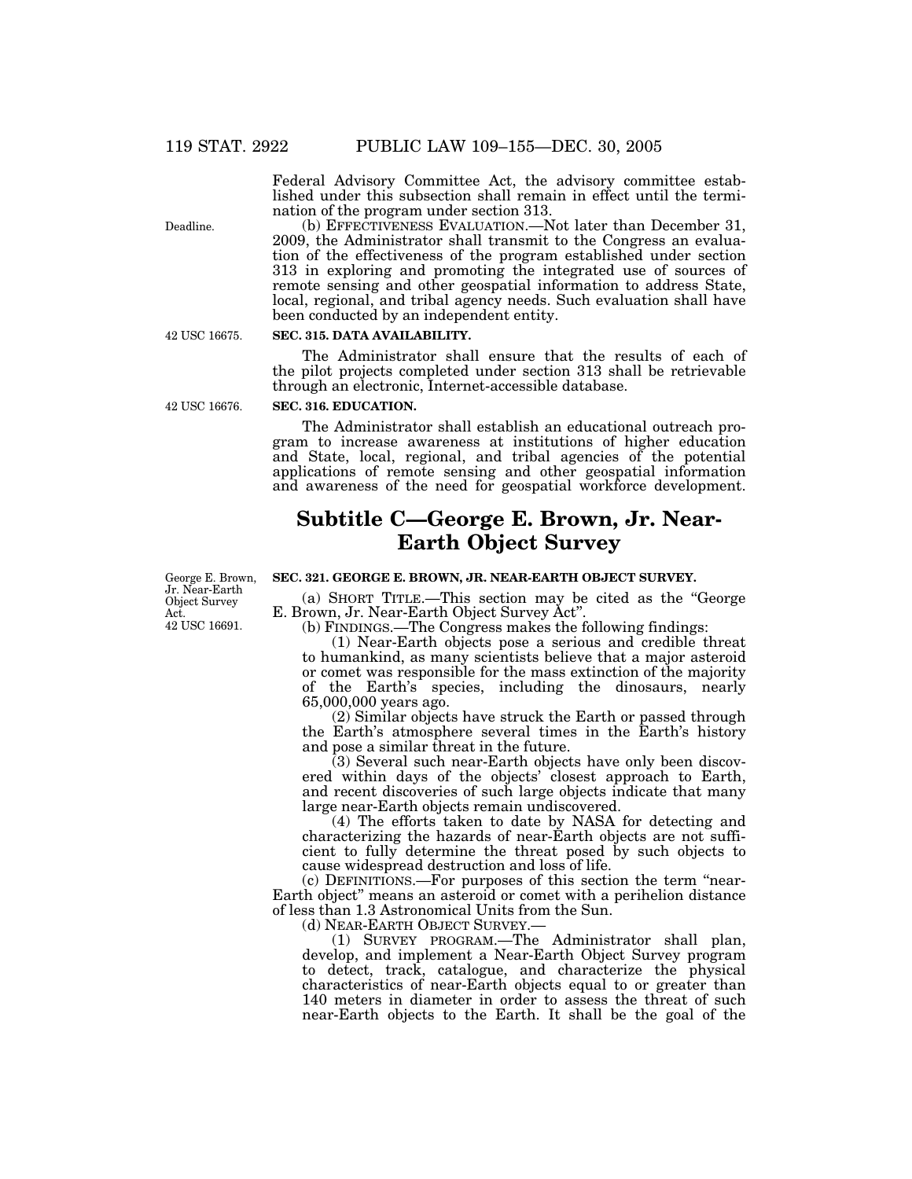Federal Advisory Committee Act, the advisory committee established under this subsection shall remain in effect until the termination of the program under section 313.

Deadline.

(b) EFFECTIVENESS EVALUATION.—Not later than December 31, 2009, the Administrator shall transmit to the Congress an evaluation of the effectiveness of the program established under section 313 in exploring and promoting the integrated use of sources of remote sensing and other geospatial information to address State, local, regional, and tribal agency needs. Such evaluation shall have been conducted by an independent entity.

42 USC 16675.

**SEC. 315. DATA AVAILABILITY.**

The Administrator shall ensure that the results of each of the pilot projects completed under section 313 shall be retrievable through an electronic, Internet-accessible database.

42 USC 16676.

**SEC. 316. EDUCATION.**

The Administrator shall establish an educational outreach program to increase awareness at institutions of higher education and State, local, regional, and tribal agencies of the potential applications of remote sensing and other geospatial information and awareness of the need for geospatial workforce development.

## Subtitle C—George E. Brown, Jr. Near-Earth Object Survey

George E. Brown, Jr. Near-Earth Object Survey Act.
42 USC 16691.

**SEC. 321. GEORGE E. BROWN, JR. NEAR-EARTH OBJECT SURVEY.**

(a) SHORT TITLE.—This section may be cited as the "George E. Brown, Jr. Near-Earth Object Survey Act".

(b) FINDINGS.—The Congress makes the following findings:

(1) Near-Earth objects pose a serious and credible threat to humankind, as many scientists believe that a major asteroid or comet was responsible for the mass extinction of the majority of the Earth's species, including the dinosaurs, nearly 65,000,000 years ago.

(2) Similar objects have struck the Earth or passed through the Earth's atmosphere several times in the Earth's history and pose a similar threat in the future.

(3) Several such near-Earth objects have only been discovered within days of the objects' closest approach to Earth, and recent discoveries of such large objects indicate that many large near-Earth objects remain undiscovered.

(4) The efforts taken to date by NASA for detecting and characterizing the hazards of near-Earth objects are not sufficient to fully determine the threat posed by such objects to cause widespread destruction and loss of life.

(c) DEFINITIONS.—For purposes of this section the term "near-Earth object" means an asteroid or comet with a perihelion distance of less than 1.3 Astronomical Units from the Sun.

(d) NEAR-EARTH OBJECT SURVEY.—

(1) SURVEY PROGRAM.—The Administrator shall plan, develop, and implement a Near-Earth Object Survey program to detect, track, catalogue, and characterize the physical characteristics of near-Earth objects equal to or greater than 140 meters in diameter in order to assess the threat of such near-Earth objects to the Earth. It shall be the goal of the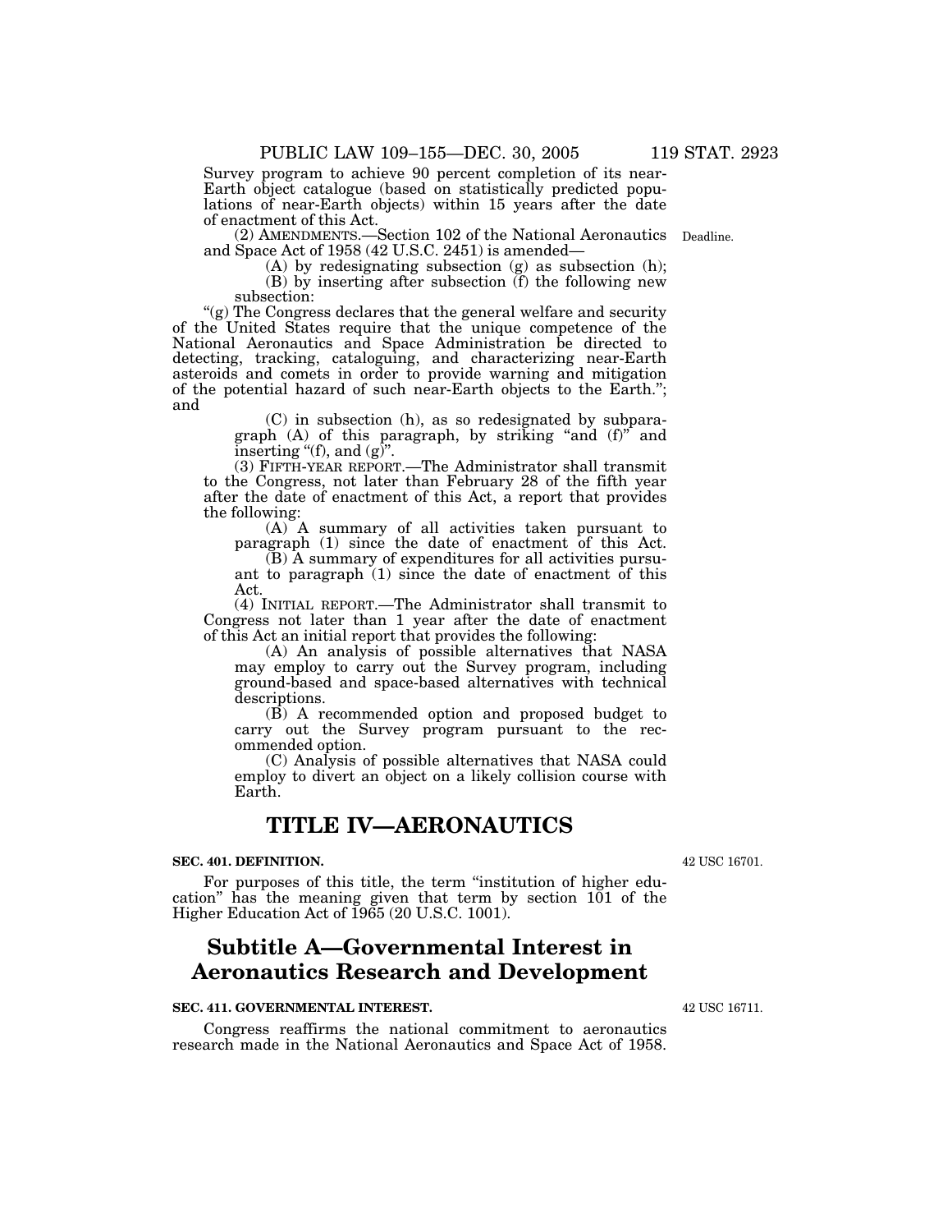Survey program to achieve 90 percent completion of its near-Earth object catalogue (based on statistically predicted populations of near-Earth objects) within 15 years after the date of enactment of this Act.

Deadline.

(2) AMENDMENTS.—Section 102 of the National Aeronautics and Space Act of 1958 (42 U.S.C. 2451) is amended—

(A) by redesignating subsection (g) as subsection (h);

(B) by inserting after subsection (f) the following new subsection:

"(g) The Congress declares that the general welfare and security of the United States require that the unique competence of the National Aeronautics and Space Administration be directed to detecting, tracking, cataloguing, and characterizing near-Earth asteroids and comets in order to provide warning and mitigation of the potential hazard of such near-Earth objects to the Earth."; and

(C) in subsection (h), as so redesignated by subparagraph (A) of this paragraph, by striking "and (f)" and inserting "(f), and (g)".

(3) FIFTH-YEAR REPORT.—The Administrator shall transmit to the Congress, not later than February 28 of the fifth year after the date of enactment of this Act, a report that provides the following:

(A) A summary of all activities taken pursuant to paragraph (1) since the date of enactment of this Act.

(B) A summary of expenditures for all activities pursuant to paragraph (1) since the date of enactment of this Act.

(4) INITIAL REPORT.—The Administrator shall transmit to Congress not later than 1 year after the date of enactment of this Act an initial report that provides the following:

(A) An analysis of possible alternatives that NASA may employ to carry out the Survey program, including ground-based and space-based alternatives with technical descriptions.

(B) A recommended option and proposed budget to carry out the Survey program pursuant to the recommended option.

(C) Analysis of possible alternatives that NASA could employ to divert an object on a likely collision course with Earth.

# TITLE IV—AERONAUTICS

42 USC 16701.

**SEC. 401. DEFINITION.**

For purposes of this title, the term "institution of higher education" has the meaning given that term by section 101 of the Higher Education Act of 1965 (20 U.S.C. 1001).

## Subtitle A—Governmental Interest in Aeronautics Research and Development

42 USC 16711.

**SEC. 411. GOVERNMENTAL INTEREST.**

Congress reaffirms the national commitment to aeronautics research made in the National Aeronautics and Space Act of 1958.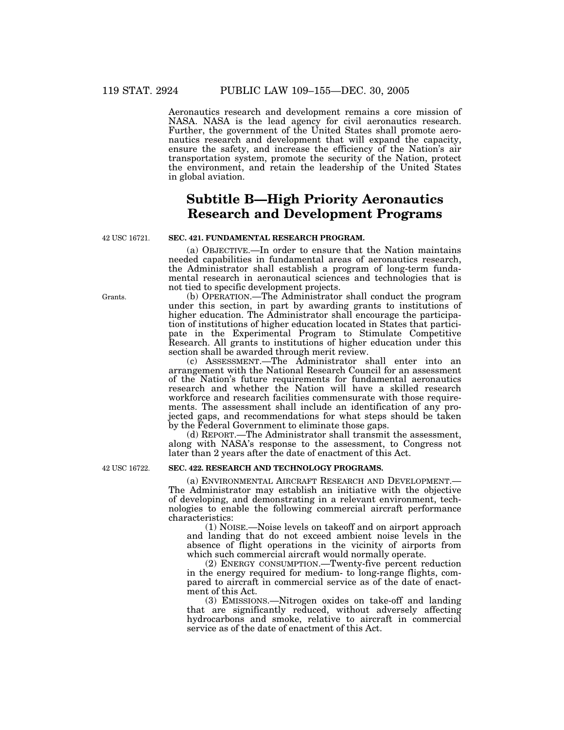Aeronautics research and development remains a core mission of NASA. NASA is the lead agency for civil aeronautics research. Further, the government of the United States shall promote aeronautics research and development that will expand the capacity, ensure the safety, and increase the efficiency of the Nation's air transportation system, promote the security of the Nation, protect the environment, and retain the leadership of the United States in global aviation.

## Subtitle B—High Priority Aeronautics Research and Development Programs

42 USC 16721.

**SEC. 421. FUNDAMENTAL RESEARCH PROGRAM.**

(a) OBJECTIVE.—In order to ensure that the Nation maintains needed capabilities in fundamental areas of aeronautics research, the Administrator shall establish a program of long-term fundamental research in aeronautical sciences and technologies that is not tied to specific development projects.

Grants.

(b) OPERATION.—The Administrator shall conduct the program under this section, in part by awarding grants to institutions of higher education. The Administrator shall encourage the participation of institutions of higher education located in States that participate in the Experimental Program to Stimulate Competitive Research. All grants to institutions of higher education under this section shall be awarded through merit review.

(c) ASSESSMENT.—The Administrator shall enter into an arrangement with the National Research Council for an assessment of the Nation's future requirements for fundamental aeronautics research and whether the Nation will have a skilled research workforce and research facilities commensurate with those requirements. The assessment shall include an identification of any projected gaps, and recommendations for what steps should be taken by the Federal Government to eliminate those gaps.

(d) REPORT.—The Administrator shall transmit the assessment, along with NASA's response to the assessment, to Congress not later than 2 years after the date of enactment of this Act.

42 USC 16722.

**SEC. 422. RESEARCH AND TECHNOLOGY PROGRAMS.**

(a) ENVIRONMENTAL AIRCRAFT RESEARCH AND DEVELOPMENT.—The Administrator may establish an initiative with the objective of developing, and demonstrating in a relevant environment, technologies to enable the following commercial aircraft performance characteristics:

(1) NOISE.—Noise levels on takeoff and on airport approach and landing that do not exceed ambient noise levels in the absence of flight operations in the vicinity of airports from which such commercial aircraft would normally operate.

(2) ENERGY CONSUMPTION.—Twenty-five percent reduction in the energy required for medium- to long-range flights, compared to aircraft in commercial service as of the date of enactment of this Act.

(3) EMISSIONS.—Nitrogen oxides on take-off and landing that are significantly reduced, without adversely affecting hydrocarbons and smoke, relative to aircraft in commercial service as of the date of enactment of this Act.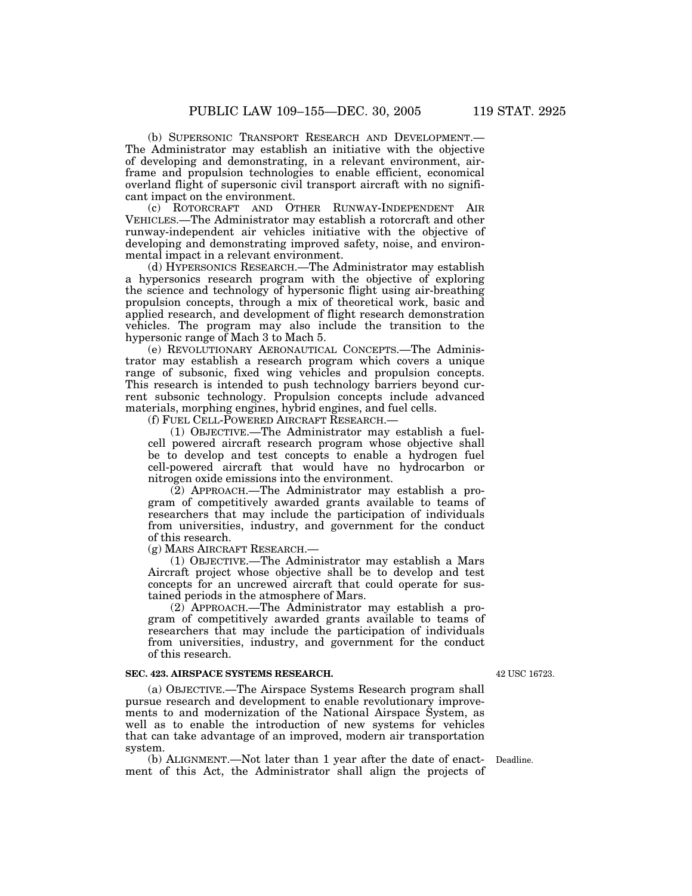(b) SUPERSONIC TRANSPORT RESEARCH AND DEVELOPMENT.—The Administrator may establish an initiative with the objective of developing and demonstrating, in a relevant environment, airframe and propulsion technologies to enable efficient, economical overland flight of supersonic civil transport aircraft with no significant impact on the environment.

(c) ROTORCRAFT AND OTHER RUNWAY-INDEPENDENT AIR VEHICLES.—The Administrator may establish a rotorcraft and other runway-independent air vehicles initiative with the objective of developing and demonstrating improved safety, noise, and environmental impact in a relevant environment.

(d) HYPERSONICS RESEARCH.—The Administrator may establish a hypersonics research program with the objective of exploring the science and technology of hypersonic flight using air-breathing propulsion concepts, through a mix of theoretical work, basic and applied research, and development of flight research demonstration vehicles. The program may also include the transition to the hypersonic range of Mach 3 to Mach 5.

(e) REVOLUTIONARY AERONAUTICAL CONCEPTS.—The Administrator may establish a research program which covers a unique range of subsonic, fixed wing vehicles and propulsion concepts. This research is intended to push technology barriers beyond current subsonic technology. Propulsion concepts include advanced materials, morphing engines, hybrid engines, and fuel cells.

(f) FUEL CELL-POWERED AIRCRAFT RESEARCH.—

(1) OBJECTIVE.—The Administrator may establish a fuel-cell powered aircraft research program whose objective shall be to develop and test concepts to enable a hydrogen fuel cell-powered aircraft that would have no hydrocarbon or nitrogen oxide emissions into the environment.

(2) APPROACH.—The Administrator may establish a program of competitively awarded grants available to teams of researchers that may include the participation of individuals from universities, industry, and government for the conduct of this research.

(g) MARS AIRCRAFT RESEARCH.—

(1) OBJECTIVE.—The Administrator may establish a Mars Aircraft project whose objective shall be to develop and test concepts for an uncrewed aircraft that could operate for sustained periods in the atmosphere of Mars.

(2) APPROACH.—The Administrator may establish a program of competitively awarded grants available to teams of researchers that may include the participation of individuals from universities, industry, and government for the conduct of this research.

**SEC. 423. AIRSPACE SYSTEMS RESEARCH.**

42 USC 16723.

(a) OBJECTIVE.—The Airspace Systems Research program shall pursue research and development to enable revolutionary improvements to and modernization of the National Airspace System, as well as to enable the introduction of new systems for vehicles that can take advantage of an improved, modern air transportation system.

(b) ALIGNMENT.—Not later than 1 year after the date of enactment of this Act, the Administrator shall align the projects of

Deadline.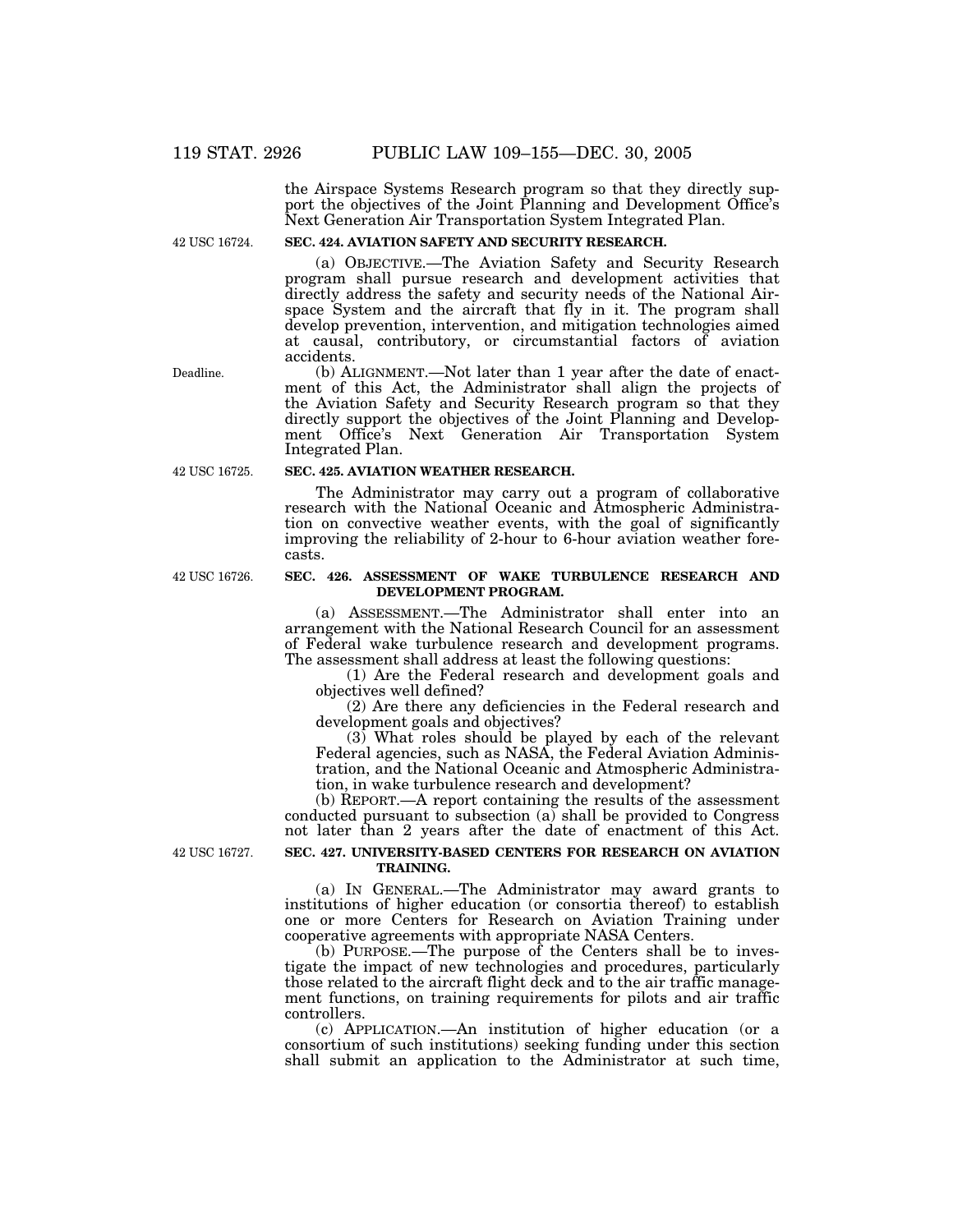the Airspace Systems Research program so that they directly support the objectives of the Joint Planning and Development Office's Next Generation Air Transportation System Integrated Plan.

42 USC 16724.

**SEC. 424. AVIATION SAFETY AND SECURITY RESEARCH.**

(a) OBJECTIVE.—The Aviation Safety and Security Research program shall pursue research and development activities that directly address the safety and security needs of the National Airspace System and the aircraft that fly in it. The program shall develop prevention, intervention, and mitigation technologies aimed at causal, contributory, or circumstantial factors of aviation accidents.

Deadline.

(b) ALIGNMENT.—Not later than 1 year after the date of enactment of this Act, the Administrator shall align the projects of the Aviation Safety and Security Research program so that they directly support the objectives of the Joint Planning and Development Office's Next Generation Air Transportation System Integrated Plan.

42 USC 16725.

**SEC. 425. AVIATION WEATHER RESEARCH.**

The Administrator may carry out a program of collaborative research with the National Oceanic and Atmospheric Administration on convective weather events, with the goal of significantly improving the reliability of 2-hour to 6-hour aviation weather forecasts.

42 USC 16726.

**SEC. 426. ASSESSMENT OF WAKE TURBULENCE RESEARCH AND DEVELOPMENT PROGRAM.**

(a) ASSESSMENT.—The Administrator shall enter into an arrangement with the National Research Council for an assessment of Federal wake turbulence research and development programs. The assessment shall address at least the following questions:

(1) Are the Federal research and development goals and objectives well defined?

(2) Are there any deficiencies in the Federal research and development goals and objectives?

(3) What roles should be played by each of the relevant Federal agencies, such as NASA, the Federal Aviation Administration, and the National Oceanic and Atmospheric Administration, in wake turbulence research and development?

(b) REPORT.—A report containing the results of the assessment conducted pursuant to subsection (a) shall be provided to Congress not later than 2 years after the date of enactment of this Act.

42 USC 16727.

**SEC. 427. UNIVERSITY-BASED CENTERS FOR RESEARCH ON AVIATION TRAINING.**

(a) IN GENERAL.—The Administrator may award grants to institutions of higher education (or consortia thereof) to establish one or more Centers for Research on Aviation Training under cooperative agreements with appropriate NASA Centers.

(b) PURPOSE.—The purpose of the Centers shall be to investigate the impact of new technologies and procedures, particularly those related to the aircraft flight deck and to the air traffic management functions, on training requirements for pilots and air traffic controllers.

(c) APPLICATION.—An institution of higher education (or a consortium of such institutions) seeking funding under this section shall submit an application to the Administrator at such time,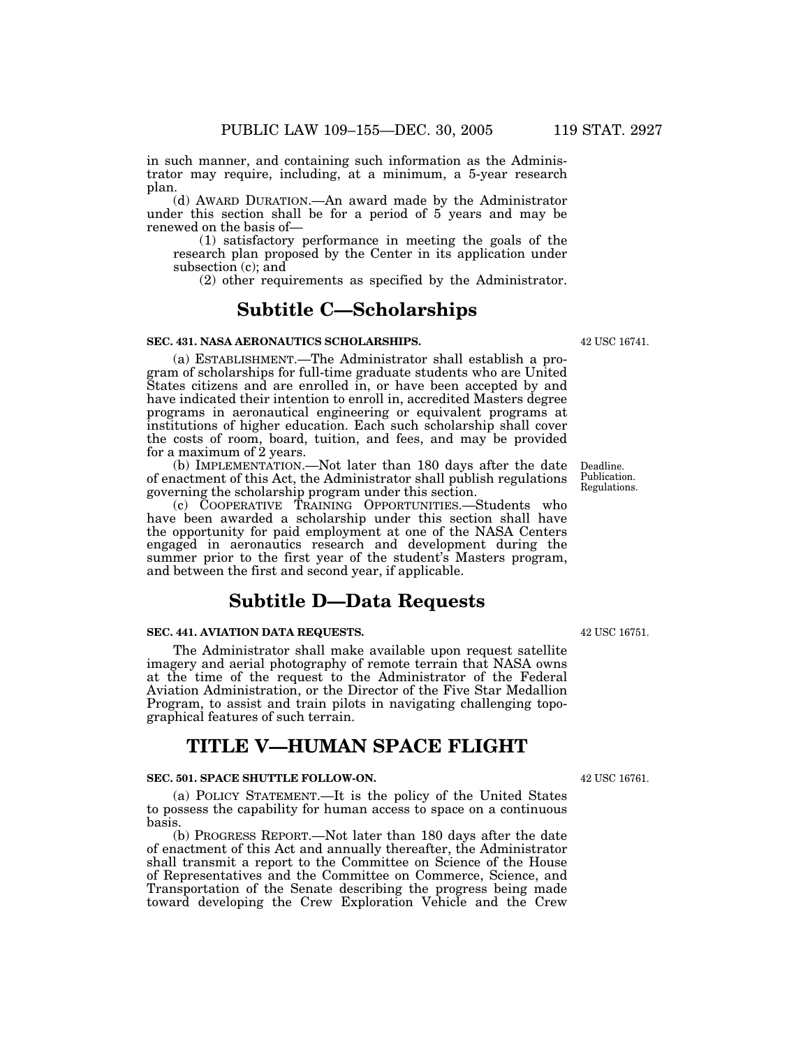in such manner, and containing such information as the Administrator may require, including, at a minimum, a 5-year research plan.

(d) AWARD DURATION.—An award made by the Administrator under this section shall be for a period of 5 years and may be renewed on the basis of—

(1) satisfactory performance in meeting the goals of the research plan proposed by the Center in its application under subsection (c); and

(2) other requirements as specified by the Administrator.

## Subtitle C—Scholarships

### SEC. 431. NASA AERONAUTICS SCHOLARSHIPS.

42 USC 16741.

(a) ESTABLISHMENT.—The Administrator shall establish a program of scholarships for full-time graduate students who are United States citizens and are enrolled in, or have been accepted by and have indicated their intention to enroll in, accredited Masters degree programs in aeronautical engineering or equivalent programs at institutions of higher education. Each such scholarship shall cover the costs of room, board, tuition, and fees, and may be provided for a maximum of 2 years.

(b) IMPLEMENTATION.—Not later than 180 days after the date of enactment of this Act, the Administrator shall publish regulations governing the scholarship program under this section.

Deadline. Publication. Regulations.

(c) COOPERATIVE TRAINING OPPORTUNITIES.—Students who have been awarded a scholarship under this section shall have the opportunity for paid employment at one of the NASA Centers engaged in aeronautics research and development during the summer prior to the first year of the student's Masters program, and between the first and second year, if applicable.

## Subtitle D—Data Requests

### SEC. 441. AVIATION DATA REQUESTS.

42 USC 16751.

The Administrator shall make available upon request satellite imagery and aerial photography of remote terrain that NASA owns at the time of the request to the Administrator of the Federal Aviation Administration, or the Director of the Five Star Medallion Program, to assist and train pilots in navigating challenging topographical features of such terrain.

# TITLE V—HUMAN SPACE FLIGHT

### SEC. 501. SPACE SHUTTLE FOLLOW-ON.

42 USC 16761.

(a) POLICY STATEMENT.—It is the policy of the United States to possess the capability for human access to space on a continuous basis.

(b) PROGRESS REPORT.—Not later than 180 days after the date of enactment of this Act and annually thereafter, the Administrator shall transmit a report to the Committee on Science of the House of Representatives and the Committee on Commerce, Science, and Transportation of the Senate describing the progress being made toward developing the Crew Exploration Vehicle and the Crew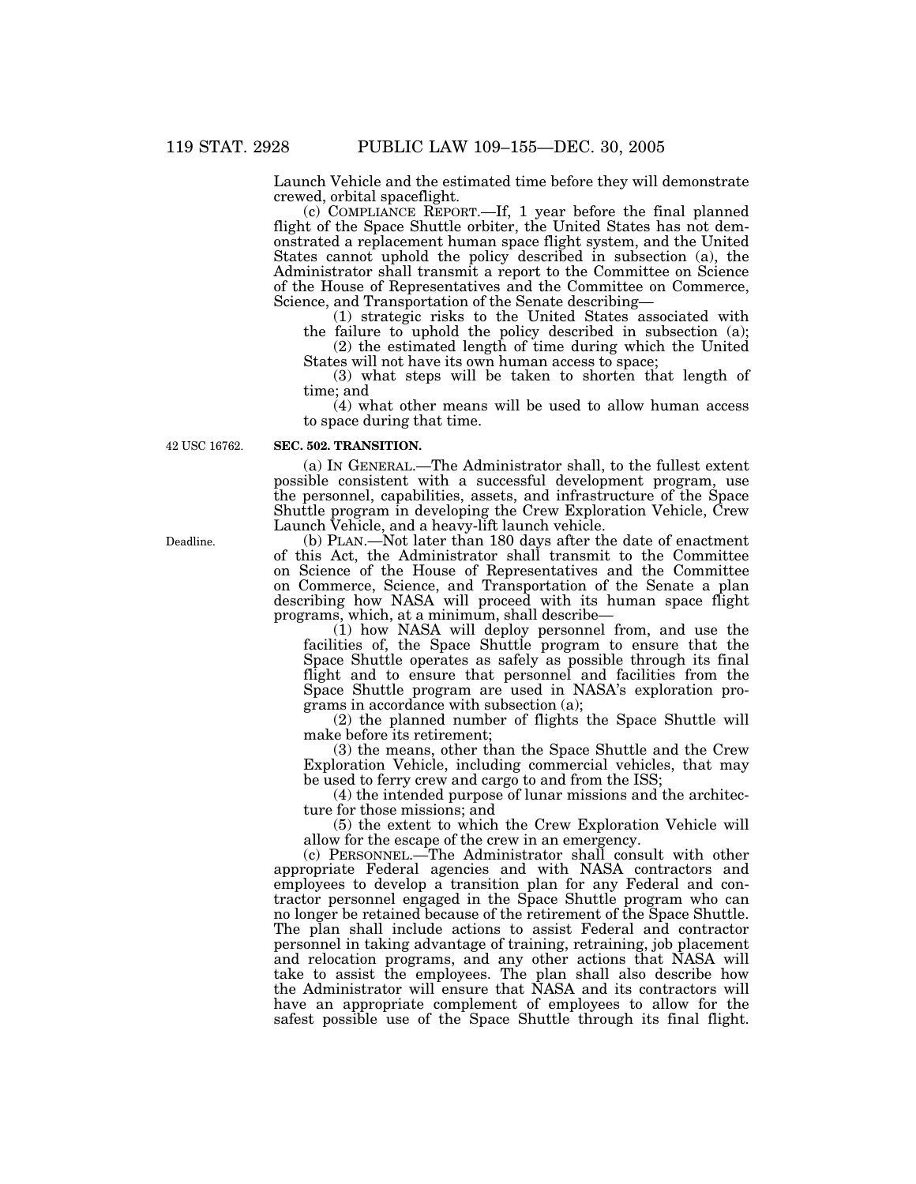Launch Vehicle and the estimated time before they will demonstrate crewed, orbital spaceflight.

(c) COMPLIANCE REPORT.—If, 1 year before the final planned flight of the Space Shuttle orbiter, the United States has not demonstrated a replacement human space flight system, and the United States cannot uphold the policy described in subsection (a), the Administrator shall transmit a report to the Committee on Science of the House of Representatives and the Committee on Commerce, Science, and Transportation of the Senate describing—

(1) strategic risks to the United States associated with the failure to uphold the policy described in subsection (a);

(2) the estimated length of time during which the United States will not have its own human access to space;

(3) what steps will be taken to shorten that length of time; and

(4) what other means will be used to allow human access to space during that time.

42 USC 16762.

**SEC. 502. TRANSITION.**

(a) IN GENERAL.—The Administrator shall, to the fullest extent possible consistent with a successful development program, use the personnel, capabilities, assets, and infrastructure of the Space Shuttle program in developing the Crew Exploration Vehicle, Crew Launch Vehicle, and a heavy-lift launch vehicle.

Deadline.

(b) PLAN.—Not later than 180 days after the date of enactment of this Act, the Administrator shall transmit to the Committee on Science of the House of Representatives and the Committee on Commerce, Science, and Transportation of the Senate a plan describing how NASA will proceed with its human space flight programs, which, at a minimum, shall describe—

(1) how NASA will deploy personnel from, and use the facilities of, the Space Shuttle program to ensure that the Space Shuttle operates as safely as possible through its final flight and to ensure that personnel and facilities from the Space Shuttle program are used in NASA's exploration programs in accordance with subsection (a);

(2) the planned number of flights the Space Shuttle will make before its retirement;

(3) the means, other than the Space Shuttle and the Crew Exploration Vehicle, including commercial vehicles, that may be used to ferry crew and cargo to and from the ISS;

(4) the intended purpose of lunar missions and the architecture for those missions; and

(5) the extent to which the Crew Exploration Vehicle will allow for the escape of the crew in an emergency.

(c) PERSONNEL.—The Administrator shall consult with other appropriate Federal agencies and with NASA contractors and employees to develop a transition plan for any Federal and contractor personnel engaged in the Space Shuttle program who can no longer be retained because of the retirement of the Space Shuttle. The plan shall include actions to assist Federal and contractor personnel in taking advantage of training, retraining, job placement and relocation programs, and any other actions that NASA will take to assist the employees. The plan shall also describe how the Administrator will ensure that NASA and its contractors will have an appropriate complement of employees to allow for the safest possible use of the Space Shuttle through its final flight.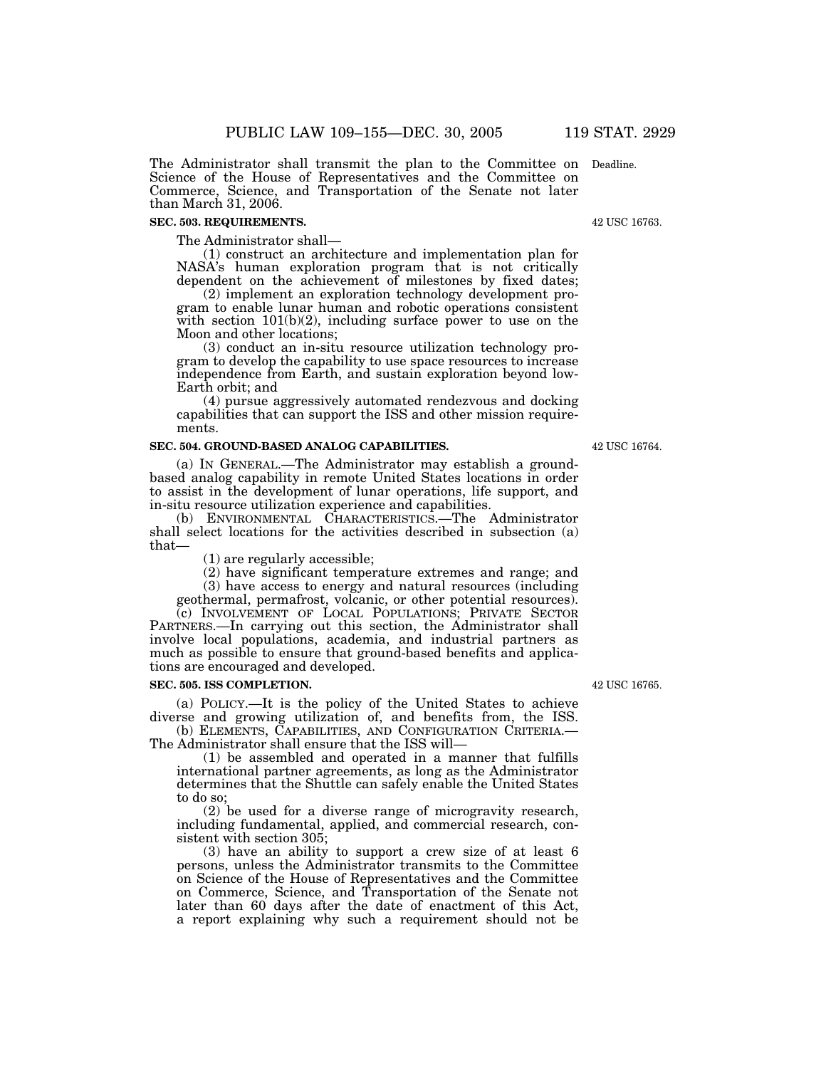The Administrator shall transmit the plan to the Committee on Science of the House of Representatives and the Committee on Commerce, Science, and Transportation of the Senate not later than March 31, 2006.

Deadline.

**SEC. 503. REQUIREMENTS.**

42 USC 16763.

The Administrator shall—

(1) construct an architecture and implementation plan for NASA's human exploration program that is not critically dependent on the achievement of milestones by fixed dates;

(2) implement an exploration technology development program to enable lunar human and robotic operations consistent with section 101(b)(2), including surface power to use on the Moon and other locations;

(3) conduct an in-situ resource utilization technology program to develop the capability to use space resources to increase independence from Earth, and sustain exploration beyond low-Earth orbit; and

(4) pursue aggressively automated rendezvous and docking capabilities that can support the ISS and other mission requirements.

**SEC. 504. GROUND-BASED ANALOG CAPABILITIES.**

42 USC 16764.

(a) IN GENERAL.—The Administrator may establish a ground-based analog capability in remote United States locations in order to assist in the development of lunar operations, life support, and in-situ resource utilization experience and capabilities.

(b) ENVIRONMENTAL CHARACTERISTICS.—The Administrator shall select locations for the activities described in subsection (a) that—

(1) are regularly accessible;

(2) have significant temperature extremes and range; and

(3) have access to energy and natural resources (including geothermal, permafrost, volcanic, or other potential resources).

(c) INVOLVEMENT OF LOCAL POPULATIONS; PRIVATE SECTOR PARTNERS.—In carrying out this section, the Administrator shall involve local populations, academia, and industrial partners as much as possible to ensure that ground-based benefits and applications are encouraged and developed.

**SEC. 505. ISS COMPLETION.**

42 USC 16765.

(a) POLICY.—It is the policy of the United States to achieve diverse and growing utilization of, and benefits from, the ISS.

(b) ELEMENTS, CAPABILITIES, AND CONFIGURATION CRITERIA.—The Administrator shall ensure that the ISS will—

(1) be assembled and operated in a manner that fulfills international partner agreements, as long as the Administrator determines that the Shuttle can safely enable the United States to do so;

(2) be used for a diverse range of microgravity research, including fundamental, applied, and commercial research, consistent with section 305;

(3) have an ability to support a crew size of at least 6 persons, unless the Administrator transmits to the Committee on Science of the House of Representatives and the Committee on Commerce, Science, and Transportation of the Senate not later than 60 days after the date of enactment of this Act, a report explaining why such a requirement should not be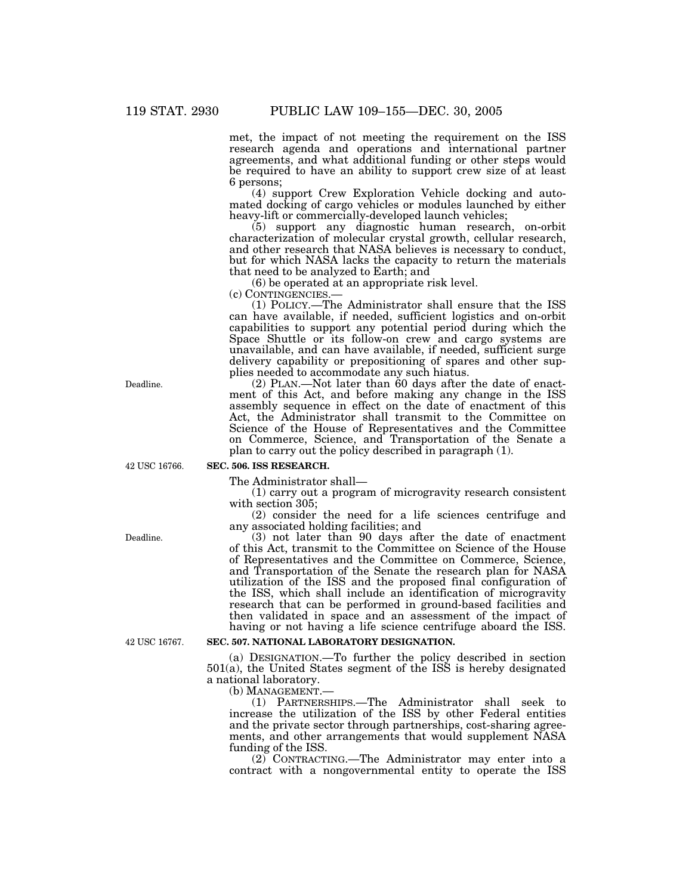met, the impact of not meeting the requirement on the ISS research agenda and operations and international partner agreements, and what additional funding or other steps would be required to have an ability to support crew size of at least 6 persons;

(4) support Crew Exploration Vehicle docking and automated docking of cargo vehicles or modules launched by either heavy-lift or commercially-developed launch vehicles;

(5) support any diagnostic human research, on-orbit characterization of molecular crystal growth, cellular research, and other research that NASA believes is necessary to conduct, but for which NASA lacks the capacity to return the materials that need to be analyzed to Earth; and

(6) be operated at an appropriate risk level.

(c) CONTINGENCIES.—

(1) POLICY.—The Administrator shall ensure that the ISS can have available, if needed, sufficient logistics and on-orbit capabilities to support any potential period during which the Space Shuttle or its follow-on crew and cargo systems are unavailable, and can have available, if needed, sufficient surge delivery capability or prepositioning of spares and other supplies needed to accommodate any such hiatus.

Deadline.

(2) PLAN.—Not later than 60 days after the date of enactment of this Act, and before making any change in the ISS assembly sequence in effect on the date of enactment of this Act, the Administrator shall transmit to the Committee on Science of the House of Representatives and the Committee on Commerce, Science, and Transportation of the Senate a plan to carry out the policy described in paragraph (1).

42 USC 16766.

**SEC. 506. ISS RESEARCH.**

The Administrator shall—

(1) carry out a program of microgravity research consistent with section 305;

(2) consider the need for a life sciences centrifuge and any associated holding facilities; and

Deadline.

(3) not later than 90 days after the date of enactment of this Act, transmit to the Committee on Science of the House of Representatives and the Committee on Commerce, Science, and Transportation of the Senate the research plan for NASA utilization of the ISS and the proposed final configuration of the ISS, which shall include an identification of microgravity research that can be performed in ground-based facilities and then validated in space and an assessment of the impact of having or not having a life science centrifuge aboard the ISS.

42 USC 16767.

**SEC. 507. NATIONAL LABORATORY DESIGNATION.**

(a) DESIGNATION.—To further the policy described in section 501(a), the United States segment of the ISS is hereby designated a national laboratory.

(b) MANAGEMENT.—

(1) PARTNERSHIPS.—The Administrator shall seek to increase the utilization of the ISS by other Federal entities and the private sector through partnerships, cost-sharing agreements, and other arrangements that would supplement NASA funding of the ISS.

(2) CONTRACTING.—The Administrator may enter into a contract with a nongovernmental entity to operate the ISS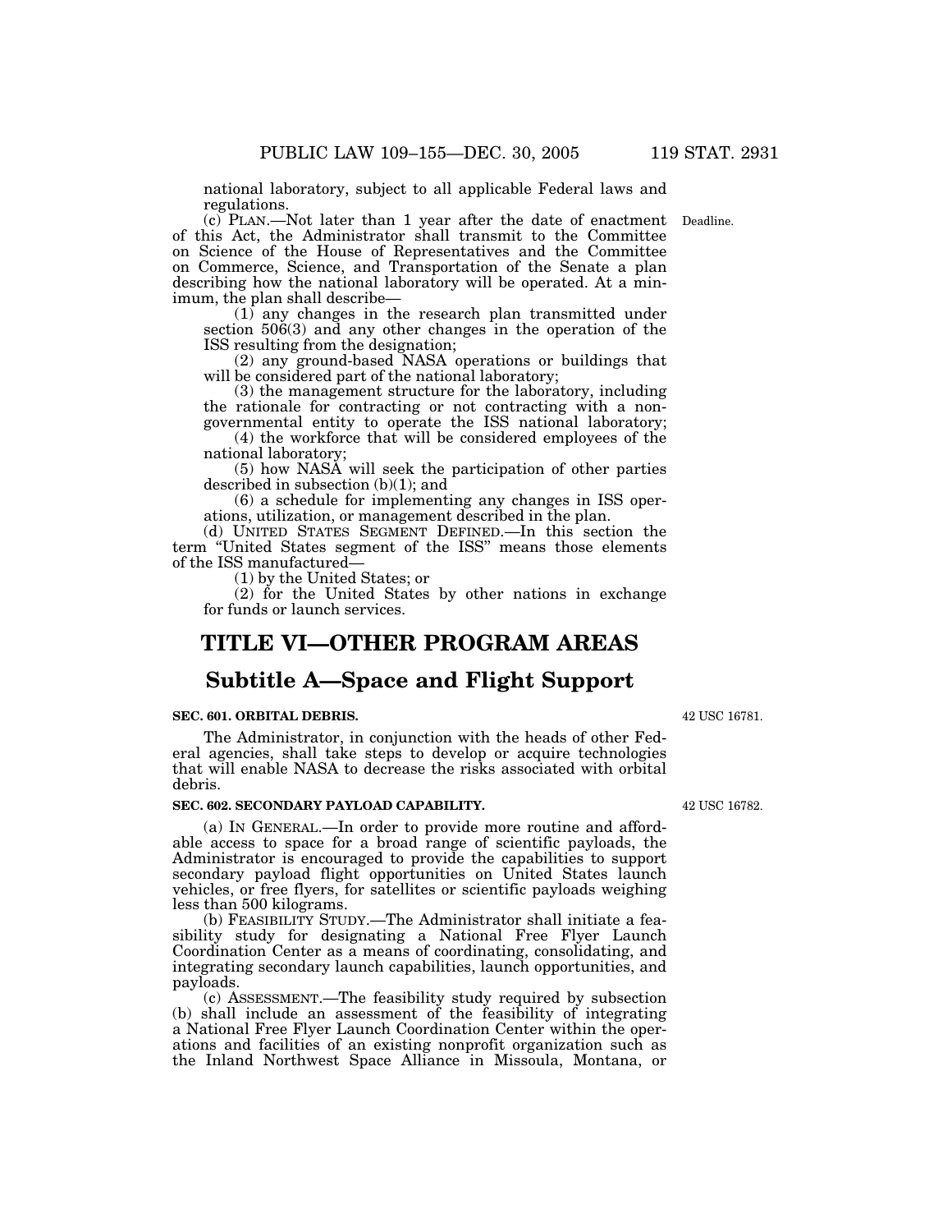national laboratory, subject to all applicable Federal laws and regulations.

(c) PLAN.—Not later than 1 year after the date of enactment of this Act, the Administrator shall transmit to the Committee on Science of the House of Representatives and the Committee on Commerce, Science, and Transportation of the Senate a plan describing how the national laboratory will be operated. At a minimum, the plan shall describe—

Deadline.

(1) any changes in the research plan transmitted under section 506(3) and any other changes in the operation of the ISS resulting from the designation;

(2) any ground-based NASA operations or buildings that will be considered part of the national laboratory;

(3) the management structure for the laboratory, including the rationale for contracting or not contracting with a nongovernmental entity to operate the ISS national laboratory;

(4) the workforce that will be considered employees of the national laboratory;

(5) how NASA will seek the participation of other parties described in subsection (b)(1); and

(6) a schedule for implementing any changes in ISS operations, utilization, or management described in the plan.

(d) UNITED STATES SEGMENT DEFINED.—In this section the term "United States segment of the ISS" means those elements of the ISS manufactured—

(1) by the United States; or

(2) for the United States by other nations in exchange for funds or launch services.

# TITLE VI—OTHER PROGRAM AREAS

## Subtitle A—Space and Flight Support

### SEC. 601. ORBITAL DEBRIS.

42 USC 16781.

The Administrator, in conjunction with the heads of other Federal agencies, shall take steps to develop or acquire technologies that will enable NASA to decrease the risks associated with orbital debris.

### SEC. 602. SECONDARY PAYLOAD CAPABILITY.

42 USC 16782.

(a) IN GENERAL.—In order to provide more routine and affordable access to space for a broad range of scientific payloads, the Administrator is encouraged to provide the capabilities to support secondary payload flight opportunities on United States launch vehicles, or free flyers, for satellites or scientific payloads weighing less than 500 kilograms.

(b) FEASIBILITY STUDY.—The Administrator shall initiate a feasibility study for designating a National Free Flyer Launch Coordination Center as a means of coordinating, consolidating, and integrating secondary launch capabilities, launch opportunities, and payloads.

(c) ASSESSMENT.—The feasibility study required by subsection (b) shall include an assessment of the feasibility of integrating a National Free Flyer Launch Coordination Center within the operations and facilities of an existing nonprofit organization such as the Inland Northwest Space Alliance in Missoula, Montana, or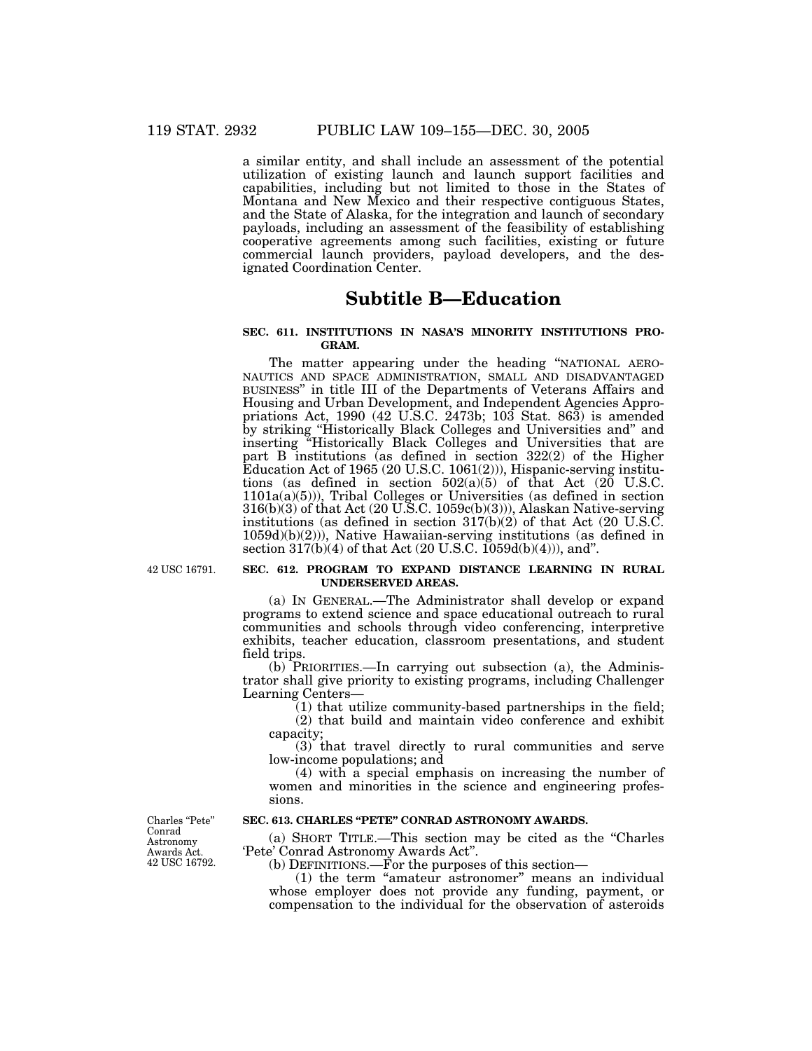a similar entity, and shall include an assessment of the potential utilization of existing launch and launch support facilities and capabilities, including but not limited to those in the States of Montana and New Mexico and their respective contiguous States, and the State of Alaska, for the integration and launch of secondary payloads, including an assessment of the feasibility of establishing cooperative agreements among such facilities, existing or future commercial launch providers, payload developers, and the designated Coordination Center.

## Subtitle B—Education

### SEC. 611. INSTITUTIONS IN NASA'S MINORITY INSTITUTIONS PROGRAM.

The matter appearing under the heading "NATIONAL AERONAUTICS AND SPACE ADMINISTRATION, SMALL AND DISADVANTAGED BUSINESS" in title III of the Departments of Veterans Affairs and Housing and Urban Development, and Independent Agencies Appropriations Act, 1990 (42 U.S.C. 2473b; 103 Stat. 863) is amended by striking "Historically Black Colleges and Universities and" and inserting "Historically Black Colleges and Universities that are part B institutions (as defined in section 322(2) of the Higher Education Act of 1965 (20 U.S.C. 1061(2))), Hispanic-serving institutions (as defined in section 502(a)(5) of that Act (20 U.S.C. 1101a(a)(5))), Tribal Colleges or Universities (as defined in section 316(b)(3) of that Act (20 U.S.C. 1059c(b)(3))), Alaskan Native-serving institutions (as defined in section 317(b)(2) of that Act (20 U.S.C. 1059d)(b)(2))), Native Hawaiian-serving institutions (as defined in section 317(b)(4) of that Act (20 U.S.C. 1059d(b)(4))), and".

42 USC 16791.

### SEC. 612. PROGRAM TO EXPAND DISTANCE LEARNING IN RURAL UNDERSERVED AREAS.

(a) IN GENERAL.—The Administrator shall develop or expand programs to extend science and space educational outreach to rural communities and schools through video conferencing, interpretive exhibits, teacher education, classroom presentations, and student field trips.

(b) PRIORITIES.—In carrying out subsection (a), the Administrator shall give priority to existing programs, including Challenger Learning Centers—

(1) that utilize community-based partnerships in the field;

(2) that build and maintain video conference and exhibit capacity;

(3) that travel directly to rural communities and serve low-income populations; and

(4) with a special emphasis on increasing the number of women and minorities in the science and engineering professions.

Charles "Pete" Conrad Astronomy Awards Act. 42 USC 16792.

### SEC. 613. CHARLES "PETE" CONRAD ASTRONOMY AWARDS.

(a) SHORT TITLE.—This section may be cited as the "Charles 'Pete' Conrad Astronomy Awards Act".

(b) DEFINITIONS.—For the purposes of this section—

(1) the term "amateur astronomer" means an individual whose employer does not provide any funding, payment, or compensation to the individual for the observation of asteroids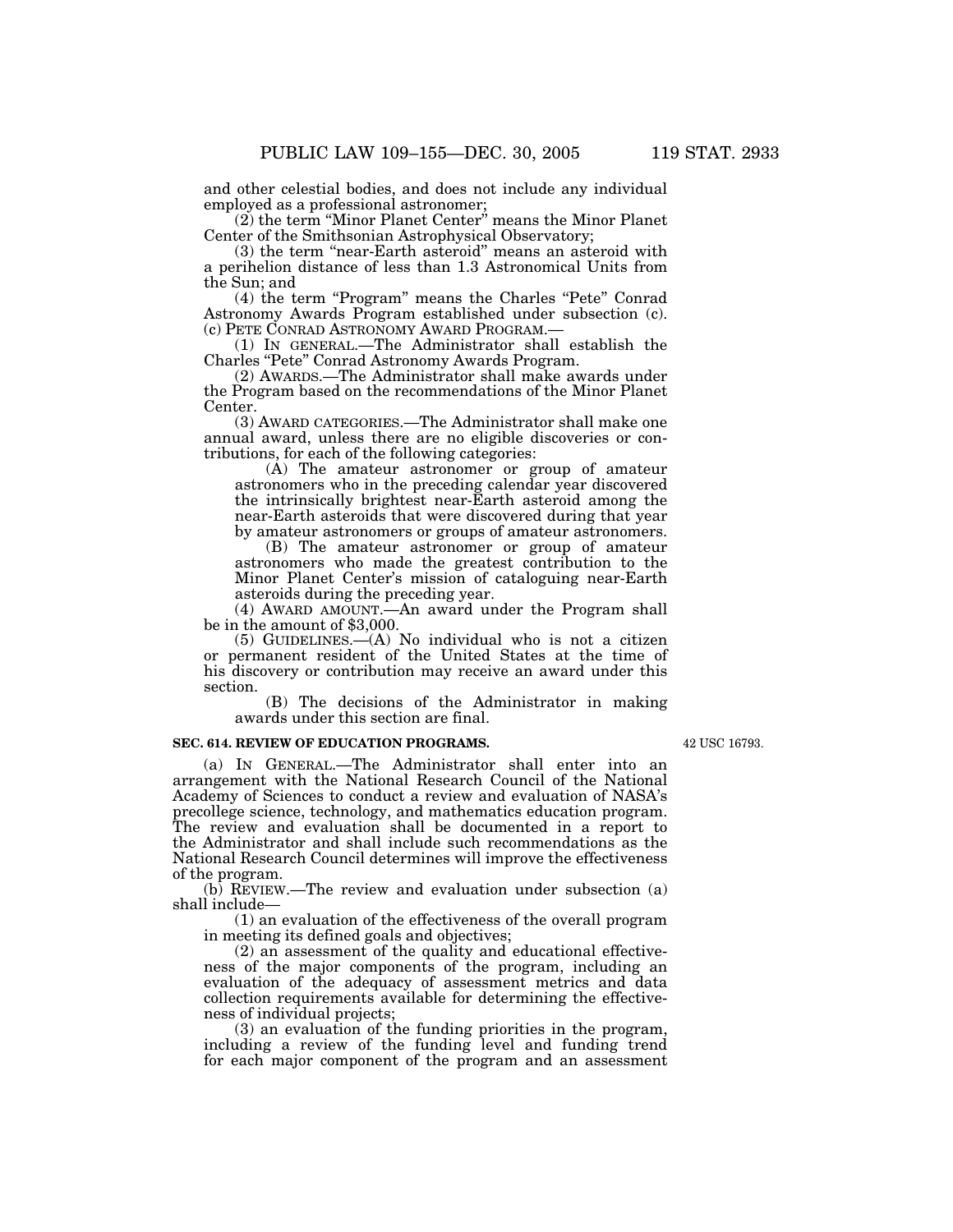and other celestial bodies, and does not include any individual employed as a professional astronomer;

(2) the term "Minor Planet Center" means the Minor Planet Center of the Smithsonian Astrophysical Observatory;

(3) the term "near-Earth asteroid" means an asteroid with a perihelion distance of less than 1.3 Astronomical Units from the Sun; and

(4) the term "Program" means the Charles "Pete" Conrad Astronomy Awards Program established under subsection (c).

(c) PETE CONRAD ASTRONOMY AWARD PROGRAM.—

(1) IN GENERAL.—The Administrator shall establish the Charles "Pete" Conrad Astronomy Awards Program.

(2) AWARDS.—The Administrator shall make awards under the Program based on the recommendations of the Minor Planet Center.

(3) AWARD CATEGORIES.—The Administrator shall make one annual award, unless there are no eligible discoveries or contributions, for each of the following categories:

(A) The amateur astronomer or group of amateur astronomers who in the preceding calendar year discovered the intrinsically brightest near-Earth asteroid among the near-Earth asteroids that were discovered during that year by amateur astronomers or groups of amateur astronomers.

(B) The amateur astronomer or group of amateur astronomers who made the greatest contribution to the Minor Planet Center's mission of cataloguing near-Earth asteroids during the preceding year.

(4) AWARD AMOUNT.—An award under the Program shall be in the amount of $3,000.

(5) GUIDELINES.—(A) No individual who is not a citizen or permanent resident of the United States at the time of his discovery or contribution may receive an award under this section.

(B) The decisions of the Administrator in making awards under this section are final.

**SEC. 614. REVIEW OF EDUCATION PROGRAMS.**

42 USC 16793.

(a) IN GENERAL.—The Administrator shall enter into an arrangement with the National Research Council of the National Academy of Sciences to conduct a review and evaluation of NASA's precollege science, technology, and mathematics education program. The review and evaluation shall be documented in a report to the Administrator and shall include such recommendations as the National Research Council determines will improve the effectiveness of the program.

(b) REVIEW.—The review and evaluation under subsection (a) shall include—

(1) an evaluation of the effectiveness of the overall program in meeting its defined goals and objectives;

(2) an assessment of the quality and educational effectiveness of the major components of the program, including an evaluation of the adequacy of assessment metrics and data collection requirements available for determining the effectiveness of individual projects;

(3) an evaluation of the funding priorities in the program, including a review of the funding level and funding trend for each major component of the program and an assessment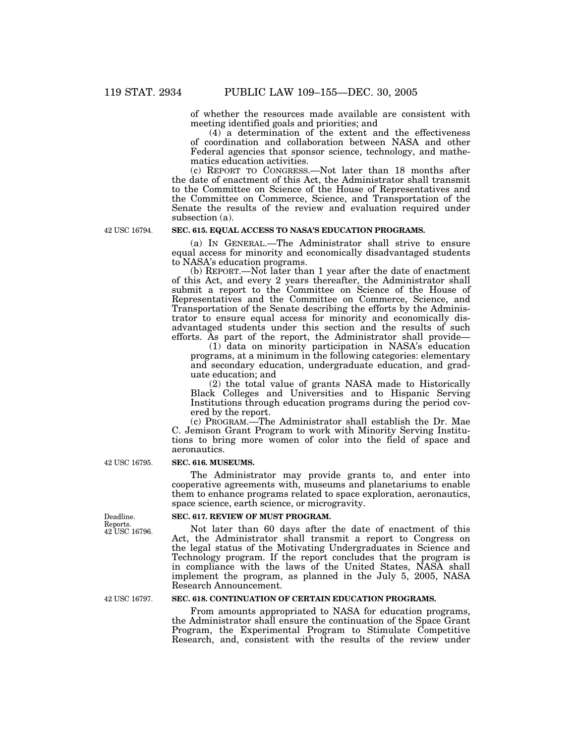of whether the resources made available are consistent with meeting identified goals and priorities; and

(4) a determination of the extent and the effectiveness of coordination and collaboration between NASA and other Federal agencies that sponsor science, technology, and mathematics education activities.

(c) REPORT TO CONGRESS.—Not later than 18 months after the date of enactment of this Act, the Administrator shall transmit to the Committee on Science of the House of Representatives and the Committee on Commerce, Science, and Transportation of the Senate the results of the review and evaluation required under subsection (a).

42 USC 16794.

**SEC. 615. EQUAL ACCESS TO NASA'S EDUCATION PROGRAMS.**

(a) IN GENERAL.—The Administrator shall strive to ensure equal access for minority and economically disadvantaged students to NASA's education programs.

(b) REPORT.—Not later than 1 year after the date of enactment of this Act, and every 2 years thereafter, the Administrator shall submit a report to the Committee on Science of the House of Representatives and the Committee on Commerce, Science, and Transportation of the Senate describing the efforts by the Administrator to ensure equal access for minority and economically disadvantaged students under this section and the results of such efforts. As part of the report, the Administrator shall provide—

(1) data on minority participation in NASA's education programs, at a minimum in the following categories: elementary and secondary education, undergraduate education, and graduate education; and

(2) the total value of grants NASA made to Historically Black Colleges and Universities and to Hispanic Serving Institutions through education programs during the period covered by the report.

(c) PROGRAM.—The Administrator shall establish the Dr. Mae C. Jemison Grant Program to work with Minority Serving Institutions to bring more women of color into the field of space and aeronautics.

42 USC 16795.

**SEC. 616. MUSEUMS.**

The Administrator may provide grants to, and enter into cooperative agreements with, museums and planetariums to enable them to enhance programs related to space exploration, aeronautics, space science, earth science, or microgravity.

Deadline.
Reports.
42 USC 16796.

**SEC. 617. REVIEW OF MUST PROGRAM.**

Not later than 60 days after the date of enactment of this Act, the Administrator shall transmit a report to Congress on the legal status of the Motivating Undergraduates in Science and Technology program. If the report concludes that the program is in compliance with the laws of the United States, NASA shall implement the program, as planned in the July 5, 2005, NASA Research Announcement.

42 USC 16797.

**SEC. 618. CONTINUATION OF CERTAIN EDUCATION PROGRAMS.**

From amounts appropriated to NASA for education programs, the Administrator shall ensure the continuation of the Space Grant Program, the Experimental Program to Stimulate Competitive Research, and, consistent with the results of the review under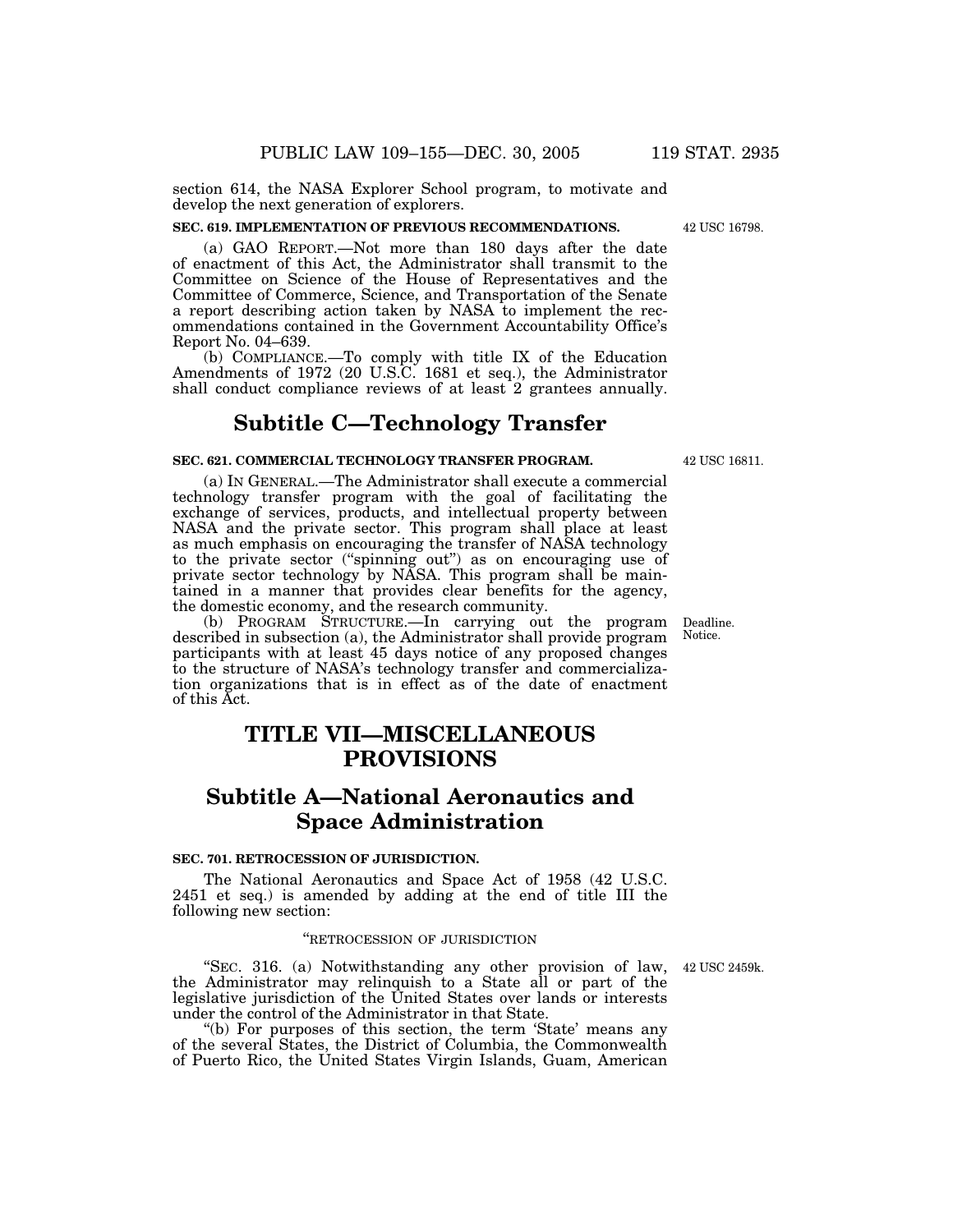section 614, the NASA Explorer School program, to motivate and develop the next generation of explorers.

**SEC. 619. IMPLEMENTATION OF PREVIOUS RECOMMENDATIONS.**

42 USC 16798.

(a) GAO REPORT.—Not more than 180 days after the date of enactment of this Act, the Administrator shall transmit to the Committee on Science of the House of Representatives and the Committee of Commerce, Science, and Transportation of the Senate a report describing action taken by NASA to implement the recommendations contained in the Government Accountability Office's Report No. 04–639.

(b) COMPLIANCE.—To comply with title IX of the Education Amendments of 1972 (20 U.S.C. 1681 et seq.), the Administrator shall conduct compliance reviews of at least 2 grantees annually.

## Subtitle C—Technology Transfer

**SEC. 621. COMMERCIAL TECHNOLOGY TRANSFER PROGRAM.**

42 USC 16811.

(a) IN GENERAL.—The Administrator shall execute a commercial technology transfer program with the goal of facilitating the exchange of services, products, and intellectual property between NASA and the private sector. This program shall place at least as much emphasis on encouraging the transfer of NASA technology to the private sector ("spinning out") as on encouraging use of private sector technology by NASA. This program shall be maintained in a manner that provides clear benefits for the agency, the domestic economy, and the research community.

Deadline. Notice.

(b) PROGRAM STRUCTURE.—In carrying out the program described in subsection (a), the Administrator shall provide program participants with at least 45 days notice of any proposed changes to the structure of NASA's technology transfer and commercialization organizations that is in effect as of the date of enactment of this Act.

# TITLE VII—MISCELLANEOUS PROVISIONS

## Subtitle A—National Aeronautics and Space Administration

**SEC. 701. RETROCESSION OF JURISDICTION.**

The National Aeronautics and Space Act of 1958 (42 U.S.C. 2451 et seq.) is amended by adding at the end of title III the following new section:

"RETROCESSION OF JURISDICTION

42 USC 2459k.

"SEC. 316. (a) Notwithstanding any other provision of law, the Administrator may relinquish to a State all or part of the legislative jurisdiction of the United States over lands or interests under the control of the Administrator in that State.

"(b) For purposes of this section, the term 'State' means any of the several States, the District of Columbia, the Commonwealth of Puerto Rico, the United States Virgin Islands, Guam, American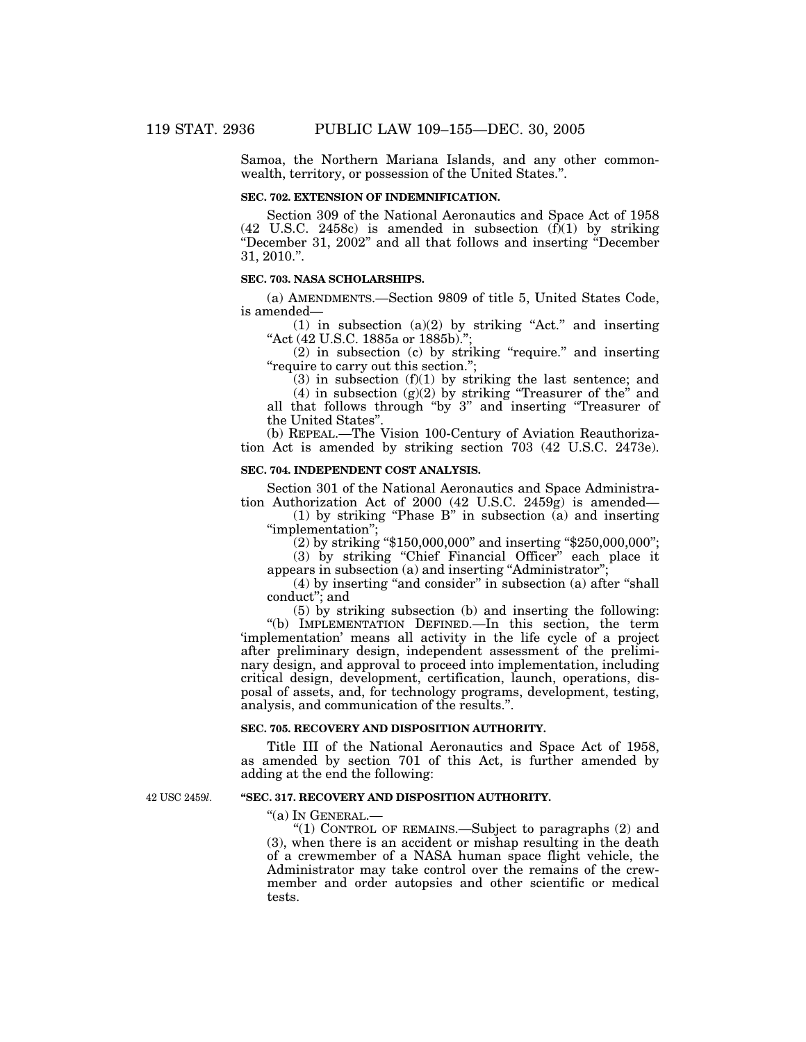Samoa, the Northern Mariana Islands, and any other commonwealth, territory, or possession of the United States.".

**SEC. 702. EXTENSION OF INDEMNIFICATION.**

Section 309 of the National Aeronautics and Space Act of 1958 (42 U.S.C. 2458c) is amended in subsection (f)(1) by striking "December 31, 2002" and all that follows and inserting "December 31, 2010.".

**SEC. 703. NASA SCHOLARSHIPS.**

(a) AMENDMENTS.—Section 9809 of title 5, United States Code, is amended—

(1) in subsection (a)(2) by striking "Act." and inserting "Act (42 U.S.C. 1885a or 1885b).";

(2) in subsection (c) by striking "require." and inserting "require to carry out this section.";

(3) in subsection (f)(1) by striking the last sentence; and

(4) in subsection (g)(2) by striking "Treasurer of the" and all that follows through "by 3" and inserting "Treasurer of the United States".

(b) REPEAL.—The Vision 100-Century of Aviation Reauthorization Act is amended by striking section 703 (42 U.S.C. 2473e).

**SEC. 704. INDEPENDENT COST ANALYSIS.**

Section 301 of the National Aeronautics and Space Administration Authorization Act of 2000 (42 U.S.C. 2459g) is amended—

(1) by striking "Phase B" in subsection (a) and inserting "implementation";

(2) by striking "$150,000,000" and inserting "$250,000,000";

(3) by striking "Chief Financial Officer" each place it appears in subsection (a) and inserting "Administrator";

(4) by inserting "and consider" in subsection (a) after "shall conduct"; and

(5) by striking subsection (b) and inserting the following:

"(b) IMPLEMENTATION DEFINED.—In this section, the term 'implementation' means all activity in the life cycle of a project after preliminary design, independent assessment of the preliminary design, and approval to proceed into implementation, including critical design, development, certification, launch, operations, disposal of assets, and, for technology programs, development, testing, analysis, and communication of the results.".

**SEC. 705. RECOVERY AND DISPOSITION AUTHORITY.**

Title III of the National Aeronautics and Space Act of 1958, as amended by section 701 of this Act, is further amended by adding at the end the following:

42 USC 2459*l*.

**"SEC. 317. RECOVERY AND DISPOSITION AUTHORITY.**

"(a) IN GENERAL.—

"(1) CONTROL OF REMAINS.—Subject to paragraphs (2) and (3), when there is an accident or mishap resulting in the death of a crewmember of a NASA human space flight vehicle, the Administrator may take control over the remains of the crewmember and order autopsies and other scientific or medical tests.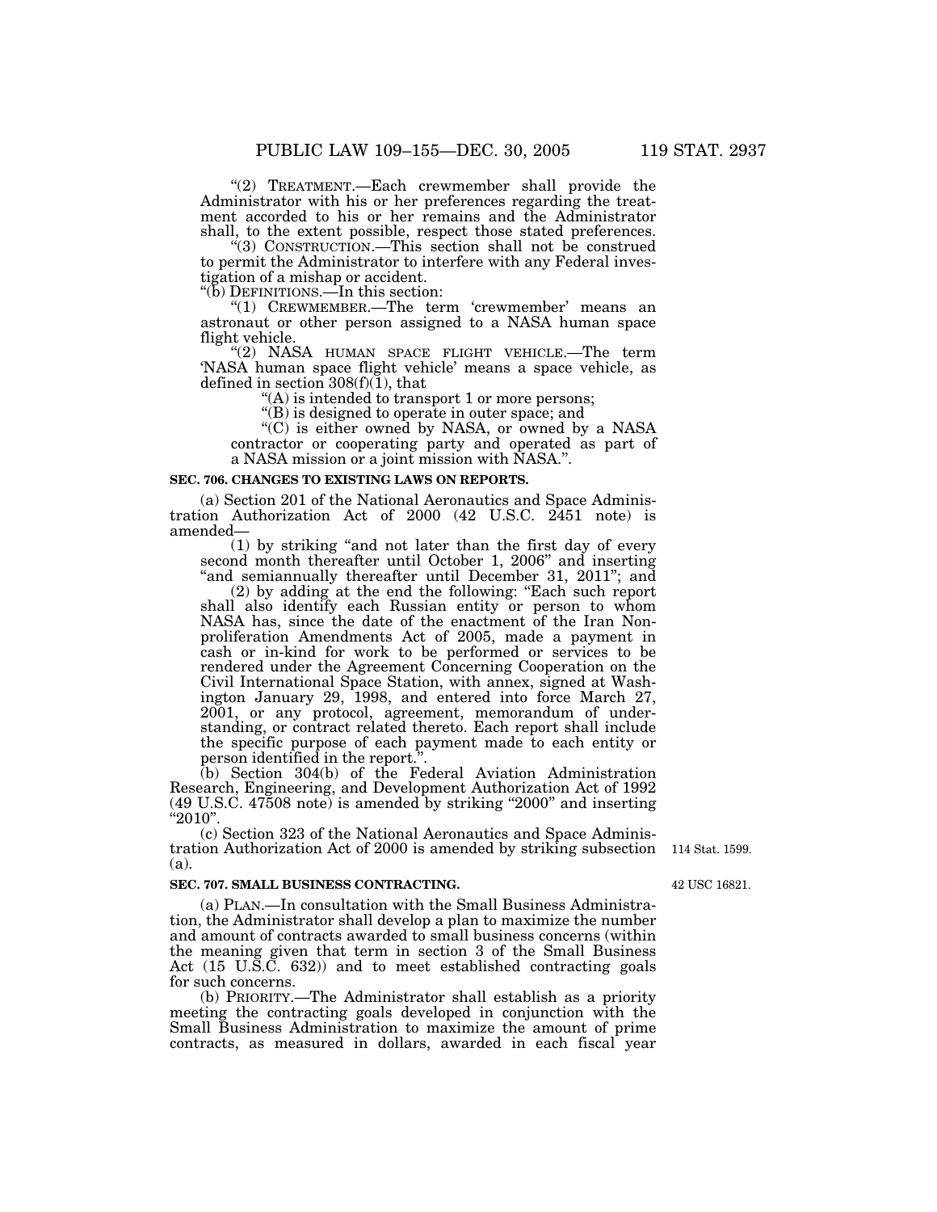"(2) TREATMENT.—Each crewmember shall provide the Administrator with his or her preferences regarding the treatment accorded to his or her remains and the Administrator shall, to the extent possible, respect those stated preferences.

"(3) CONSTRUCTION.—This section shall not be construed to permit the Administrator to interfere with any Federal investigation of a mishap or accident.

"(b) DEFINITIONS.—In this section:

"(1) CREWMEMBER.—The term 'crewmember' means an astronaut or other person assigned to a NASA human space flight vehicle.

"(2) NASA HUMAN SPACE FLIGHT VEHICLE.—The term 'NASA human space flight vehicle' means a space vehicle, as defined in section 308(f)(1), that

"(A) is intended to transport 1 or more persons;

"(B) is designed to operate in outer space; and

"(C) is either owned by NASA, or owned by a NASA contractor or cooperating party and operated as part of a NASA mission or a joint mission with NASA.".

**SEC. 706. CHANGES TO EXISTING LAWS ON REPORTS.**

(a) Section 201 of the National Aeronautics and Space Administration Authorization Act of 2000 (42 U.S.C. 2451 note) is amended—

(1) by striking "and not later than the first day of every second month thereafter until October 1, 2006" and inserting "and semiannually thereafter until December 31, 2011"; and

(2) by adding at the end the following: "Each such report shall also identify each Russian entity or person to whom NASA has, since the date of the enactment of the Iran Nonproliferation Amendments Act of 2005, made a payment in cash or in-kind for work to be performed or services to be rendered under the Agreement Concerning Cooperation on the Civil International Space Station, with annex, signed at Washington January 29, 1998, and entered into force March 27, 2001, or any protocol, agreement, memorandum of understanding, or contract related thereto. Each report shall include the specific purpose of each payment made to each entity or person identified in the report.".

(b) Section 304(b) of the Federal Aviation Administration Research, Engineering, and Development Authorization Act of 1992 (49 U.S.C. 47508 note) is amended by striking "2000" and inserting "2010".

(c) Section 323 of the National Aeronautics and Space Administration Authorization Act of 2000 is amended by striking subsection (a).

114 Stat. 1599.

**SEC. 707. SMALL BUSINESS CONTRACTING.**

42 USC 16821.

(a) PLAN.—In consultation with the Small Business Administration, the Administrator shall develop a plan to maximize the number and amount of contracts awarded to small business concerns (within the meaning given that term in section 3 of the Small Business Act (15 U.S.C. 632)) and to meet established contracting goals for such concerns.

(b) PRIORITY.—The Administrator shall establish as a priority meeting the contracting goals developed in conjunction with the Small Business Administration to maximize the amount of prime contracts, as measured in dollars, awarded in each fiscal year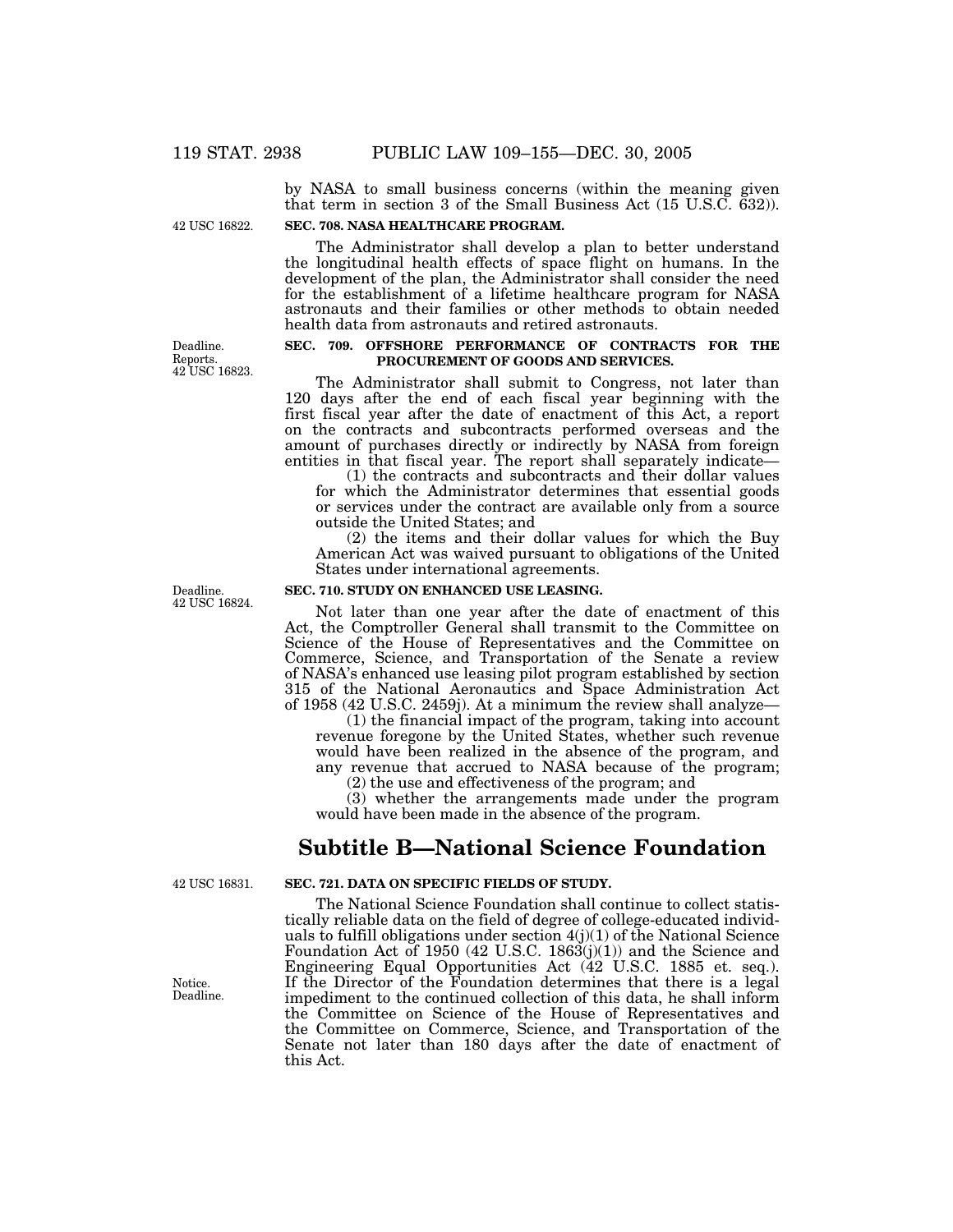by NASA to small business concerns (within the meaning given that term in section 3 of the Small Business Act (15 U.S.C. 632)).

42 USC 16822.

**SEC. 708. NASA HEALTHCARE PROGRAM.**

The Administrator shall develop a plan to better understand the longitudinal health effects of space flight on humans. In the development of the plan, the Administrator shall consider the need for the establishment of a lifetime healthcare program for NASA astronauts and their families or other methods to obtain needed health data from astronauts and retired astronauts.

Deadline. Reports. 42 USC 16823.

**SEC. 709. OFFSHORE PERFORMANCE OF CONTRACTS FOR THE PROCUREMENT OF GOODS AND SERVICES.**

The Administrator shall submit to Congress, not later than 120 days after the end of each fiscal year beginning with the first fiscal year after the date of enactment of this Act, a report on the contracts and subcontracts performed overseas and the amount of purchases directly or indirectly by NASA from foreign entities in that fiscal year. The report shall separately indicate—

(1) the contracts and subcontracts and their dollar values for which the Administrator determines that essential goods or services under the contract are available only from a source outside the United States; and

(2) the items and their dollar values for which the Buy American Act was waived pursuant to obligations of the United States under international agreements.

Deadline. 42 USC 16824.

**SEC. 710. STUDY ON ENHANCED USE LEASING.**

Not later than one year after the date of enactment of this Act, the Comptroller General shall transmit to the Committee on Science of the House of Representatives and the Committee on Commerce, Science, and Transportation of the Senate a review of NASA's enhanced use leasing pilot program established by section 315 of the National Aeronautics and Space Administration Act of 1958 (42 U.S.C. 2459j). At a minimum the review shall analyze—

(1) the financial impact of the program, taking into account revenue foregone by the United States, whether such revenue would have been realized in the absence of the program, and any revenue that accrued to NASA because of the program;

(2) the use and effectiveness of the program; and

(3) whether the arrangements made under the program would have been made in the absence of the program.

# Subtitle B—National Science Foundation

42 USC 16831.

**SEC. 721. DATA ON SPECIFIC FIELDS OF STUDY.**

The National Science Foundation shall continue to collect statistically reliable data on the field of degree of college-educated individuals to fulfill obligations under section 4(j)(1) of the National Science Foundation Act of 1950 (42 U.S.C. 1863(j)(1)) and the Science and Engineering Equal Opportunities Act (42 U.S.C. 1885 et. seq.). If the Director of the Foundation determines that there is a legal impediment to the continued collection of this data, he shall inform the Committee on Science of the House of Representatives and the Committee on Commerce, Science, and Transportation of the Senate not later than 180 days after the date of enactment of this Act.

Notice. Deadline.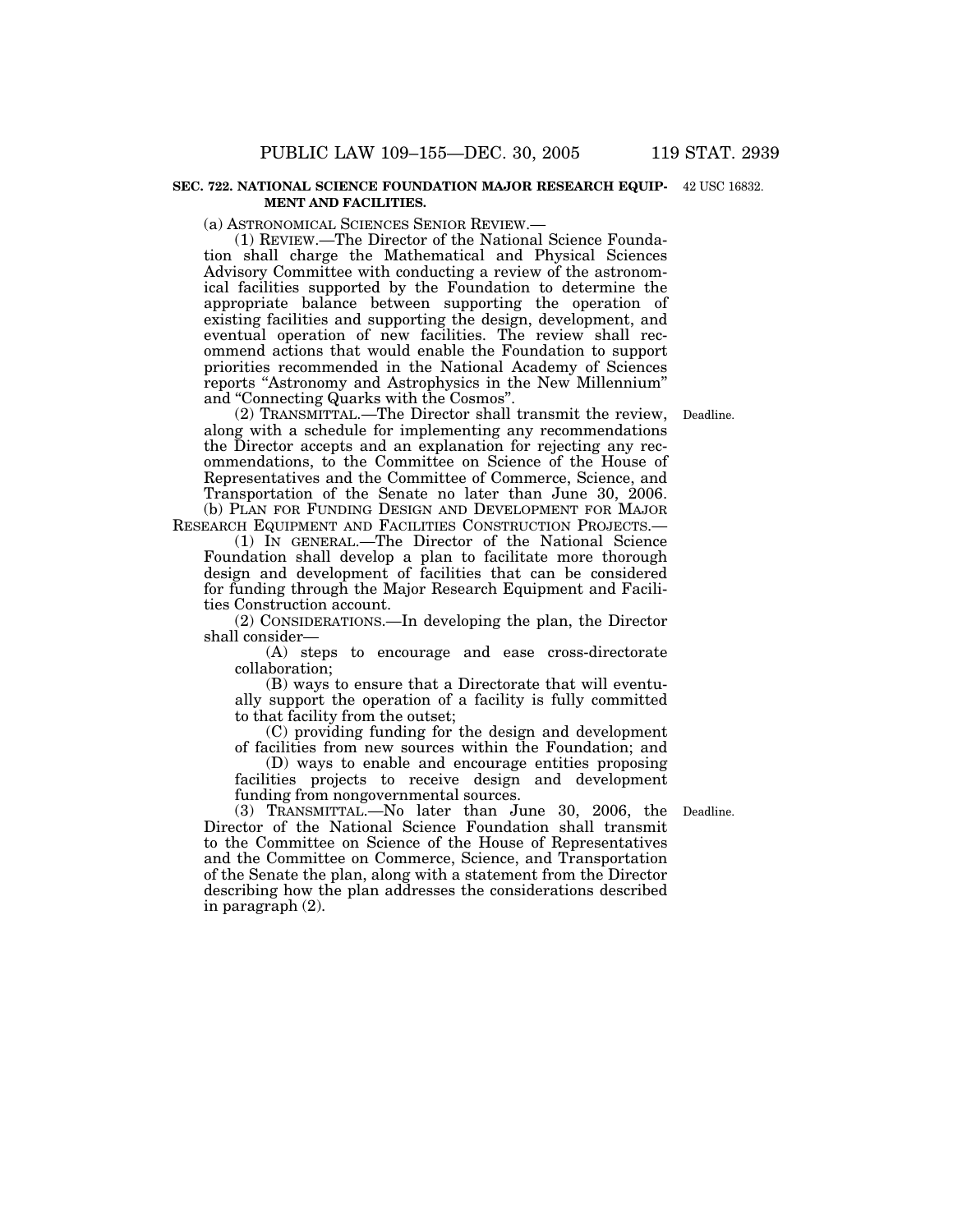**SEC. 722. NATIONAL SCIENCE FOUNDATION MAJOR RESEARCH EQUIPMENT AND FACILITIES.**

42 USC 16832.

(a) ASTRONOMICAL SCIENCES SENIOR REVIEW.—

(1) REVIEW.—The Director of the National Science Foundation shall charge the Mathematical and Physical Sciences Advisory Committee with conducting a review of the astronomical facilities supported by the Foundation to determine the appropriate balance between supporting the operation of existing facilities and supporting the design, development, and eventual operation of new facilities. The review shall recommend actions that would enable the Foundation to support priorities recommended in the National Academy of Sciences reports "Astronomy and Astrophysics in the New Millennium" and "Connecting Quarks with the Cosmos".

Deadline.

(2) TRANSMITTAL.—The Director shall transmit the review, along with a schedule for implementing any recommendations the Director accepts and an explanation for rejecting any recommendations, to the Committee on Science of the House of Representatives and the Committee of Commerce, Science, and Transportation of the Senate no later than June 30, 2006.

(b) PLAN FOR FUNDING DESIGN AND DEVELOPMENT FOR MAJOR RESEARCH EQUIPMENT AND FACILITIES CONSTRUCTION PROJECTS.—

(1) IN GENERAL.—The Director of the National Science Foundation shall develop a plan to facilitate more thorough design and development of facilities that can be considered for funding through the Major Research Equipment and Facilities Construction account.

(2) CONSIDERATIONS.—In developing the plan, the Director shall consider—

(A) steps to encourage and ease cross-directorate collaboration;

(B) ways to ensure that a Directorate that will eventually support the operation of a facility is fully committed to that facility from the outset;

(C) providing funding for the design and development of facilities from new sources within the Foundation; and

(D) ways to enable and encourage entities proposing facilities projects to receive design and development funding from nongovernmental sources.

Deadline.

(3) TRANSMITTAL.—No later than June 30, 2006, the Director of the National Science Foundation shall transmit to the Committee on Science of the House of Representatives and the Committee on Commerce, Science, and Transportation of the Senate the plan, along with a statement from the Director describing how the plan addresses the considerations described in paragraph (2).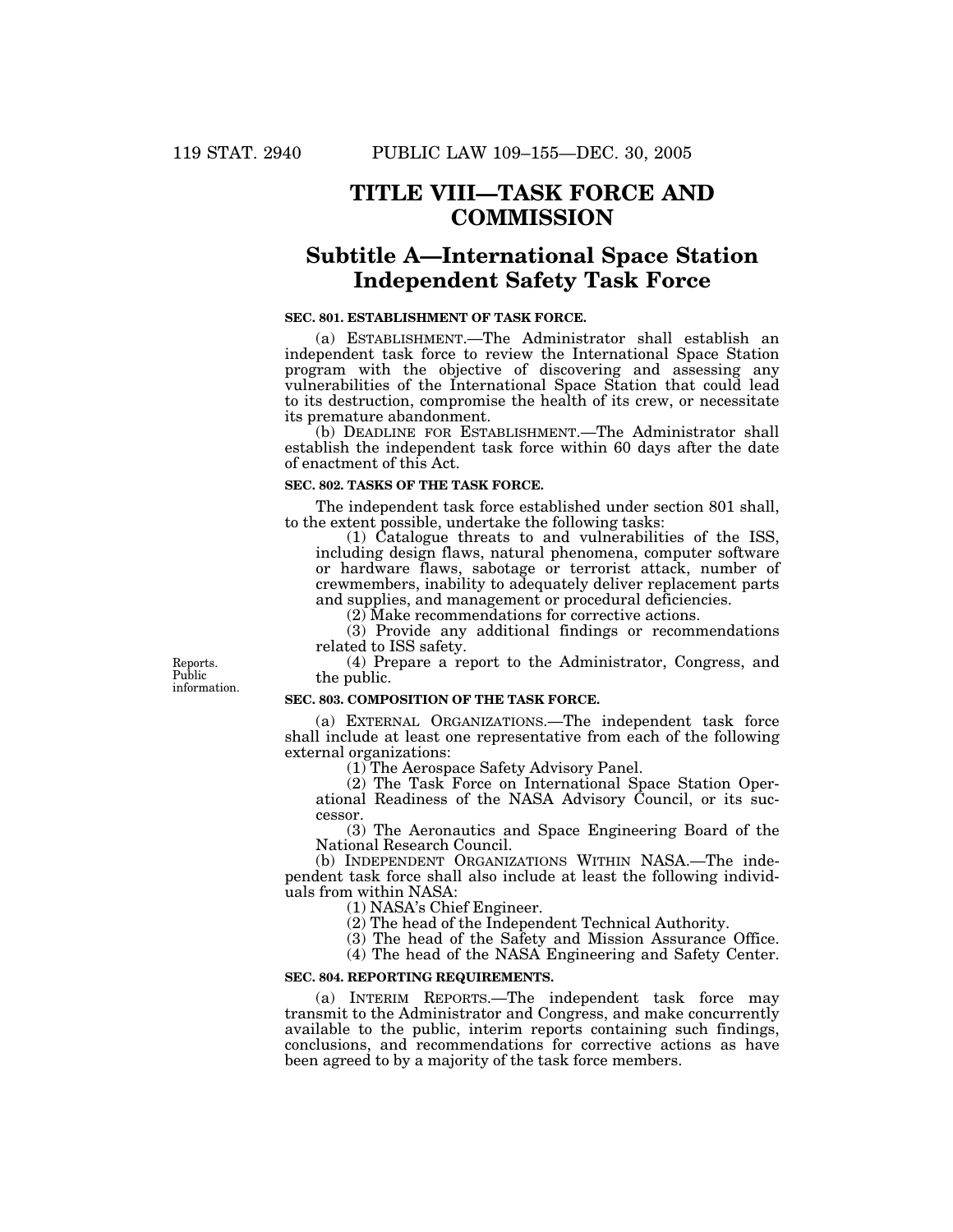# TITLE VIII—TASK FORCE AND COMMISSION

## Subtitle A—International Space Station Independent Safety Task Force

### SEC. 801. ESTABLISHMENT OF TASK FORCE.

(a) ESTABLISHMENT.—The Administrator shall establish an independent task force to review the International Space Station program with the objective of discovering and assessing any vulnerabilities of the International Space Station that could lead to its destruction, compromise the health of its crew, or necessitate its premature abandonment.

(b) DEADLINE FOR ESTABLISHMENT.—The Administrator shall establish the independent task force within 60 days after the date of enactment of this Act.

### SEC. 802. TASKS OF THE TASK FORCE.

The independent task force established under section 801 shall, to the extent possible, undertake the following tasks:

(1) Catalogue threats to and vulnerabilities of the ISS, including design flaws, natural phenomena, computer software or hardware flaws, sabotage or terrorist attack, number of crewmembers, inability to adequately deliver replacement parts and supplies, and management or procedural deficiencies.

(2) Make recommendations for corrective actions.

(3) Provide any additional findings or recommendations related to ISS safety.

Reports. Public information.

(4) Prepare a report to the Administrator, Congress, and the public.

### SEC. 803. COMPOSITION OF THE TASK FORCE.

(a) EXTERNAL ORGANIZATIONS.—The independent task force shall include at least one representative from each of the following external organizations:

(1) The Aerospace Safety Advisory Panel.

(2) The Task Force on International Space Station Operational Readiness of the NASA Advisory Council, or its successor.

(3) The Aeronautics and Space Engineering Board of the National Research Council.

(b) INDEPENDENT ORGANIZATIONS WITHIN NASA.—The independent task force shall also include at least the following individuals from within NASA:

(1) NASA's Chief Engineer.

(2) The head of the Independent Technical Authority.

(3) The head of the Safety and Mission Assurance Office.

(4) The head of the NASA Engineering and Safety Center.

### SEC. 804. REPORTING REQUIREMENTS.

(a) INTERIM REPORTS.—The independent task force may transmit to the Administrator and Congress, and make concurrently available to the public, interim reports containing such findings, conclusions, and recommendations for corrective actions as have been agreed to by a majority of the task force members.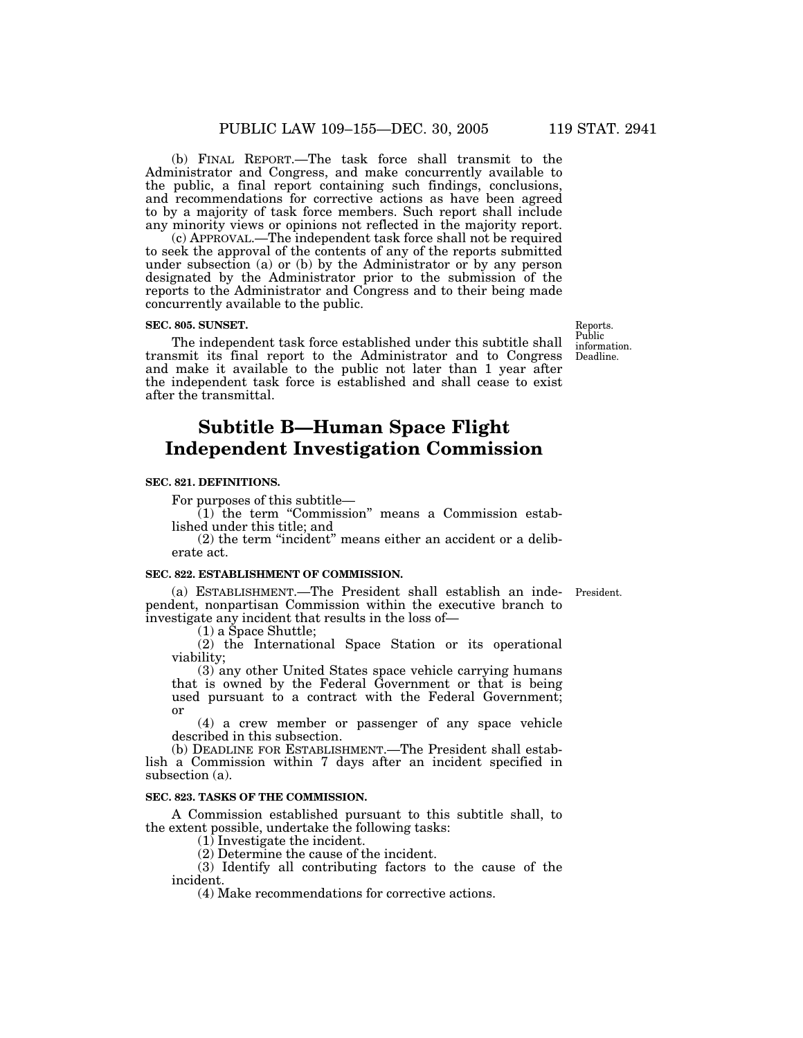(b) FINAL REPORT.—The task force shall transmit to the Administrator and Congress, and make concurrently available to the public, a final report containing such findings, conclusions, and recommendations for corrective actions as have been agreed to by a majority of task force members. Such report shall include any minority views or opinions not reflected in the majority report.

(c) APPROVAL.—The independent task force shall not be required to seek the approval of the contents of any of the reports submitted under subsection (a) or (b) by the Administrator or by any person designated by the Administrator prior to the submission of the reports to the Administrator and Congress and to their being made concurrently available to the public.

**SEC. 805. SUNSET.**

Reports. Public information. Deadline.

The independent task force established under this subtitle shall transmit its final report to the Administrator and to Congress and make it available to the public not later than 1 year after the independent task force is established and shall cease to exist after the transmittal.

# Subtitle B—Human Space Flight Independent Investigation Commission

**SEC. 821. DEFINITIONS.**

For purposes of this subtitle—

(1) the term "Commission" means a Commission established under this title; and

(2) the term "incident" means either an accident or a deliberate act.

**SEC. 822. ESTABLISHMENT OF COMMISSION.**

President.

(a) ESTABLISHMENT.—The President shall establish an independent, nonpartisan Commission within the executive branch to investigate any incident that results in the loss of—

(1) a Space Shuttle;

(2) the International Space Station or its operational viability;

(3) any other United States space vehicle carrying humans that is owned by the Federal Government or that is being used pursuant to a contract with the Federal Government; or

(4) a crew member or passenger of any space vehicle described in this subsection.

(b) DEADLINE FOR ESTABLISHMENT.—The President shall establish a Commission within 7 days after an incident specified in subsection (a).

**SEC. 823. TASKS OF THE COMMISSION.**

A Commission established pursuant to this subtitle shall, to the extent possible, undertake the following tasks:

(1) Investigate the incident.

(2) Determine the cause of the incident.

(3) Identify all contributing factors to the cause of the incident.

(4) Make recommendations for corrective actions.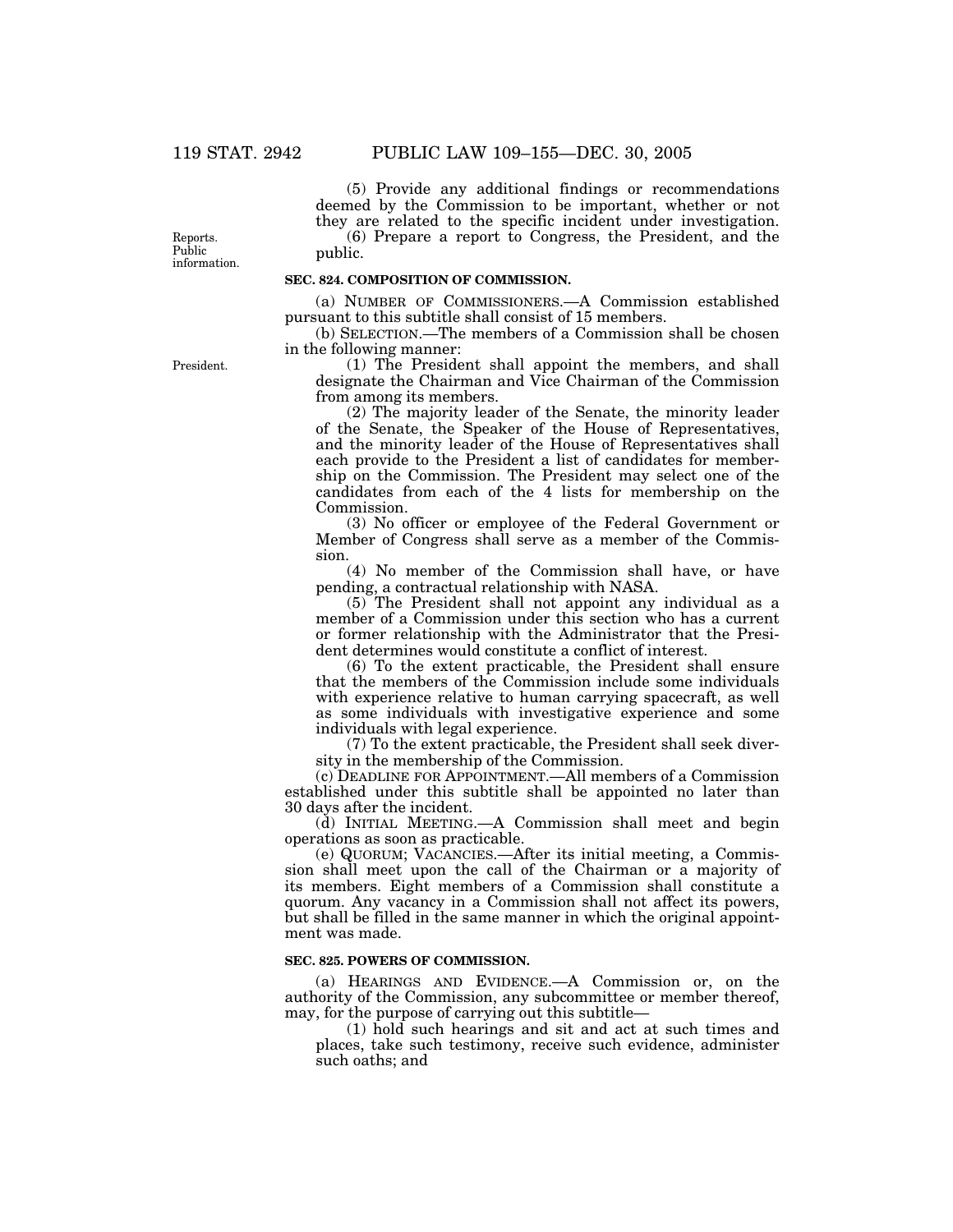(5) Provide any additional findings or recommendations deemed by the Commission to be important, whether or not they are related to the specific incident under investigation.

Reports. Public information.

(6) Prepare a report to Congress, the President, and the public.

**SEC. 824. COMPOSITION OF COMMISSION.**

(a) NUMBER OF COMMISSIONERS.—A Commission established pursuant to this subtitle shall consist of 15 members.

(b) SELECTION.—The members of a Commission shall be chosen in the following manner:

President.

(1) The President shall appoint the members, and shall designate the Chairman and Vice Chairman of the Commission from among its members.

(2) The majority leader of the Senate, the minority leader of the Senate, the Speaker of the House of Representatives, and the minority leader of the House of Representatives shall each provide to the President a list of candidates for membership on the Commission. The President may select one of the candidates from each of the 4 lists for membership on the Commission.

(3) No officer or employee of the Federal Government or Member of Congress shall serve as a member of the Commission.

(4) No member of the Commission shall have, or have pending, a contractual relationship with NASA.

(5) The President shall not appoint any individual as a member of a Commission under this section who has a current or former relationship with the Administrator that the President determines would constitute a conflict of interest.

(6) To the extent practicable, the President shall ensure that the members of the Commission include some individuals with experience relative to human carrying spacecraft, as well as some individuals with investigative experience and some individuals with legal experience.

(7) To the extent practicable, the President shall seek diversity in the membership of the Commission.

(c) DEADLINE FOR APPOINTMENT.—All members of a Commission established under this subtitle shall be appointed no later than 30 days after the incident.

(d) INITIAL MEETING.—A Commission shall meet and begin operations as soon as practicable.

(e) QUORUM; VACANCIES.—After its initial meeting, a Commission shall meet upon the call of the Chairman or a majority of its members. Eight members of a Commission shall constitute a quorum. Any vacancy in a Commission shall not affect its powers, but shall be filled in the same manner in which the original appointment was made.

**SEC. 825. POWERS OF COMMISSION.**

(a) HEARINGS AND EVIDENCE.—A Commission or, on the authority of the Commission, any subcommittee or member thereof, may, for the purpose of carrying out this subtitle—

(1) hold such hearings and sit and act at such times and places, take such testimony, receive such evidence, administer such oaths; and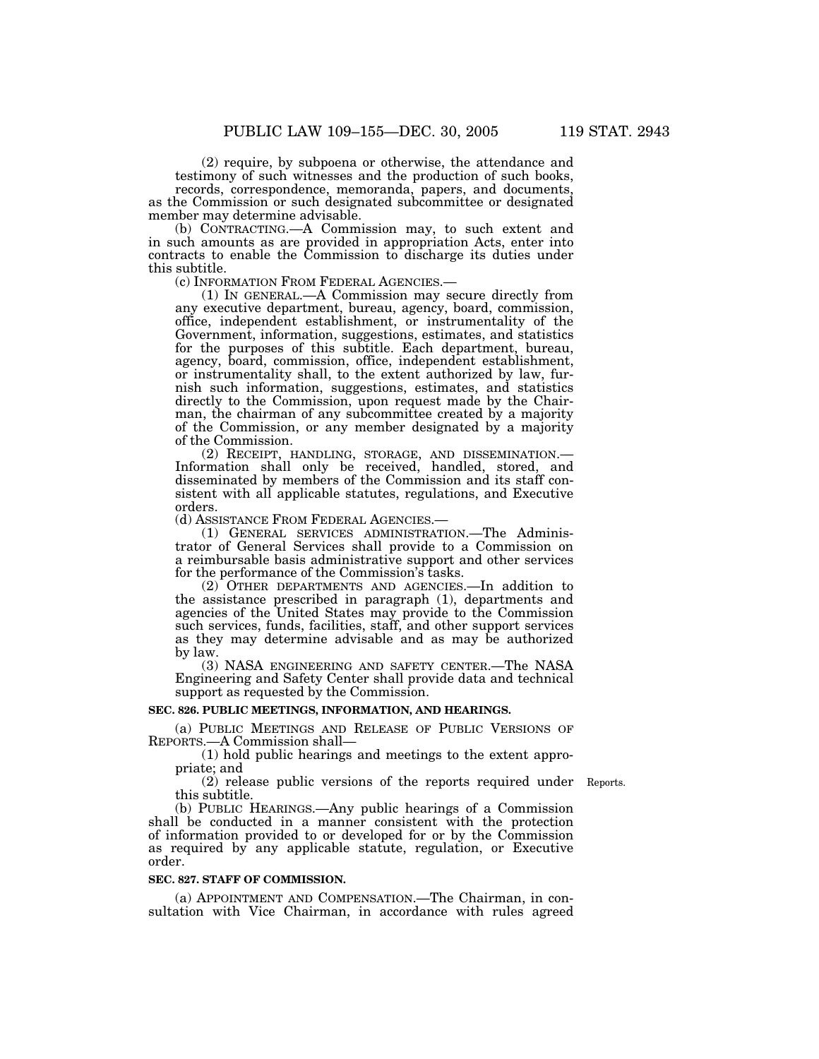(2) require, by subpoena or otherwise, the attendance and testimony of such witnesses and the production of such books, records, correspondence, memoranda, papers, and documents, as the Commission or such designated subcommittee or designated member may determine advisable.

(b) CONTRACTING.—A Commission may, to such extent and in such amounts as are provided in appropriation Acts, enter into contracts to enable the Commission to discharge its duties under this subtitle.

(c) INFORMATION FROM FEDERAL AGENCIES.—

(1) IN GENERAL.—A Commission may secure directly from any executive department, bureau, agency, board, commission, office, independent establishment, or instrumentality of the Government, information, suggestions, estimates, and statistics for the purposes of this subtitle. Each department, bureau, agency, board, commission, office, independent establishment, or instrumentality shall, to the extent authorized by law, furnish such information, suggestions, estimates, and statistics directly to the Commission, upon request made by the Chairman, the chairman of any subcommittee created by a majority of the Commission, or any member designated by a majority of the Commission.

(2) RECEIPT, HANDLING, STORAGE, AND DISSEMINATION.—Information shall only be received, handled, stored, and disseminated by members of the Commission and its staff consistent with all applicable statutes, regulations, and Executive orders.

(d) ASSISTANCE FROM FEDERAL AGENCIES.—

(1) GENERAL SERVICES ADMINISTRATION.—The Administrator of General Services shall provide to a Commission on a reimbursable basis administrative support and other services for the performance of the Commission's tasks.

(2) OTHER DEPARTMENTS AND AGENCIES.—In addition to the assistance prescribed in paragraph (1), departments and agencies of the United States may provide to the Commission such services, funds, facilities, staff, and other support services as they may determine advisable and as may be authorized by law.

(3) NASA ENGINEERING AND SAFETY CENTER.—The NASA Engineering and Safety Center shall provide data and technical support as requested by the Commission.

**SEC. 826. PUBLIC MEETINGS, INFORMATION, AND HEARINGS.**

(a) PUBLIC MEETINGS AND RELEASE OF PUBLIC VERSIONS OF REPORTS.—A Commission shall—

(1) hold public hearings and meetings to the extent appropriate; and

(2) release public versions of the reports required under this subtitle.

Reports.

(b) PUBLIC HEARINGS.—Any public hearings of a Commission shall be conducted in a manner consistent with the protection of information provided to or developed for or by the Commission as required by any applicable statute, regulation, or Executive order.

**SEC. 827. STAFF OF COMMISSION.**

(a) APPOINTMENT AND COMPENSATION.—The Chairman, in consultation with Vice Chairman, in accordance with rules agreed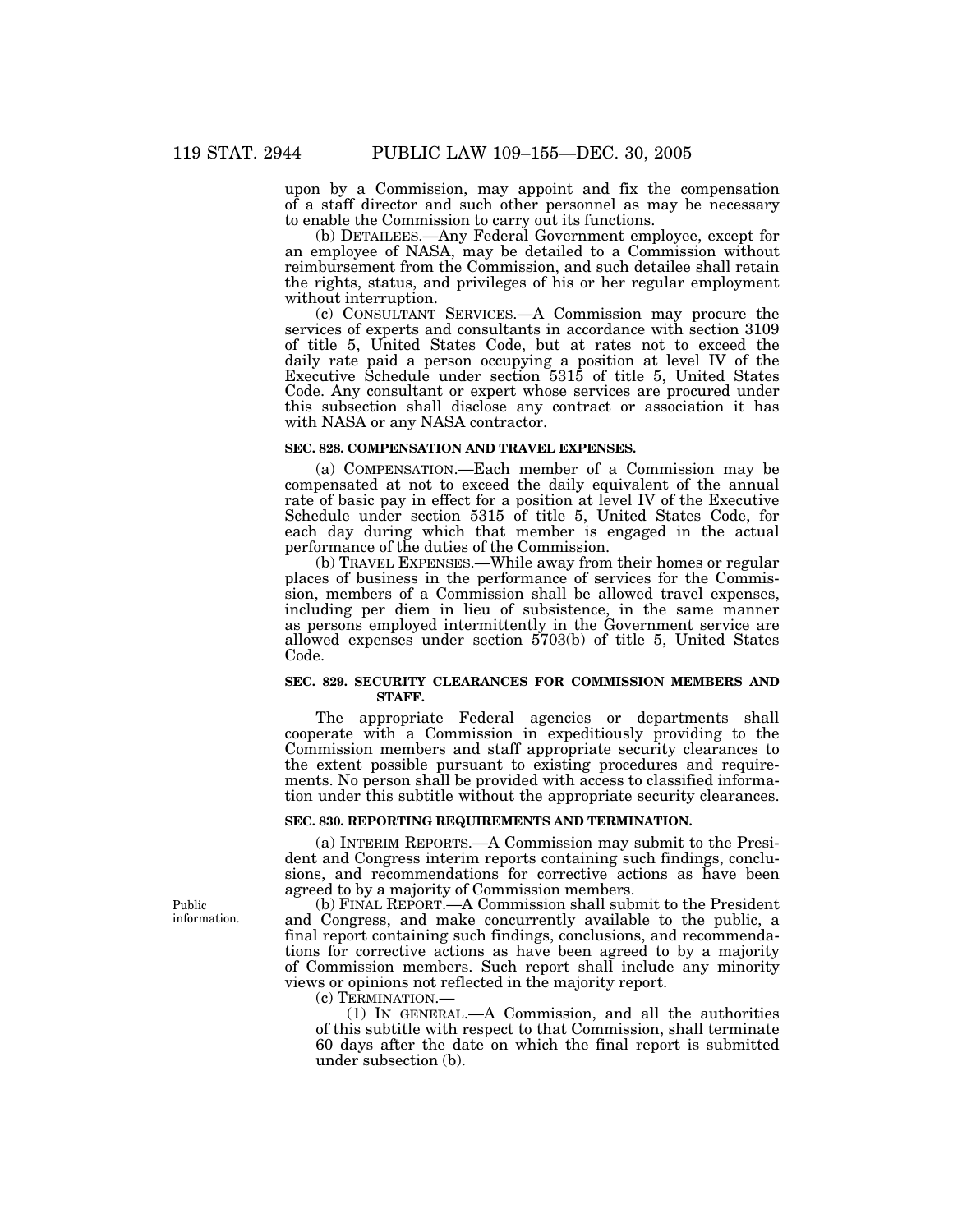upon by a Commission, may appoint and fix the compensation of a staff director and such other personnel as may be necessary to enable the Commission to carry out its functions.

(b) DETAILEES.—Any Federal Government employee, except for an employee of NASA, may be detailed to a Commission without reimbursement from the Commission, and such detailee shall retain the rights, status, and privileges of his or her regular employment without interruption.

(c) CONSULTANT SERVICES.—A Commission may procure the services of experts and consultants in accordance with section 3109 of title 5, United States Code, but at rates not to exceed the daily rate paid a person occupying a position at level IV of the Executive Schedule under section 5315 of title 5, United States Code. Any consultant or expert whose services are procured under this subsection shall disclose any contract or association it has with NASA or any NASA contractor.

**SEC. 828. COMPENSATION AND TRAVEL EXPENSES.**

(a) COMPENSATION.—Each member of a Commission may be compensated at not to exceed the daily equivalent of the annual rate of basic pay in effect for a position at level IV of the Executive Schedule under section 5315 of title 5, United States Code, for each day during which that member is engaged in the actual performance of the duties of the Commission.

(b) TRAVEL EXPENSES.—While away from their homes or regular places of business in the performance of services for the Commission, members of a Commission shall be allowed travel expenses, including per diem in lieu of subsistence, in the same manner as persons employed intermittently in the Government service are allowed expenses under section 5703(b) of title 5, United States Code.

**SEC. 829. SECURITY CLEARANCES FOR COMMISSION MEMBERS AND STAFF.**

The appropriate Federal agencies or departments shall cooperate with a Commission in expeditiously providing to the Commission members and staff appropriate security clearances to the extent possible pursuant to existing procedures and requirements. No person shall be provided with access to classified information under this subtitle without the appropriate security clearances.

**SEC. 830. REPORTING REQUIREMENTS AND TERMINATION.**

(a) INTERIM REPORTS.—A Commission may submit to the President and Congress interim reports containing such findings, conclusions, and recommendations for corrective actions as have been agreed to by a majority of Commission members.

Public information.

(b) FINAL REPORT.—A Commission shall submit to the President and Congress, and make concurrently available to the public, a final report containing such findings, conclusions, and recommendations for corrective actions as have been agreed to by a majority of Commission members. Such report shall include any minority views or opinions not reflected in the majority report.

(c) TERMINATION.—

(1) IN GENERAL.—A Commission, and all the authorities of this subtitle with respect to that Commission, shall terminate 60 days after the date on which the final report is submitted under subsection (b).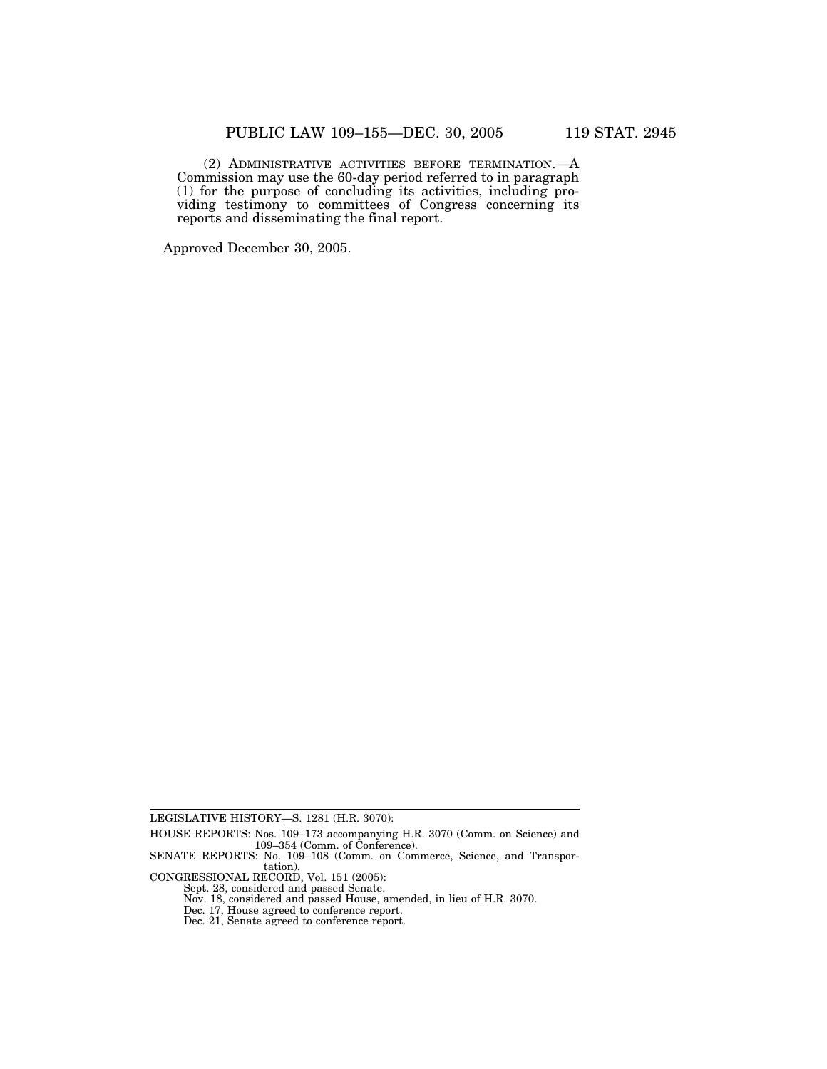(2) ADMINISTRATIVE ACTIVITIES BEFORE TERMINATION.—A Commission may use the 60-day period referred to in paragraph (1) for the purpose of concluding its activities, including providing testimony to committees of Congress concerning its reports and disseminating the final report.

Approved December 30, 2005.

---

LEGISLATIVE HISTORY—S. 1281 (H.R. 3070):

HOUSE REPORTS: Nos. 109–173 accompanying H.R. 3070 (Comm. on Science) and 109–354 (Comm. of Conference).

SENATE REPORTS: No. 109–108 (Comm. on Commerce, Science, and Transportation).

CONGRESSIONAL RECORD, Vol. 151 (2005):

- Sept. 28, considered and passed Senate.
- Nov. 18, considered and passed House, amended, in lieu of H.R. 3070.
- Dec. 17, House agreed to conference report.
- Dec. 21, Senate agreed to conference report.